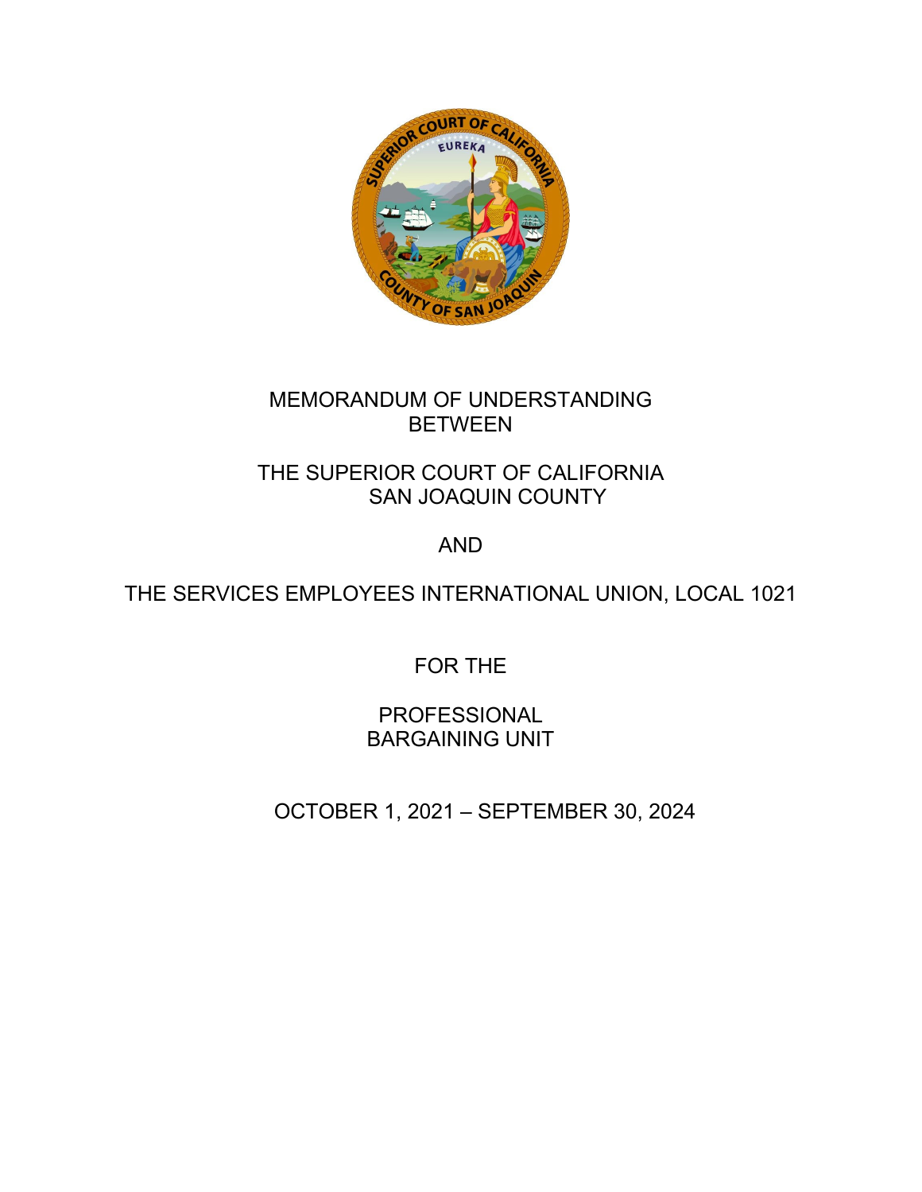MEMORANDUM OF UNDERSTANDING
BETWEEN

THE SUPERIOR COURT OF CALIFORNIA
SAN JOAQUIN COUNTY

AND

THE SERVICES EMPLOYEES INTERNATIONAL UNION, LOCAL 1021

FOR THE

PROFESSIONAL
BARGAINING UNIT

OCTOBER 1, 2021 – SEPTEMBER 30, 2024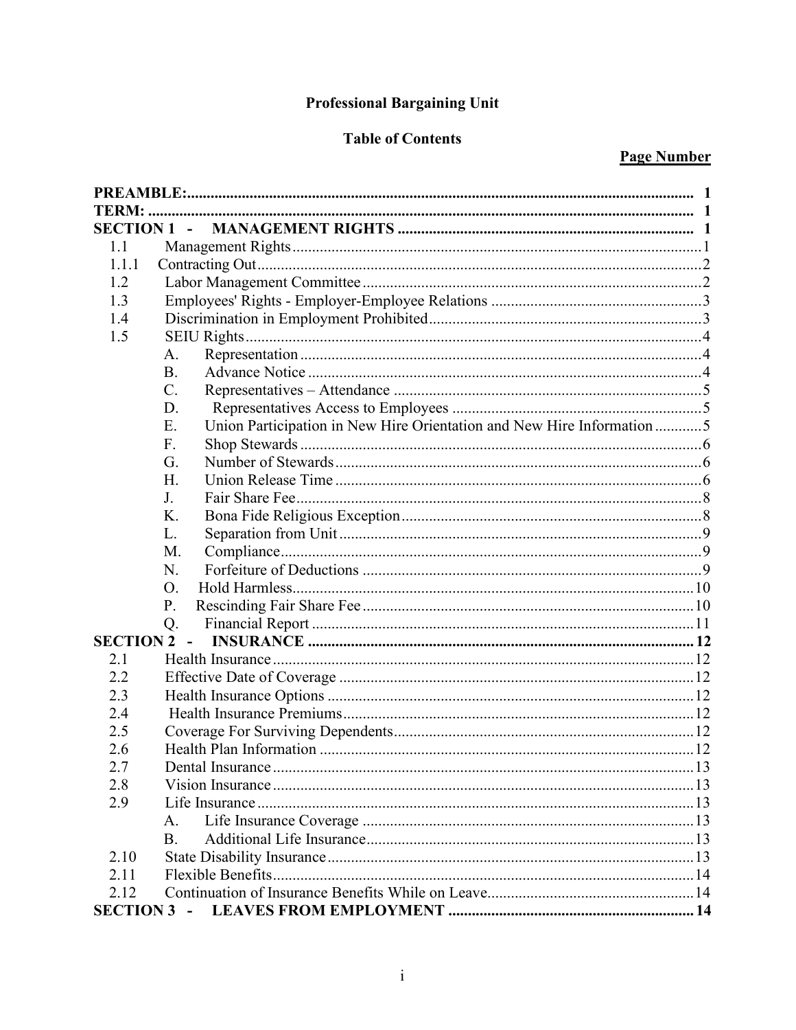**Professional Bargaining Unit**

**Table of Contents**

| | | | **Page Number** |
|---|---|---|---|
| **PREAMBLE:** | | | **1** |
| **TERM:** | | | **1** |
| **SECTION 1 -** | **MANAGEMENT RIGHTS** | | **1** |
| 1.1 | Management Rights | | 1 |
| 1.1.1 | Contracting Out | | 2 |
| 1.2 | Labor Management Committee | | 2 |
| 1.3 | Employees' Rights - Employer-Employee Relations | | 3 |
| 1.4 | Discrimination in Employment Prohibited | | 3 |
| 1.5 | SEIU Rights | | 4 |
| | A. | Representation | 4 |
| | B. | Advance Notice | 4 |
| | C. | Representatives – Attendance | 5 |
| | D. | Representatives Access to Employees | 5 |
| | E. | Union Participation in New Hire Orientation and New Hire Information | 5 |
| | F. | Shop Stewards | 6 |
| | G. | Number of Stewards | 6 |
| | H. | Union Release Time | 6 |
| | J. | Fair Share Fee | 8 |
| | K. | Bona Fide Religious Exception | 8 |
| | L. | Separation from Unit | 9 |
| | M. | Compliance | 9 |
| | N. | Forfeiture of Deductions | 9 |
| | O. | Hold Harmless | 10 |
| | P. | Rescinding Fair Share Fee | 10 |
| | Q. | Financial Report | 11 |
| **SECTION 2 -** | **INSURANCE** | | **12** |
| 2.1 | Health Insurance | | 12 |
| 2.2 | Effective Date of Coverage | | 12 |
| 2.3 | Health Insurance Options | | 12 |
| 2.4 | Health Insurance Premiums | | 12 |
| 2.5 | Coverage For Surviving Dependents | | 12 |
| 2.6 | Health Plan Information | | 12 |
| 2.7 | Dental Insurance | | 13 |
| 2.8 | Vision Insurance | | 13 |
| 2.9 | Life Insurance | | 13 |
| | A. | Life Insurance Coverage | 13 |
| | B. | Additional Life Insurance | 13 |
| 2.10 | State Disability Insurance | | 13 |
| 2.11 | Flexible Benefits | | 14 |
| 2.12 | Continuation of Insurance Benefits While on Leave | | 14 |
| **SECTION 3 -** | **LEAVES FROM EMPLOYMENT** | | **14** |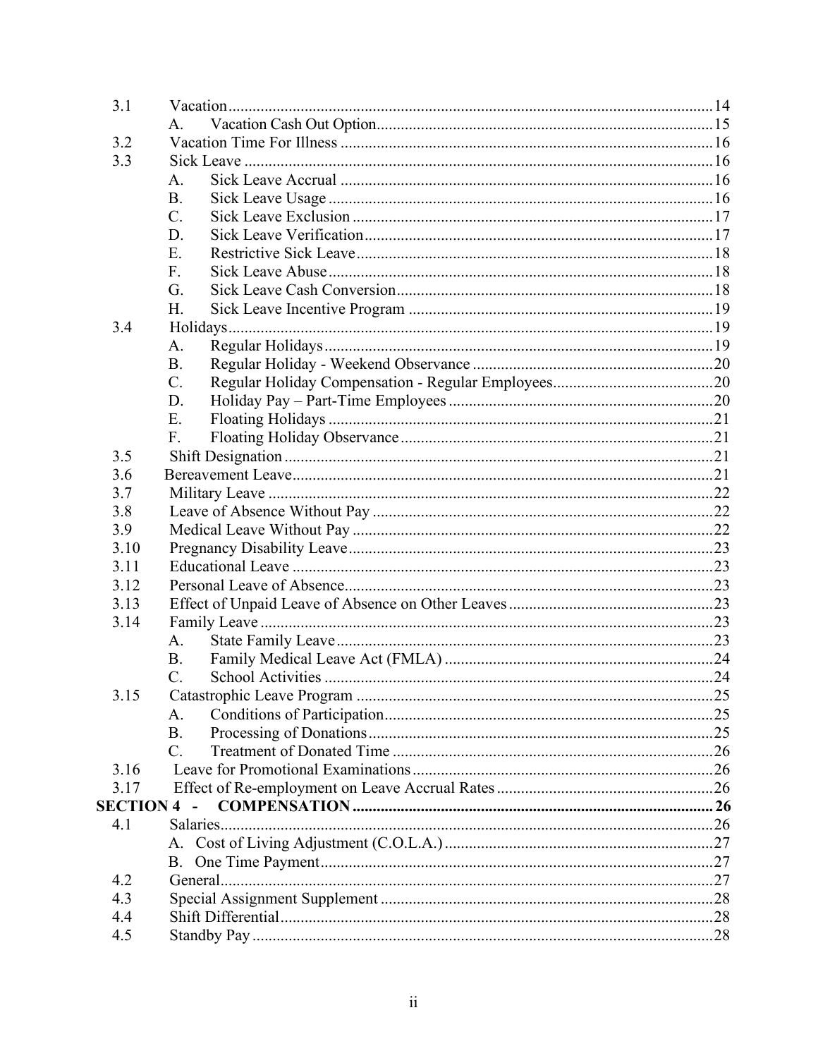| | | |
|---|---|---|
| 3.1 | Vacation | 14 |
| | A. Vacation Cash Out Option | 15 |
| 3.2 | Vacation Time For Illness | 16 |
| 3.3 | Sick Leave | 16 |
| | A. Sick Leave Accrual | 16 |
| | B. Sick Leave Usage | 16 |
| | C. Sick Leave Exclusion | 17 |
| | D. Sick Leave Verification | 17 |
| | E. Restrictive Sick Leave | 18 |
| | F. Sick Leave Abuse | 18 |
| | G. Sick Leave Cash Conversion | 18 |
| | H. Sick Leave Incentive Program | 19 |
| 3.4 | Holidays | 19 |
| | A. Regular Holidays | 19 |
| | B. Regular Holiday - Weekend Observance | 20 |
| | C. Regular Holiday Compensation - Regular Employees | 20 |
| | D. Holiday Pay – Part-Time Employees | 20 |
| | E. Floating Holidays | 21 |
| | F. Floating Holiday Observance | 21 |
| 3.5 | Shift Designation | 21 |
| 3.6 | Bereavement Leave | 21 |
| 3.7 | Military Leave | 22 |
| 3.8 | Leave of Absence Without Pay | 22 |
| 3.9 | Medical Leave Without Pay | 22 |
| 3.10 | Pregnancy Disability Leave | 23 |
| 3.11 | Educational Leave | 23 |
| 3.12 | Personal Leave of Absence | 23 |
| 3.13 | Effect of Unpaid Leave of Absence on Other Leaves | 23 |
| 3.14 | Family Leave | 23 |
| | A. State Family Leave | 23 |
| | B. Family Medical Leave Act (FMLA) | 24 |
| | C. School Activities | 24 |
| 3.15 | Catastrophic Leave Program | 25 |
| | A. Conditions of Participation | 25 |
| | B. Processing of Donations | 25 |
| | C. Treatment of Donated Time | 26 |
| 3.16 | Leave for Promotional Examinations | 26 |
| 3.17 | Effect of Re-employment on Leave Accrual Rates | 26 |
| **SECTION 4 -** | **COMPENSATION** | **26** |
| 4.1 | Salaries | 26 |
| | A. Cost of Living Adjustment (C.O.L.A.) | 27 |
| | B. One Time Payment | 27 |
| 4.2 | General | 27 |
| 4.3 | Special Assignment Supplement | 28 |
| 4.4 | Shift Differential | 28 |
| 4.5 | Standby Pay | 28 |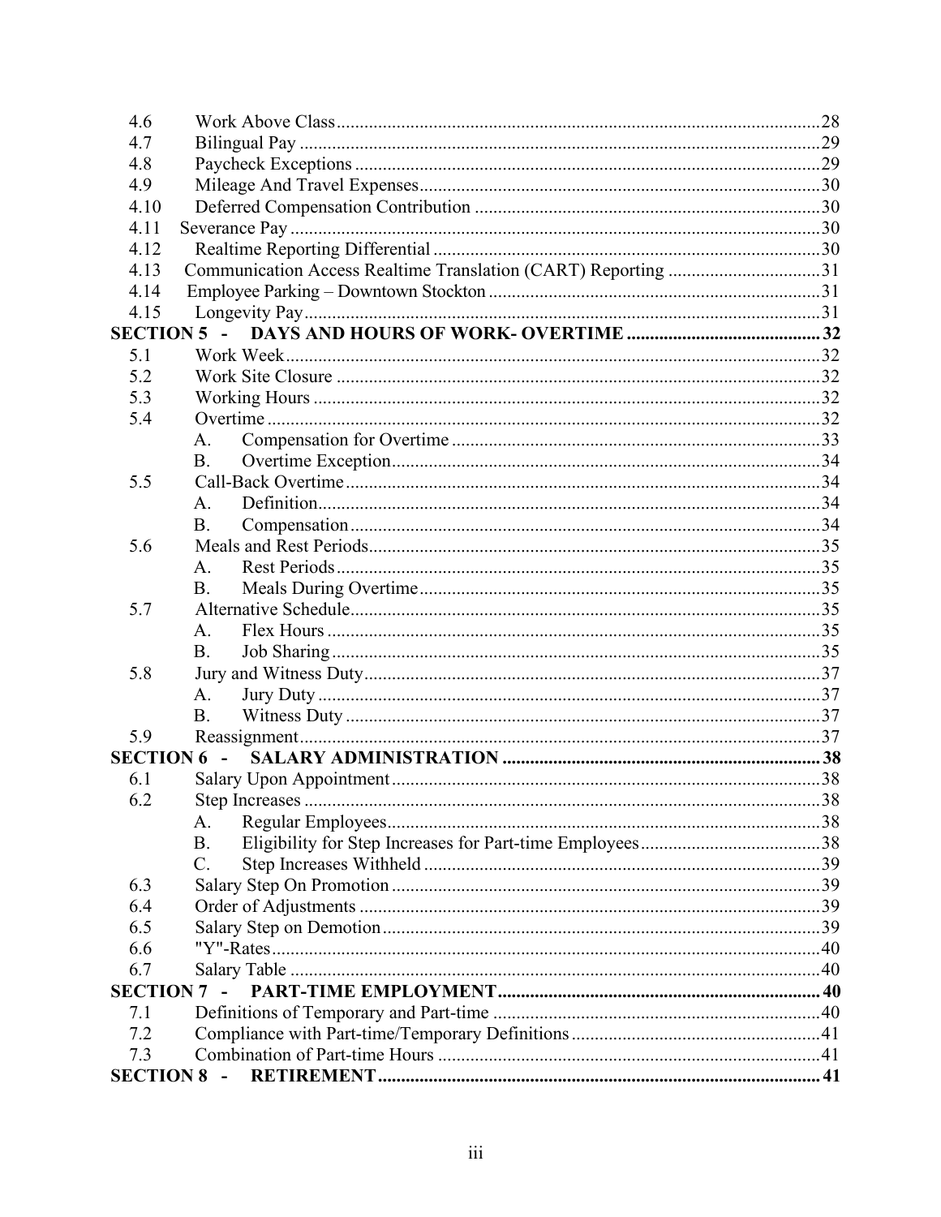| | | |
|---|---|---|
| 4.6 | Work Above Class | 28 |
| 4.7 | Bilingual Pay | 29 |
| 4.8 | Paycheck Exceptions | 29 |
| 4.9 | Mileage And Travel Expenses | 30 |
| 4.10 | Deferred Compensation Contribution | 30 |
| 4.11 | Severance Pay | 30 |
| 4.12 | Realtime Reporting Differential | 30 |
| 4.13 | Communication Access Realtime Translation (CART) Reporting | 31 |
| 4.14 | Employee Parking – Downtown Stockton | 31 |
| 4.15 | Longevity Pay | 31 |
| **SECTION 5 -** | **DAYS AND HOURS OF WORK- OVERTIME** | **32** |
| 5.1 | Work Week | 32 |
| 5.2 | Work Site Closure | 32 |
| 5.3 | Working Hours | 32 |
| 5.4 | Overtime | 32 |
| | A. Compensation for Overtime | 33 |
| | B. Overtime Exception | 34 |
| 5.5 | Call-Back Overtime | 34 |
| | A. Definition | 34 |
| | B. Compensation | 34 |
| 5.6 | Meals and Rest Periods | 35 |
| | A. Rest Periods | 35 |
| | B. Meals During Overtime | 35 |
| 5.7 | Alternative Schedule | 35 |
| | A. Flex Hours | 35 |
| | B. Job Sharing | 35 |
| 5.8 | Jury and Witness Duty | 37 |
| | A. Jury Duty | 37 |
| | B. Witness Duty | 37 |
| 5.9 | Reassignment | 37 |
| **SECTION 6 -** | **SALARY ADMINISTRATION** | **38** |
| 6.1 | Salary Upon Appointment | 38 |
| 6.2 | Step Increases | 38 |
| | A. Regular Employees | 38 |
| | B. Eligibility for Step Increases for Part-time Employees | 38 |
| | C. Step Increases Withheld | 39 |
| 6.3 | Salary Step On Promotion | 39 |
| 6.4 | Order of Adjustments | 39 |
| 6.5 | Salary Step on Demotion | 39 |
| 6.6 | "Y"-Rates | 40 |
| 6.7 | Salary Table | 40 |
| **SECTION 7 -** | **PART-TIME EMPLOYMENT** | **40** |
| 7.1 | Definitions of Temporary and Part-time | 40 |
| 7.2 | Compliance with Part-time/Temporary Definitions | 41 |
| 7.3 | Combination of Part-time Hours | 41 |
| **SECTION 8 -** | **RETIREMENT** | **41** |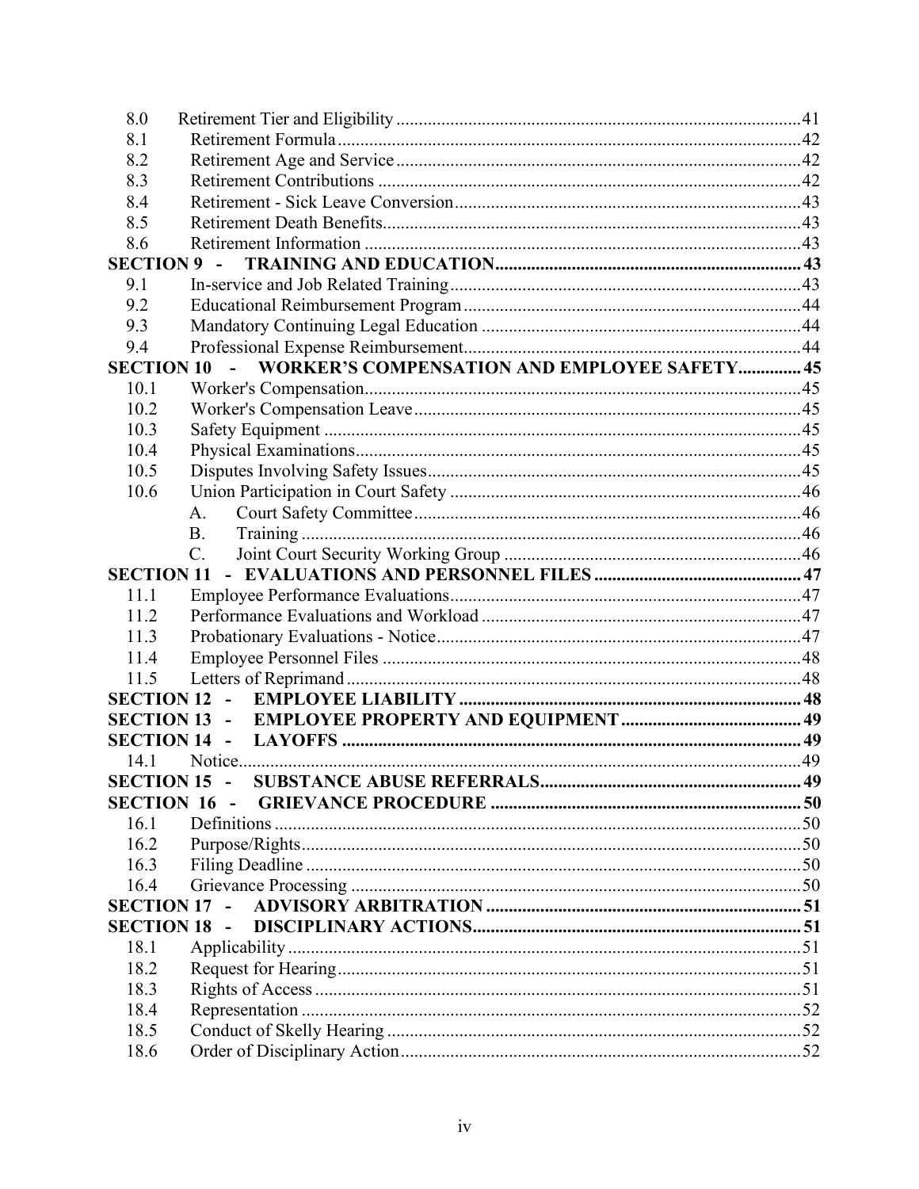| | | |
|---|---|---|
| 8.0 | Retirement Tier and Eligibility | 41 |
| 8.1 | Retirement Formula | 42 |
| 8.2 | Retirement Age and Service | 42 |
| 8.3 | Retirement Contributions | 42 |
| 8.4 | Retirement - Sick Leave Conversion | 43 |
| 8.5 | Retirement Death Benefits | 43 |
| 8.6 | Retirement Information | 43 |
| **SECTION 9 -** | **TRAINING AND EDUCATION** | **43** |
| 9.1 | In-service and Job Related Training | 43 |
| 9.2 | Educational Reimbursement Program | 44 |
| 9.3 | Mandatory Continuing Legal Education | 44 |
| 9.4 | Professional Expense Reimbursement | 44 |
| **SECTION 10 -** | **WORKER'S COMPENSATION AND EMPLOYEE SAFETY** | **45** |
| 10.1 | Worker's Compensation | 45 |
| 10.2 | Worker's Compensation Leave | 45 |
| 10.3 | Safety Equipment | 45 |
| 10.4 | Physical Examinations | 45 |
| 10.5 | Disputes Involving Safety Issues | 45 |
| 10.6 | Union Participation in Court Safety | 46 |
| | A. Court Safety Committee | 46 |
| | B. Training | 46 |
| | C. Joint Court Security Working Group | 46 |
| **SECTION 11 -** | **EVALUATIONS AND PERSONNEL FILES** | **47** |
| 11.1 | Employee Performance Evaluations | 47 |
| 11.2 | Performance Evaluations and Workload | 47 |
| 11.3 | Probationary Evaluations - Notice | 47 |
| 11.4 | Employee Personnel Files | 48 |
| 11.5 | Letters of Reprimand | 48 |
| **SECTION 12 -** | **EMPLOYEE LIABILITY** | **48** |
| **SECTION 13 -** | **EMPLOYEE PROPERTY AND EQUIPMENT** | **49** |
| **SECTION 14 -** | **LAYOFFS** | **49** |
| 14.1 | Notice | 49 |
| **SECTION 15 -** | **SUBSTANCE ABUSE REFERRALS** | **49** |
| **SECTION 16 -** | **GRIEVANCE PROCEDURE** | **50** |
| 16.1 | Definitions | 50 |
| 16.2 | Purpose/Rights | 50 |
| 16.3 | Filing Deadline | 50 |
| 16.4 | Grievance Processing | 50 |
| **SECTION 17 -** | **ADVISORY ARBITRATION** | **51** |
| **SECTION 18 -** | **DISCIPLINARY ACTIONS** | **51** |
| 18.1 | Applicability | 51 |
| 18.2 | Request for Hearing | 51 |
| 18.3 | Rights of Access | 51 |
| 18.4 | Representation | 52 |
| 18.5 | Conduct of Skelly Hearing | 52 |
| 18.6 | Order of Disciplinary Action | 52 |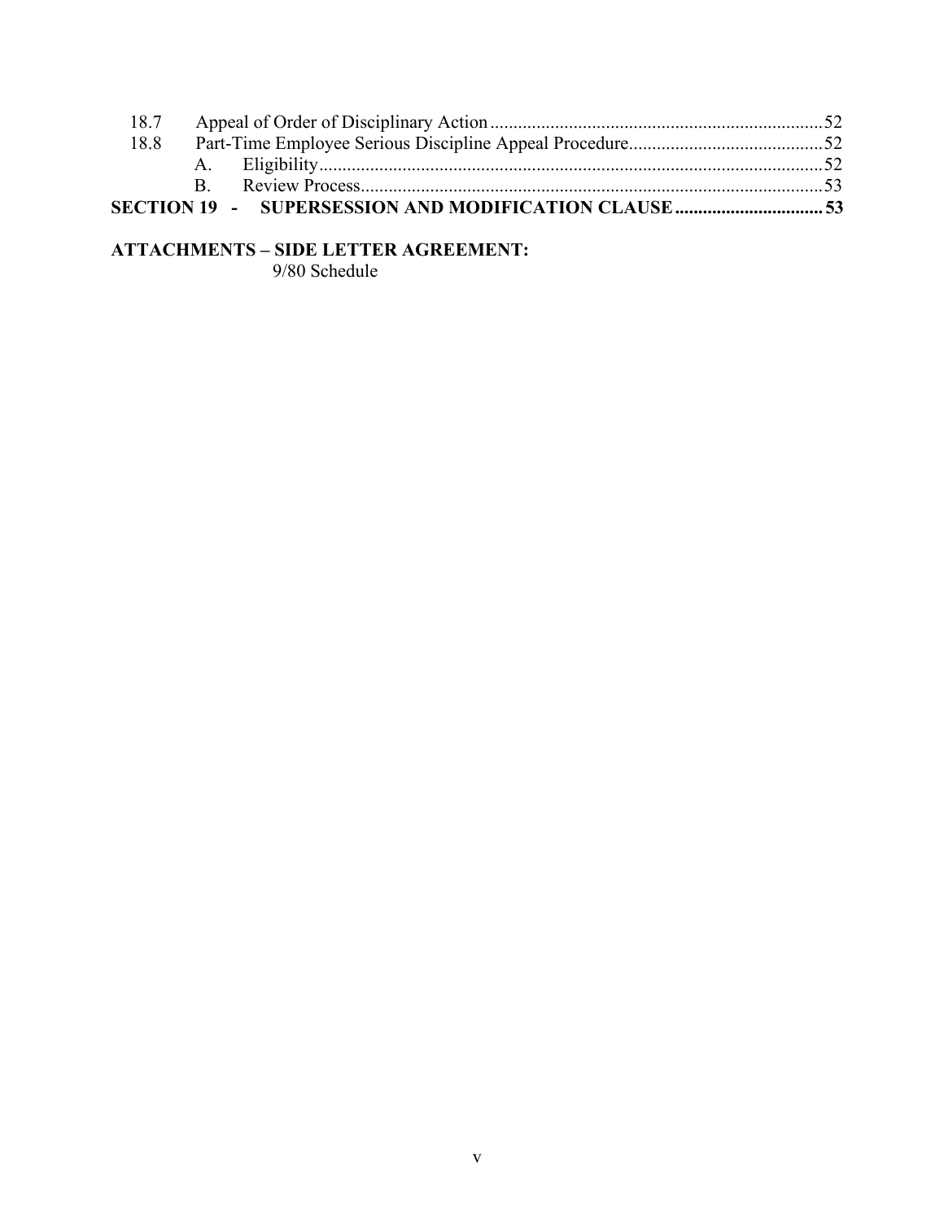18.7 Appeal of Order of Disciplinary Action ........................................................................ 52
18.8 Part-Time Employee Serious Discipline Appeal Procedure .......................................... 52
   A. Eligibility ............................................................................................................. 52
   B. Review Process .................................................................................................... 53

**SECTION 19 - SUPERSESSION AND MODIFICATION CLAUSE ................................ 53**

**ATTACHMENTS – SIDE LETTER AGREEMENT:**

9/80 Schedule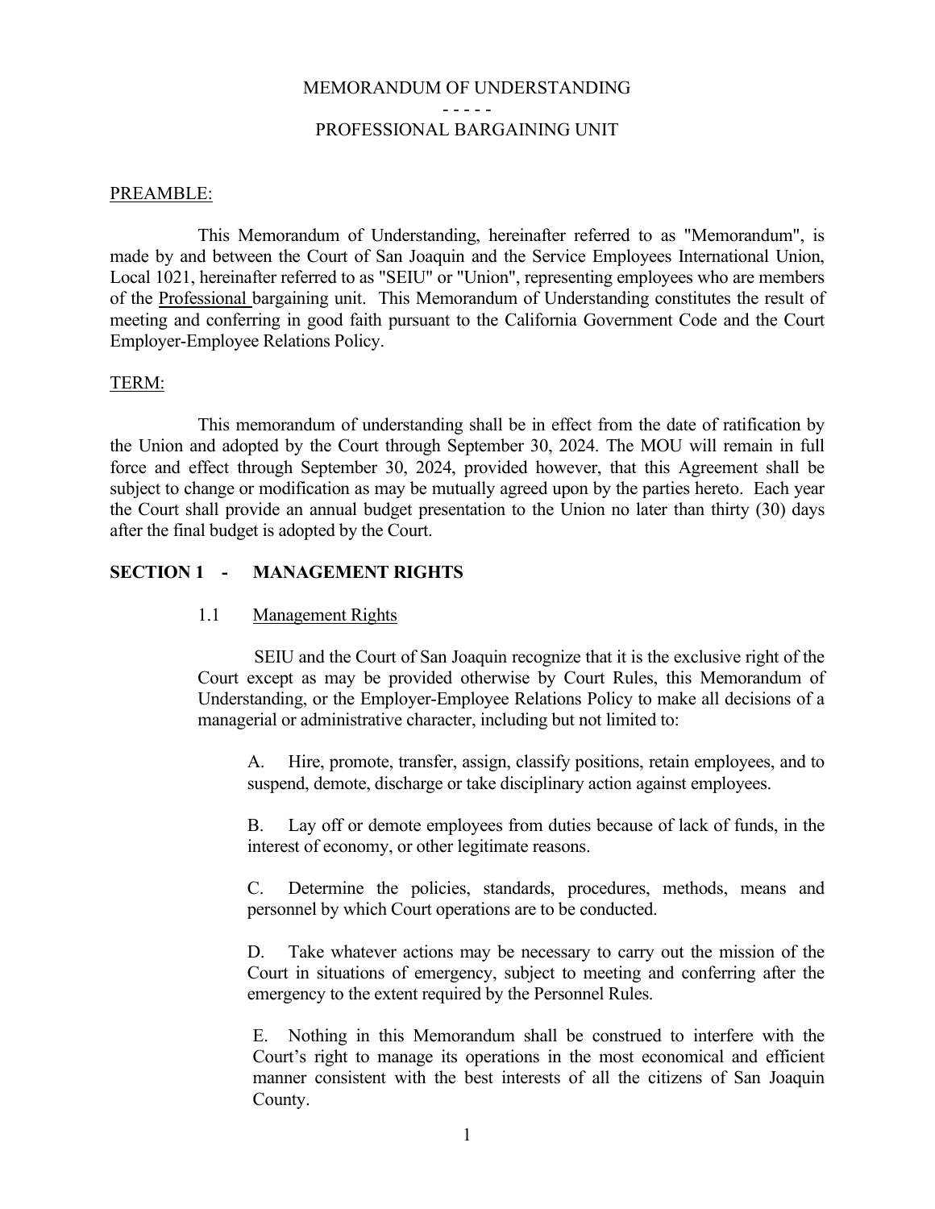MEMORANDUM OF UNDERSTANDING

- - - - -

PROFESSIONAL BARGAINING UNIT

PREAMBLE:

This Memorandum of Understanding, hereinafter referred to as "Memorandum", is made by and between the Court of San Joaquin and the Service Employees International Union, Local 1021, hereinafter referred to as "SEIU" or "Union", representing employees who are members of the Professional bargaining unit. This Memorandum of Understanding constitutes the result of meeting and conferring in good faith pursuant to the California Government Code and the Court Employer-Employee Relations Policy.

TERM:

This memorandum of understanding shall be in effect from the date of ratification by the Union and adopted by the Court through September 30, 2024. The MOU will remain in full force and effect through September 30, 2024, provided however, that this Agreement shall be subject to change or modification as may be mutually agreed upon by the parties hereto. Each year the Court shall provide an annual budget presentation to the Union no later than thirty (30) days after the final budget is adopted by the Court.

## SECTION 1 - MANAGEMENT RIGHTS

1.1 Management Rights

SEIU and the Court of San Joaquin recognize that it is the exclusive right of the Court except as may be provided otherwise by Court Rules, this Memorandum of Understanding, or the Employer-Employee Relations Policy to make all decisions of a managerial or administrative character, including but not limited to:

A. Hire, promote, transfer, assign, classify positions, retain employees, and to suspend, demote, discharge or take disciplinary action against employees.

B. Lay off or demote employees from duties because of lack of funds, in the interest of economy, or other legitimate reasons.

C. Determine the policies, standards, procedures, methods, means and personnel by which Court operations are to be conducted.

D. Take whatever actions may be necessary to carry out the mission of the Court in situations of emergency, subject to meeting and conferring after the emergency to the extent required by the Personnel Rules.

E. Nothing in this Memorandum shall be construed to interfere with the Court's right to manage its operations in the most economical and efficient manner consistent with the best interests of all the citizens of San Joaquin County.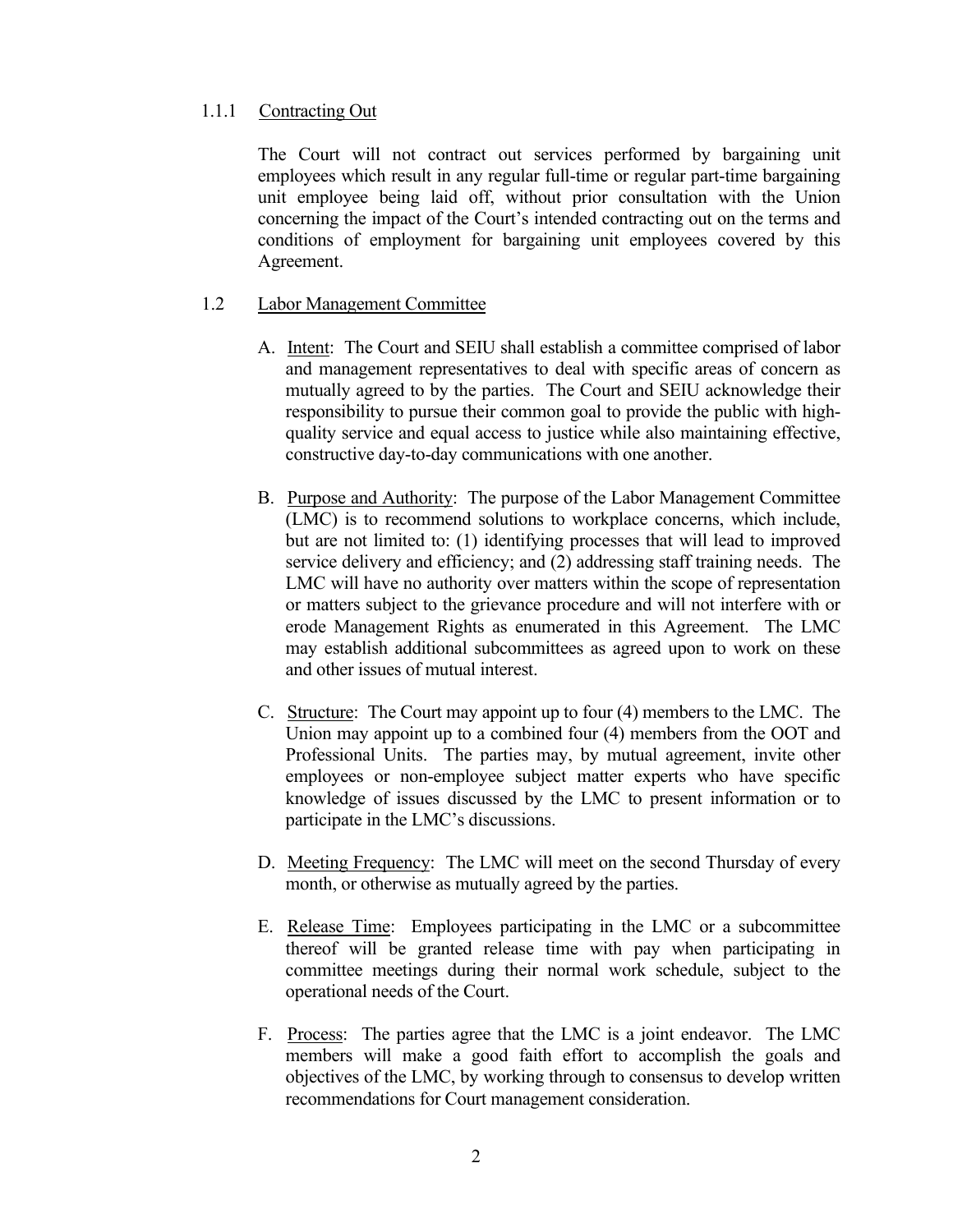### 1.1.1 Contracting Out

The Court will not contract out services performed by bargaining unit employees which result in any regular full-time or regular part-time bargaining unit employee being laid off, without prior consultation with the Union concerning the impact of the Court's intended contracting out on the terms and conditions of employment for bargaining unit employees covered by this Agreement.

## 1.2 Labor Management Committee

A. Intent: The Court and SEIU shall establish a committee comprised of labor and management representatives to deal with specific areas of concern as mutually agreed to by the parties. The Court and SEIU acknowledge their responsibility to pursue their common goal to provide the public with high-quality service and equal access to justice while also maintaining effective, constructive day-to-day communications with one another.

B. Purpose and Authority: The purpose of the Labor Management Committee (LMC) is to recommend solutions to workplace concerns, which include, but are not limited to: (1) identifying processes that will lead to improved service delivery and efficiency; and (2) addressing staff training needs. The LMC will have no authority over matters within the scope of representation or matters subject to the grievance procedure and will not interfere with or erode Management Rights as enumerated in this Agreement. The LMC may establish additional subcommittees as agreed upon to work on these and other issues of mutual interest.

C. Structure: The Court may appoint up to four (4) members to the LMC. The Union may appoint up to a combined four (4) members from the OOT and Professional Units. The parties may, by mutual agreement, invite other employees or non-employee subject matter experts who have specific knowledge of issues discussed by the LMC to present information or to participate in the LMC's discussions.

D. Meeting Frequency: The LMC will meet on the second Thursday of every month, or otherwise as mutually agreed by the parties.

E. Release Time: Employees participating in the LMC or a subcommittee thereof will be granted release time with pay when participating in committee meetings during their normal work schedule, subject to the operational needs of the Court.

F. Process: The parties agree that the LMC is a joint endeavor. The LMC members will make a good faith effort to accomplish the goals and objectives of the LMC, by working through to consensus to develop written recommendations for Court management consideration.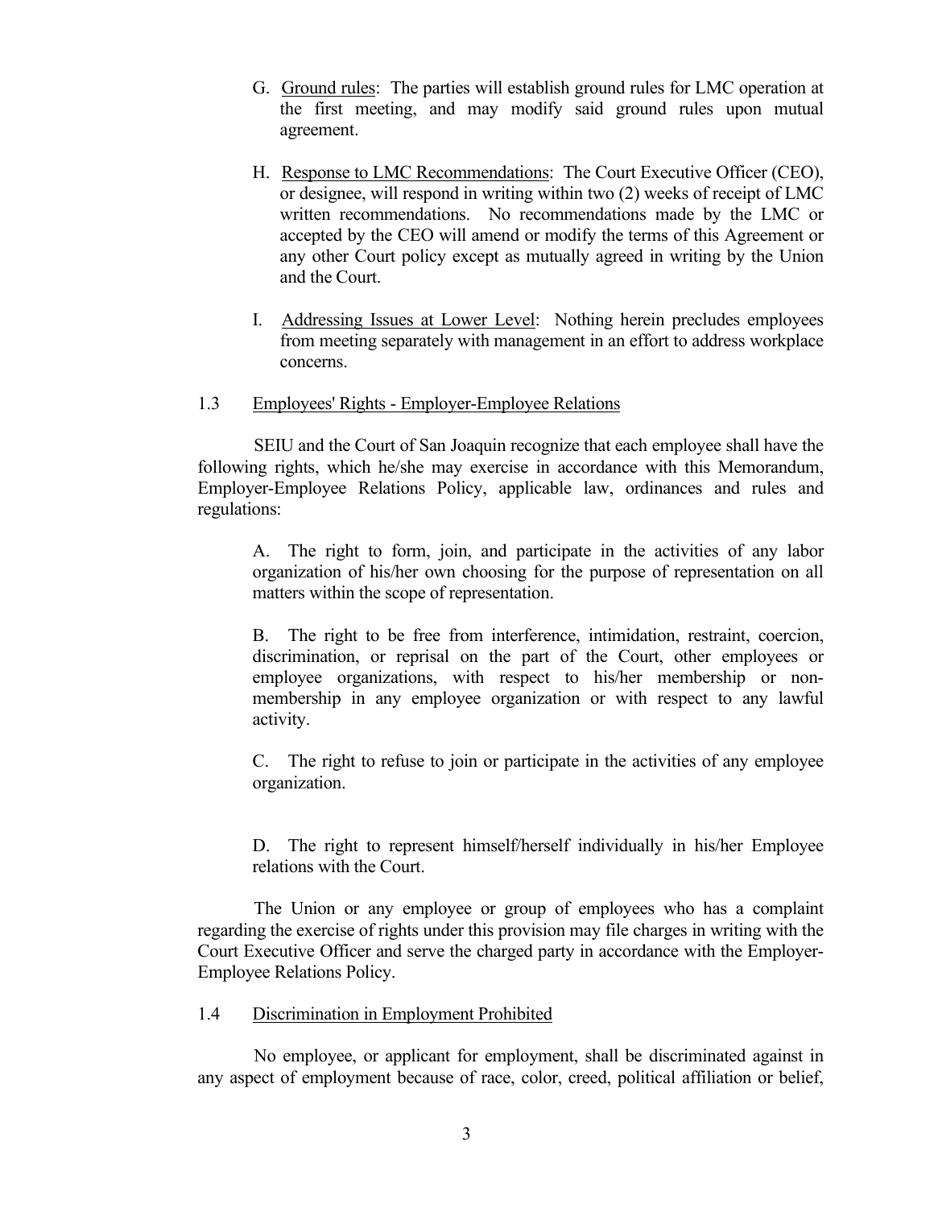G. Ground rules: The parties will establish ground rules for LMC operation at the first meeting, and may modify said ground rules upon mutual agreement.

H. Response to LMC Recommendations: The Court Executive Officer (CEO), or designee, will respond in writing within two (2) weeks of receipt of LMC written recommendations. No recommendations made by the LMC or accepted by the CEO will amend or modify the terms of this Agreement or any other Court policy except as mutually agreed in writing by the Union and the Court.

I. Addressing Issues at Lower Level: Nothing herein precludes employees from meeting separately with management in an effort to address workplace concerns.

## 1.3 Employees' Rights - Employer-Employee Relations

SEIU and the Court of San Joaquin recognize that each employee shall have the following rights, which he/she may exercise in accordance with this Memorandum, Employer-Employee Relations Policy, applicable law, ordinances and rules and regulations:

A. The right to form, join, and participate in the activities of any labor organization of his/her own choosing for the purpose of representation on all matters within the scope of representation.

B. The right to be free from interference, intimidation, restraint, coercion, discrimination, or reprisal on the part of the Court, other employees or employee organizations, with respect to his/her membership or non-membership in any employee organization or with respect to any lawful activity.

C. The right to refuse to join or participate in the activities of any employee organization.

D. The right to represent himself/herself individually in his/her Employee relations with the Court.

The Union or any employee or group of employees who has a complaint regarding the exercise of rights under this provision may file charges in writing with the Court Executive Officer and serve the charged party in accordance with the Employer-Employee Relations Policy.

## 1.4 Discrimination in Employment Prohibited

No employee, or applicant for employment, shall be discriminated against in any aspect of employment because of race, color, creed, political affiliation or belief,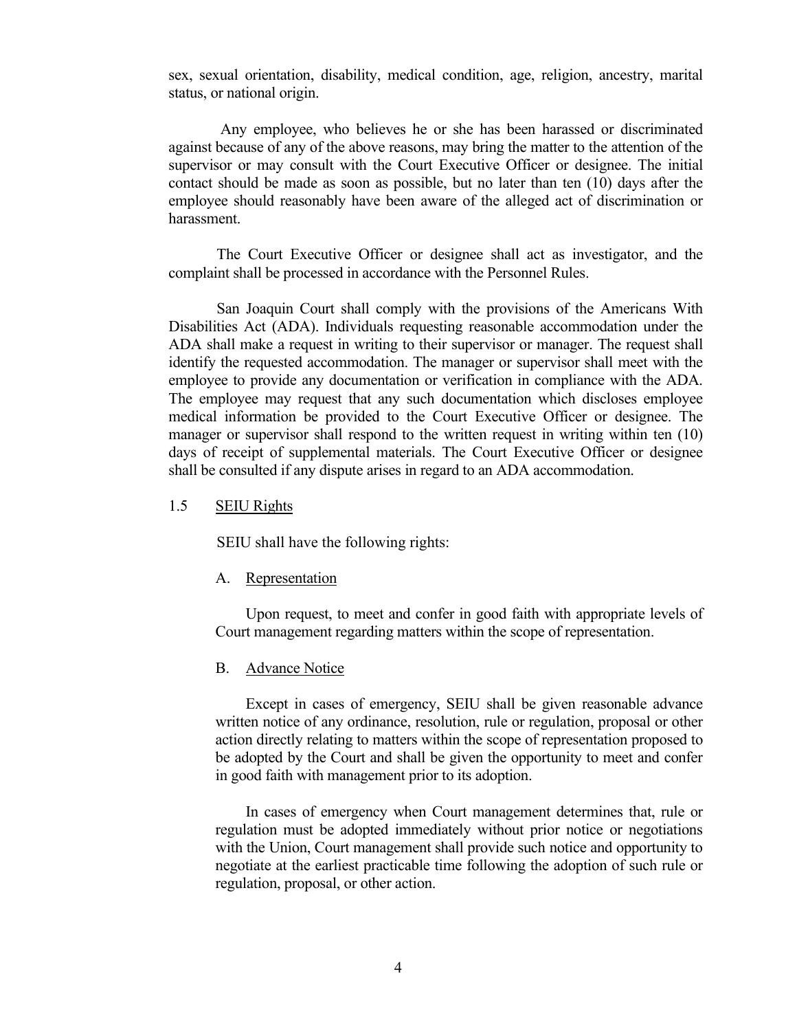sex, sexual orientation, disability, medical condition, age, religion, ancestry, marital status, or national origin.

Any employee, who believes he or she has been harassed or discriminated against because of any of the above reasons, may bring the matter to the attention of the supervisor or may consult with the Court Executive Officer or designee. The initial contact should be made as soon as possible, but no later than ten (10) days after the employee should reasonably have been aware of the alleged act of discrimination or harassment.

The Court Executive Officer or designee shall act as investigator, and the complaint shall be processed in accordance with the Personnel Rules.

San Joaquin Court shall comply with the provisions of the Americans With Disabilities Act (ADA). Individuals requesting reasonable accommodation under the ADA shall make a request in writing to their supervisor or manager. The request shall identify the requested accommodation. The manager or supervisor shall meet with the employee to provide any documentation or verification in compliance with the ADA. The employee may request that any such documentation which discloses employee medical information be provided to the Court Executive Officer or designee. The manager or supervisor shall respond to the written request in writing within ten (10) days of receipt of supplemental materials. The Court Executive Officer or designee shall be consulted if any dispute arises in regard to an ADA accommodation.

### 1.5 SEIU Rights

SEIU shall have the following rights:

#### A. Representation

Upon request, to meet and confer in good faith with appropriate levels of Court management regarding matters within the scope of representation.

#### B. Advance Notice

Except in cases of emergency, SEIU shall be given reasonable advance written notice of any ordinance, resolution, rule or regulation, proposal or other action directly relating to matters within the scope of representation proposed to be adopted by the Court and shall be given the opportunity to meet and confer in good faith with management prior to its adoption.

In cases of emergency when Court management determines that, rule or regulation must be adopted immediately without prior notice or negotiations with the Union, Court management shall provide such notice and opportunity to negotiate at the earliest practicable time following the adoption of such rule or regulation, proposal, or other action.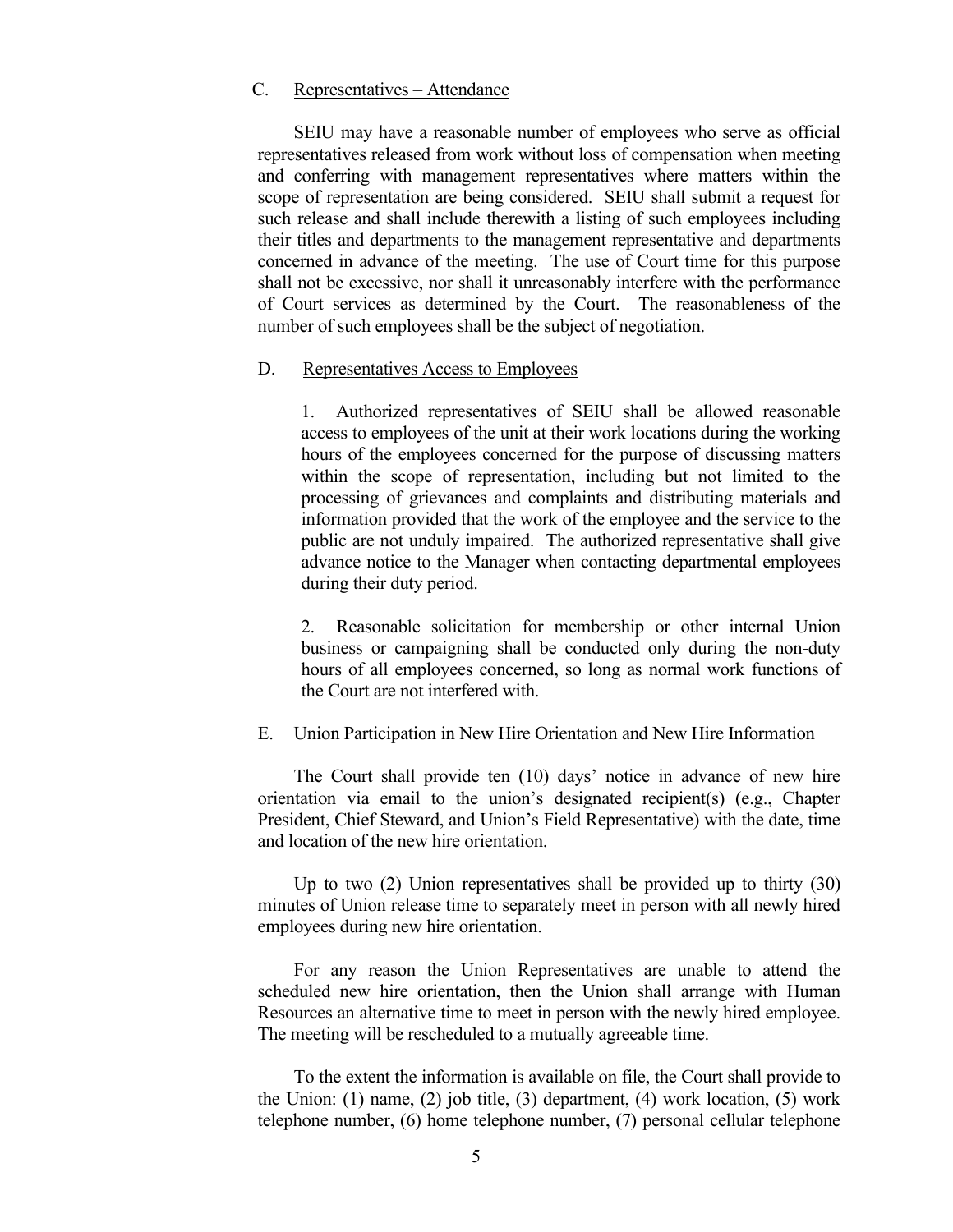C. Representatives – Attendance

SEIU may have a reasonable number of employees who serve as official representatives released from work without loss of compensation when meeting and conferring with management representatives where matters within the scope of representation are being considered. SEIU shall submit a request for such release and shall include therewith a listing of such employees including their titles and departments to the management representative and departments concerned in advance of the meeting. The use of Court time for this purpose shall not be excessive, nor shall it unreasonably interfere with the performance of Court services as determined by the Court. The reasonableness of the number of such employees shall be the subject of negotiation.

D. Representatives Access to Employees

1. Authorized representatives of SEIU shall be allowed reasonable access to employees of the unit at their work locations during the working hours of the employees concerned for the purpose of discussing matters within the scope of representation, including but not limited to the processing of grievances and complaints and distributing materials and information provided that the work of the employee and the service to the public are not unduly impaired. The authorized representative shall give advance notice to the Manager when contacting departmental employees during their duty period.

2. Reasonable solicitation for membership or other internal Union business or campaigning shall be conducted only during the non-duty hours of all employees concerned, so long as normal work functions of the Court are not interfered with.

E. Union Participation in New Hire Orientation and New Hire Information

The Court shall provide ten (10) days' notice in advance of new hire orientation via email to the union's designated recipient(s) (e.g., Chapter President, Chief Steward, and Union's Field Representative) with the date, time and location of the new hire orientation.

Up to two (2) Union representatives shall be provided up to thirty (30) minutes of Union release time to separately meet in person with all newly hired employees during new hire orientation.

For any reason the Union Representatives are unable to attend the scheduled new hire orientation, then the Union shall arrange with Human Resources an alternative time to meet in person with the newly hired employee. The meeting will be rescheduled to a mutually agreeable time.

To the extent the information is available on file, the Court shall provide to the Union: (1) name, (2) job title, (3) department, (4) work location, (5) work telephone number, (6) home telephone number, (7) personal cellular telephone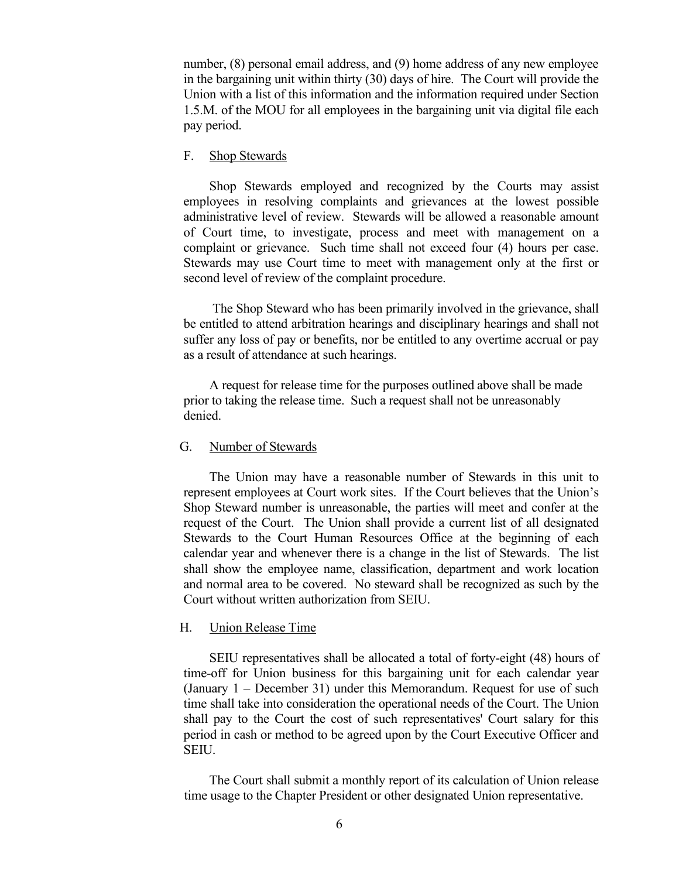number, (8) personal email address, and (9) home address of any new employee in the bargaining unit within thirty (30) days of hire. The Court will provide the Union with a list of this information and the information required under Section 1.5.M. of the MOU for all employees in the bargaining unit via digital file each pay period.

F. <u>Shop Stewards</u>

Shop Stewards employed and recognized by the Courts may assist employees in resolving complaints and grievances at the lowest possible administrative level of review. Stewards will be allowed a reasonable amount of Court time, to investigate, process and meet with management on a complaint or grievance. Such time shall not exceed four (4) hours per case. Stewards may use Court time to meet with management only at the first or second level of review of the complaint procedure.

The Shop Steward who has been primarily involved in the grievance, shall be entitled to attend arbitration hearings and disciplinary hearings and shall not suffer any loss of pay or benefits, nor be entitled to any overtime accrual or pay as a result of attendance at such hearings.

A request for release time for the purposes outlined above shall be made prior to taking the release time. Such a request shall not be unreasonably denied.

G. <u>Number of Stewards</u>

The Union may have a reasonable number of Stewards in this unit to represent employees at Court work sites. If the Court believes that the Union's Shop Steward number is unreasonable, the parties will meet and confer at the request of the Court. The Union shall provide a current list of all designated Stewards to the Court Human Resources Office at the beginning of each calendar year and whenever there is a change in the list of Stewards. The list shall show the employee name, classification, department and work location and normal area to be covered. No steward shall be recognized as such by the Court without written authorization from SEIU.

H. <u>Union Release Time</u>

SEIU representatives shall be allocated a total of forty-eight (48) hours of time-off for Union business for this bargaining unit for each calendar year (January 1 – December 31) under this Memorandum. Request for use of such time shall take into consideration the operational needs of the Court. The Union shall pay to the Court the cost of such representatives' Court salary for this period in cash or method to be agreed upon by the Court Executive Officer and SEIU.

The Court shall submit a monthly report of its calculation of Union release time usage to the Chapter President or other designated Union representative.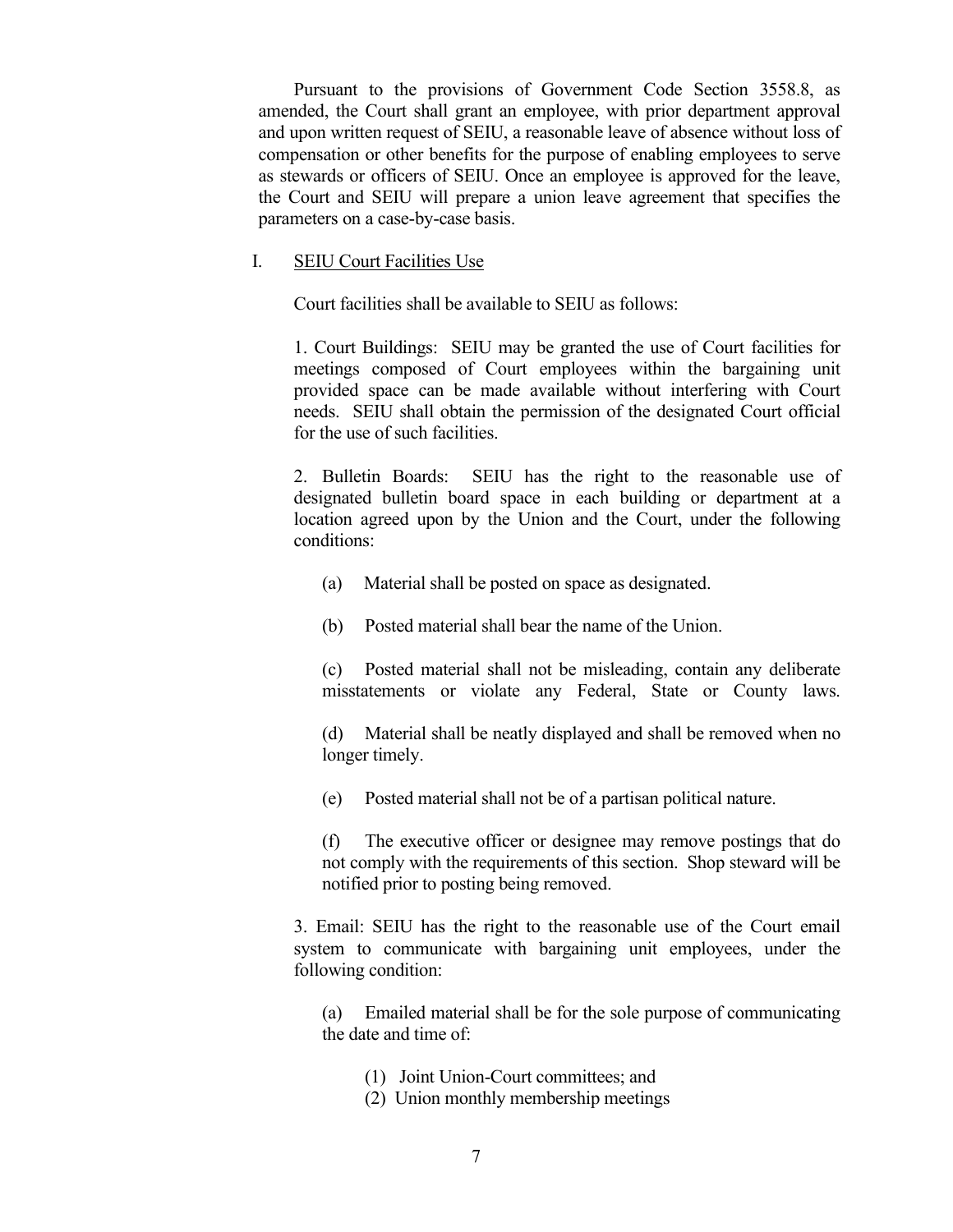Pursuant to the provisions of Government Code Section 3558.8, as amended, the Court shall grant an employee, with prior department approval and upon written request of SEIU, a reasonable leave of absence without loss of compensation or other benefits for the purpose of enabling employees to serve as stewards or officers of SEIU. Once an employee is approved for the leave, the Court and SEIU will prepare a union leave agreement that specifies the parameters on a case-by-case basis.

I. <u>SEIU Court Facilities Use</u>

Court facilities shall be available to SEIU as follows:

1. Court Buildings: SEIU may be granted the use of Court facilities for meetings composed of Court employees within the bargaining unit provided space can be made available without interfering with Court needs. SEIU shall obtain the permission of the designated Court official for the use of such facilities.

2. Bulletin Boards: SEIU has the right to the reasonable use of designated bulletin board space in each building or department at a location agreed upon by the Union and the Court, under the following conditions:

(a) Material shall be posted on space as designated.

(b) Posted material shall bear the name of the Union.

(c) Posted material shall not be misleading, contain any deliberate misstatements or violate any Federal, State or County laws.

(d) Material shall be neatly displayed and shall be removed when no longer timely.

(e) Posted material shall not be of a partisan political nature.

(f) The executive officer or designee may remove postings that do not comply with the requirements of this section. Shop steward will be notified prior to posting being removed.

3. Email: SEIU has the right to the reasonable use of the Court email system to communicate with bargaining unit employees, under the following condition:

(a) Emailed material shall be for the sole purpose of communicating the date and time of:

(1) Joint Union-Court committees; and
(2) Union monthly membership meetings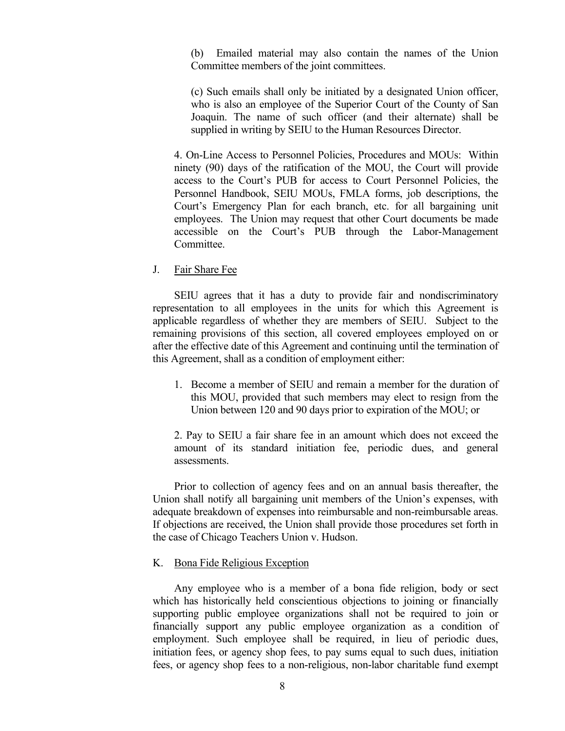(b) Emailed material may also contain the names of the Union Committee members of the joint committees.

(c) Such emails shall only be initiated by a designated Union officer, who is also an employee of the Superior Court of the County of San Joaquin. The name of such officer (and their alternate) shall be supplied in writing by SEIU to the Human Resources Director.

4. On-Line Access to Personnel Policies, Procedures and MOUs: Within ninety (90) days of the ratification of the MOU, the Court will provide access to the Court's PUB for access to Court Personnel Policies, the Personnel Handbook, SEIU MOUs, FMLA forms, job descriptions, the Court's Emergency Plan for each branch, etc. for all bargaining unit employees. The Union may request that other Court documents be made accessible on the Court's PUB through the Labor-Management Committee.

J. Fair Share Fee

SEIU agrees that it has a duty to provide fair and nondiscriminatory representation to all employees in the units for which this Agreement is applicable regardless of whether they are members of SEIU. Subject to the remaining provisions of this section, all covered employees employed on or after the effective date of this Agreement and continuing until the termination of this Agreement, shall as a condition of employment either:

1. Become a member of SEIU and remain a member for the duration of this MOU, provided that such members may elect to resign from the Union between 120 and 90 days prior to expiration of the MOU; or

2. Pay to SEIU a fair share fee in an amount which does not exceed the amount of its standard initiation fee, periodic dues, and general assessments.

Prior to collection of agency fees and on an annual basis thereafter, the Union shall notify all bargaining unit members of the Union's expenses, with adequate breakdown of expenses into reimbursable and non-reimbursable areas. If objections are received, the Union shall provide those procedures set forth in the case of Chicago Teachers Union v. Hudson.

K. Bona Fide Religious Exception

Any employee who is a member of a bona fide religion, body or sect which has historically held conscientious objections to joining or financially supporting public employee organizations shall not be required to join or financially support any public employee organization as a condition of employment. Such employee shall be required, in lieu of periodic dues, initiation fees, or agency shop fees, to pay sums equal to such dues, initiation fees, or agency shop fees to a non-religious, non-labor charitable fund exempt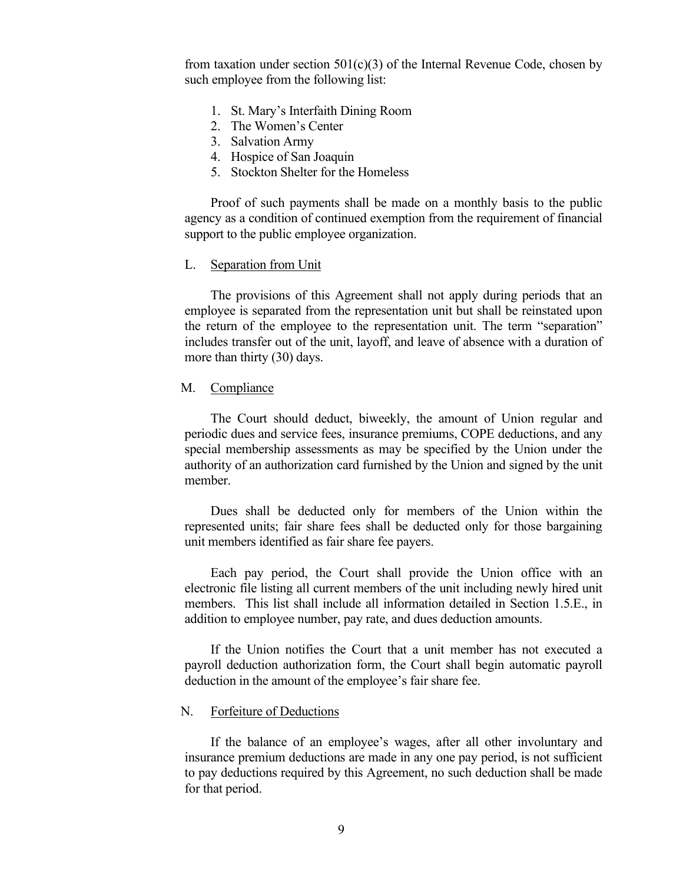from taxation under section 501(c)(3) of the Internal Revenue Code, chosen by such employee from the following list:

1. St. Mary's Interfaith Dining Room
2. The Women's Center
3. Salvation Army
4. Hospice of San Joaquin
5. Stockton Shelter for the Homeless

Proof of such payments shall be made on a monthly basis to the public agency as a condition of continued exemption from the requirement of financial support to the public employee organization.

L. Separation from Unit

The provisions of this Agreement shall not apply during periods that an employee is separated from the representation unit but shall be reinstated upon the return of the employee to the representation unit. The term "separation" includes transfer out of the unit, layoff, and leave of absence with a duration of more than thirty (30) days.

M. Compliance

The Court should deduct, biweekly, the amount of Union regular and periodic dues and service fees, insurance premiums, COPE deductions, and any special membership assessments as may be specified by the Union under the authority of an authorization card furnished by the Union and signed by the unit member.

Dues shall be deducted only for members of the Union within the represented units; fair share fees shall be deducted only for those bargaining unit members identified as fair share fee payers.

Each pay period, the Court shall provide the Union office with an electronic file listing all current members of the unit including newly hired unit members. This list shall include all information detailed in Section 1.5.E., in addition to employee number, pay rate, and dues deduction amounts.

If the Union notifies the Court that a unit member has not executed a payroll deduction authorization form, the Court shall begin automatic payroll deduction in the amount of the employee's fair share fee.

N. Forfeiture of Deductions

If the balance of an employee's wages, after all other involuntary and insurance premium deductions are made in any one pay period, is not sufficient to pay deductions required by this Agreement, no such deduction shall be made for that period.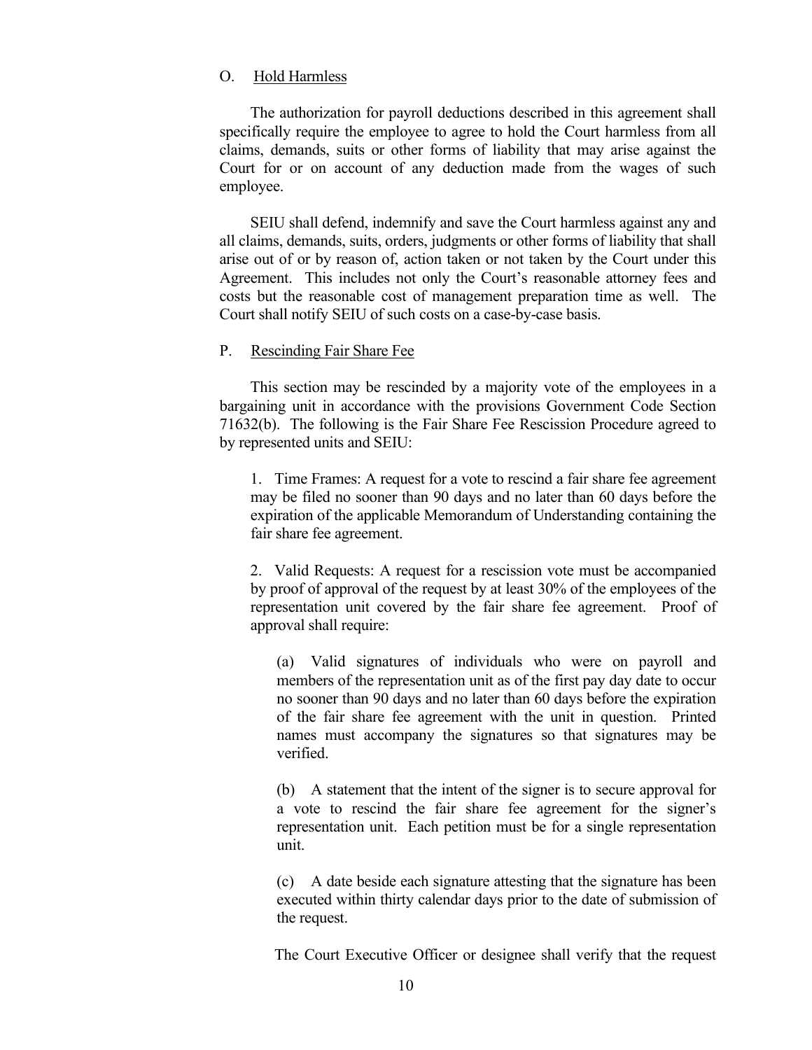O. Hold Harmless

The authorization for payroll deductions described in this agreement shall specifically require the employee to agree to hold the Court harmless from all claims, demands, suits or other forms of liability that may arise against the Court for or on account of any deduction made from the wages of such employee.

SEIU shall defend, indemnify and save the Court harmless against any and all claims, demands, suits, orders, judgments or other forms of liability that shall arise out of or by reason of, action taken or not taken by the Court under this Agreement. This includes not only the Court's reasonable attorney fees and costs but the reasonable cost of management preparation time as well. The Court shall notify SEIU of such costs on a case-by-case basis.

P. Rescinding Fair Share Fee

This section may be rescinded by a majority vote of the employees in a bargaining unit in accordance with the provisions Government Code Section 71632(b). The following is the Fair Share Fee Rescission Procedure agreed to by represented units and SEIU:

1. Time Frames: A request for a vote to rescind a fair share fee agreement may be filed no sooner than 90 days and no later than 60 days before the expiration of the applicable Memorandum of Understanding containing the fair share fee agreement.

2. Valid Requests: A request for a rescission vote must be accompanied by proof of approval of the request by at least 30% of the employees of the representation unit covered by the fair share fee agreement. Proof of approval shall require:

(a) Valid signatures of individuals who were on payroll and members of the representation unit as of the first pay day date to occur no sooner than 90 days and no later than 60 days before the expiration of the fair share fee agreement with the unit in question. Printed names must accompany the signatures so that signatures may be verified.

(b) A statement that the intent of the signer is to secure approval for a vote to rescind the fair share fee agreement for the signer's representation unit. Each petition must be for a single representation unit.

(c) A date beside each signature attesting that the signature has been executed within thirty calendar days prior to the date of submission of the request.

The Court Executive Officer or designee shall verify that the request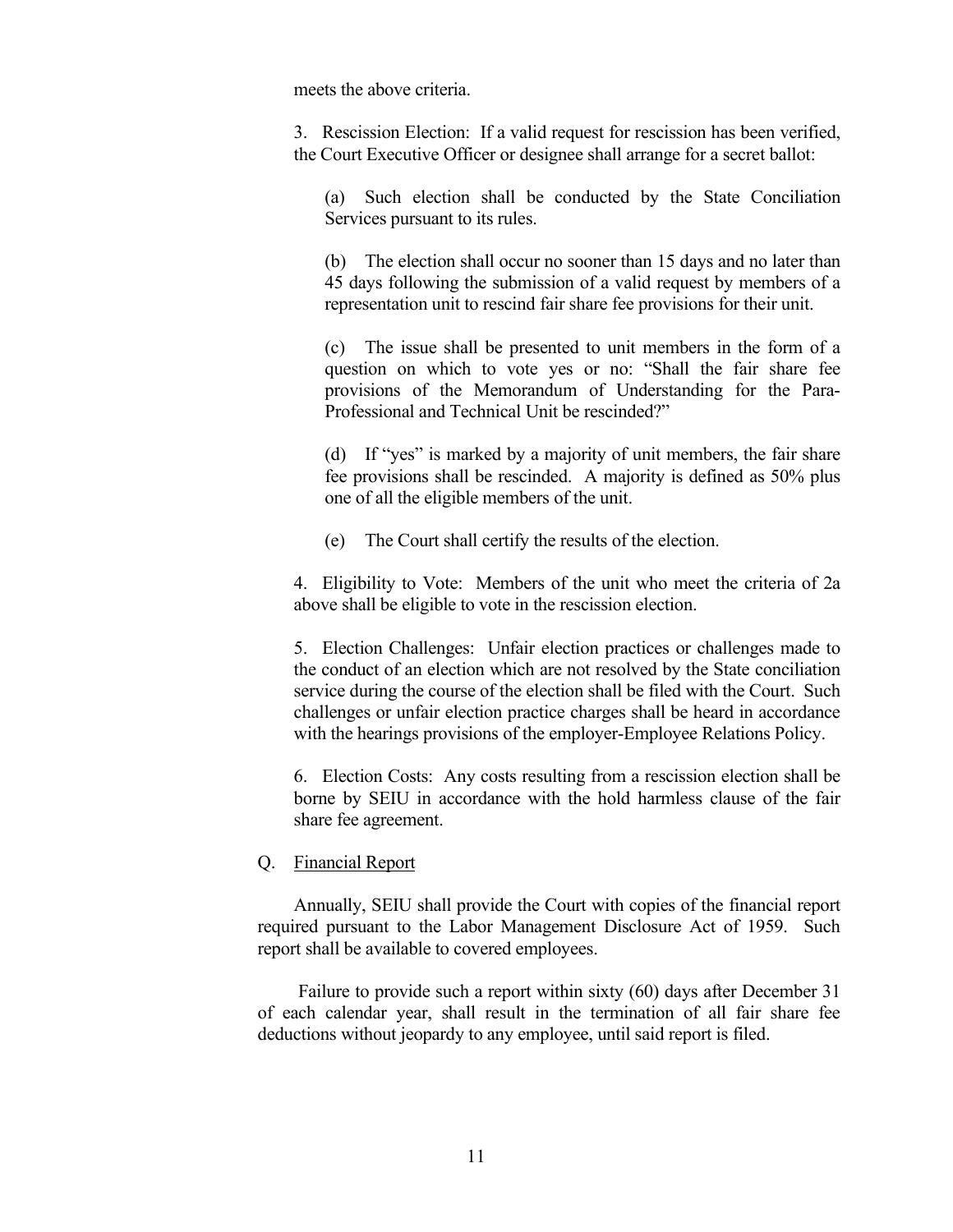meets the above criteria.

3. Rescission Election: If a valid request for rescission has been verified, the Court Executive Officer or designee shall arrange for a secret ballot:

(a) Such election shall be conducted by the State Conciliation Services pursuant to its rules.

(b) The election shall occur no sooner than 15 days and no later than 45 days following the submission of a valid request by members of a representation unit to rescind fair share fee provisions for their unit.

(c) The issue shall be presented to unit members in the form of a question on which to vote yes or no: "Shall the fair share fee provisions of the Memorandum of Understanding for the Para-Professional and Technical Unit be rescinded?"

(d) If "yes" is marked by a majority of unit members, the fair share fee provisions shall be rescinded. A majority is defined as 50% plus one of all the eligible members of the unit.

(e) The Court shall certify the results of the election.

4. Eligibility to Vote: Members of the unit who meet the criteria of 2a above shall be eligible to vote in the rescission election.

5. Election Challenges: Unfair election practices or challenges made to the conduct of an election which are not resolved by the State conciliation service during the course of the election shall be filed with the Court. Such challenges or unfair election practice charges shall be heard in accordance with the hearings provisions of the employer-Employee Relations Policy.

6. Election Costs: Any costs resulting from a rescission election shall be borne by SEIU in accordance with the hold harmless clause of the fair share fee agreement.

Q. Financial Report

Annually, SEIU shall provide the Court with copies of the financial report required pursuant to the Labor Management Disclosure Act of 1959. Such report shall be available to covered employees.

Failure to provide such a report within sixty (60) days after December 31 of each calendar year, shall result in the termination of all fair share fee deductions without jeopardy to any employee, until said report is filed.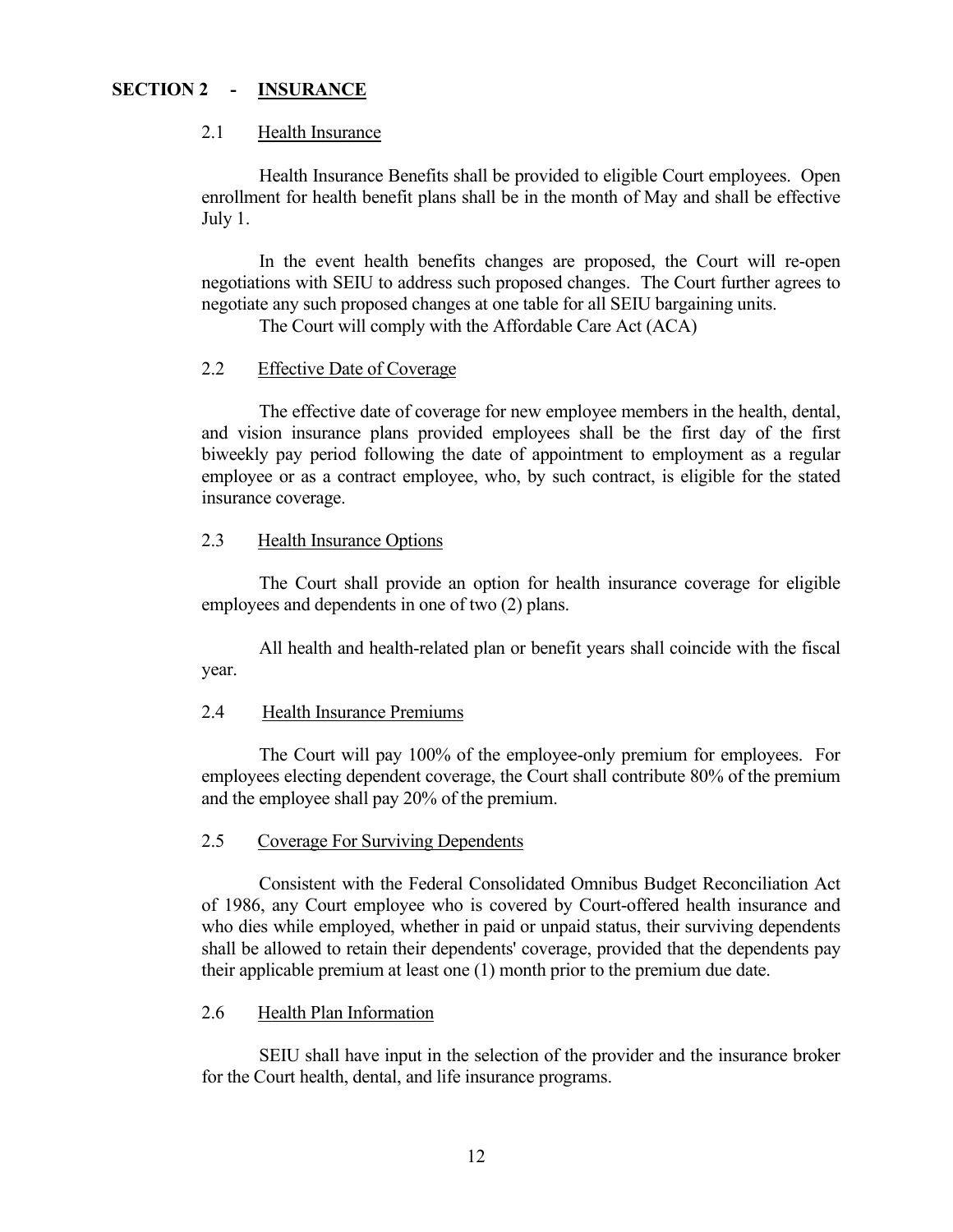## SECTION 2 - INSURANCE

### 2.1 Health Insurance

Health Insurance Benefits shall be provided to eligible Court employees. Open enrollment for health benefit plans shall be in the month of May and shall be effective July 1.

In the event health benefits changes are proposed, the Court will re-open negotiations with SEIU to address such proposed changes. The Court further agrees to negotiate any such proposed changes at one table for all SEIU bargaining units.

The Court will comply with the Affordable Care Act (ACA)

### 2.2 Effective Date of Coverage

The effective date of coverage for new employee members in the health, dental, and vision insurance plans provided employees shall be the first day of the first biweekly pay period following the date of appointment to employment as a regular employee or as a contract employee, who, by such contract, is eligible for the stated insurance coverage.

### 2.3 Health Insurance Options

The Court shall provide an option for health insurance coverage for eligible employees and dependents in one of two (2) plans.

All health and health-related plan or benefit years shall coincide with the fiscal year.

### 2.4 Health Insurance Premiums

The Court will pay 100% of the employee-only premium for employees. For employees electing dependent coverage, the Court shall contribute 80% of the premium and the employee shall pay 20% of the premium.

### 2.5 Coverage For Surviving Dependents

Consistent with the Federal Consolidated Omnibus Budget Reconciliation Act of 1986, any Court employee who is covered by Court-offered health insurance and who dies while employed, whether in paid or unpaid status, their surviving dependents shall be allowed to retain their dependents' coverage, provided that the dependents pay their applicable premium at least one (1) month prior to the premium due date.

### 2.6 Health Plan Information

SEIU shall have input in the selection of the provider and the insurance broker for the Court health, dental, and life insurance programs.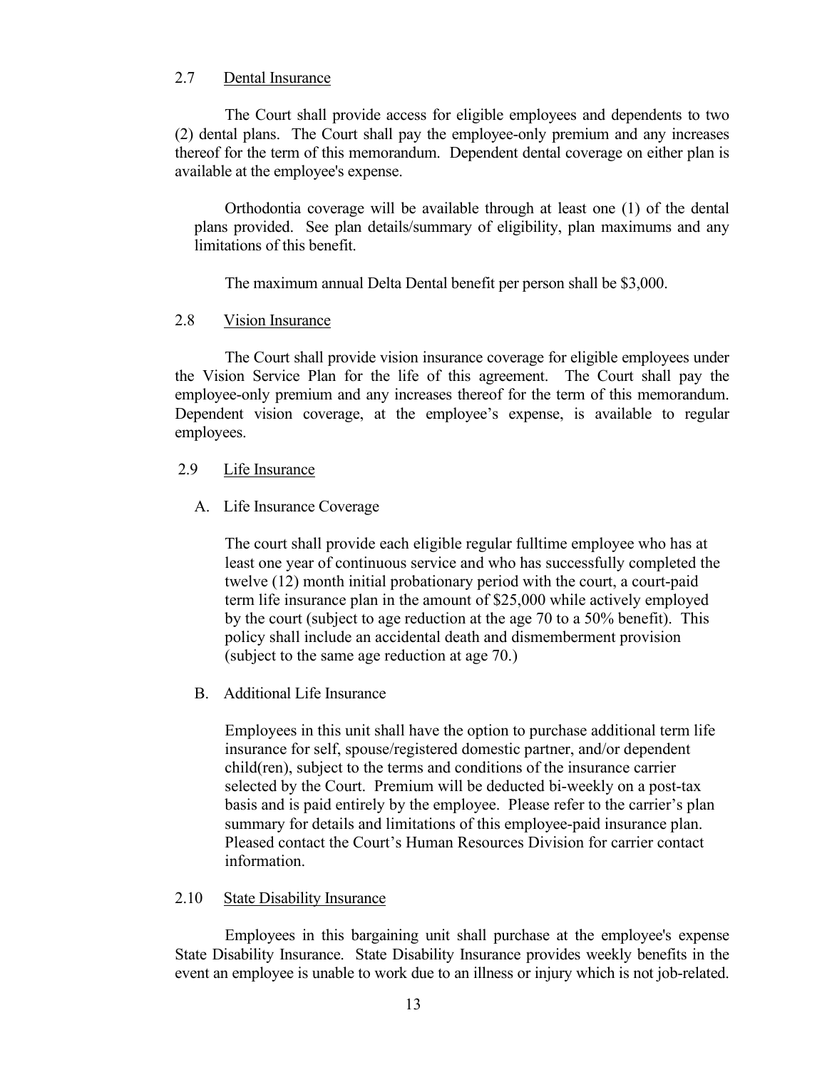## 2.7 Dental Insurance

The Court shall provide access for eligible employees and dependents to two (2) dental plans. The Court shall pay the employee-only premium and any increases thereof for the term of this memorandum. Dependent dental coverage on either plan is available at the employee's expense.

Orthodontia coverage will be available through at least one (1) of the dental plans provided. See plan details/summary of eligibility, plan maximums and any limitations of this benefit.

The maximum annual Delta Dental benefit per person shall be $3,000.

## 2.8 Vision Insurance

The Court shall provide vision insurance coverage for eligible employees under the Vision Service Plan for the life of this agreement. The Court shall pay the employee-only premium and any increases thereof for the term of this memorandum. Dependent vision coverage, at the employee's expense, is available to regular employees.

## 2.9 Life Insurance

### A. Life Insurance Coverage

The court shall provide each eligible regular fulltime employee who has at least one year of continuous service and who has successfully completed the twelve (12) month initial probationary period with the court, a court-paid term life insurance plan in the amount of $25,000 while actively employed by the court (subject to age reduction at the age 70 to a 50% benefit). This policy shall include an accidental death and dismemberment provision (subject to the same age reduction at age 70.)

### B. Additional Life Insurance

Employees in this unit shall have the option to purchase additional term life insurance for self, spouse/registered domestic partner, and/or dependent child(ren), subject to the terms and conditions of the insurance carrier selected by the Court. Premium will be deducted bi-weekly on a post-tax basis and is paid entirely by the employee. Please refer to the carrier's plan summary for details and limitations of this employee-paid insurance plan. Pleased contact the Court's Human Resources Division for carrier contact information.

## 2.10 State Disability Insurance

Employees in this bargaining unit shall purchase at the employee's expense State Disability Insurance. State Disability Insurance provides weekly benefits in the event an employee is unable to work due to an illness or injury which is not job-related.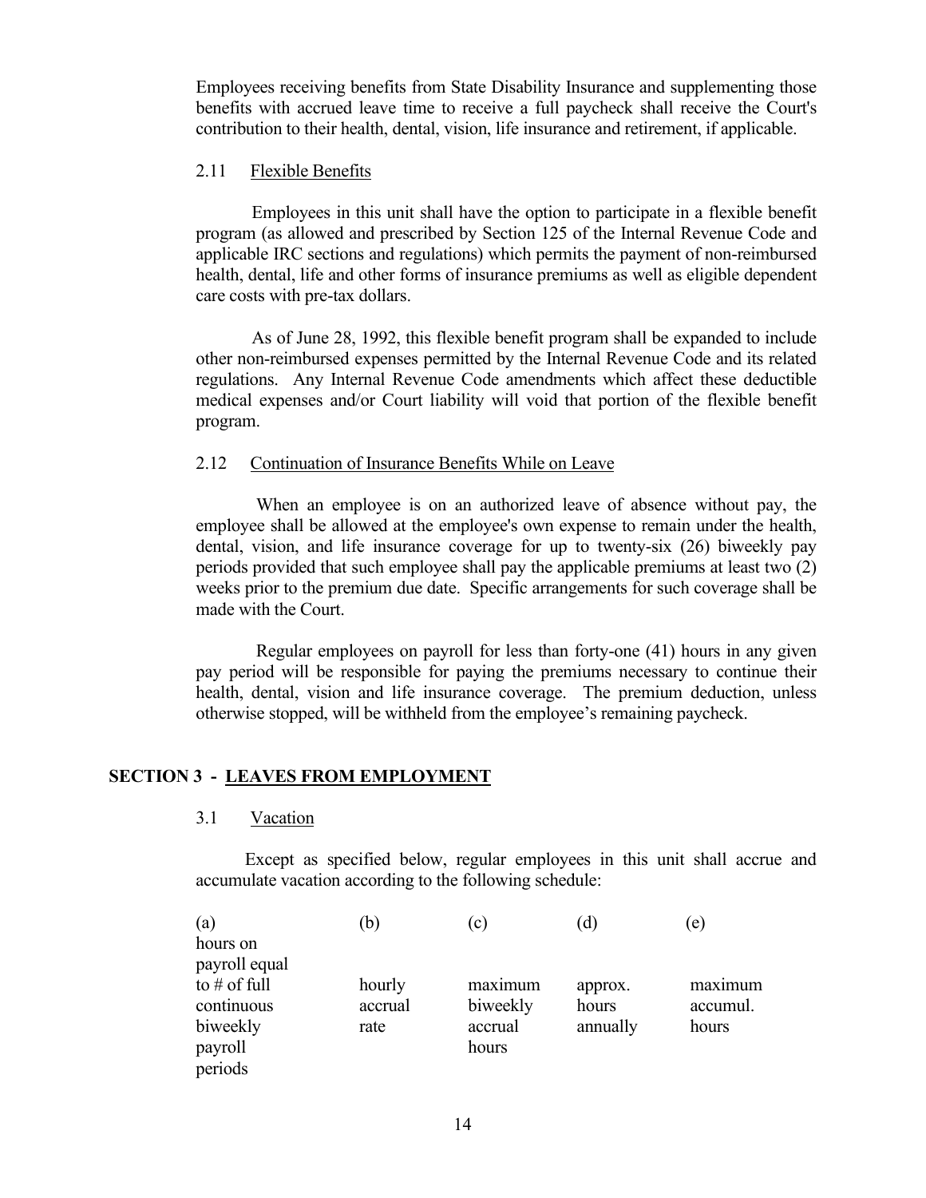Employees receiving benefits from State Disability Insurance and supplementing those benefits with accrued leave time to receive a full paycheck shall receive the Court's contribution to their health, dental, vision, life insurance and retirement, if applicable.

### 2.11 Flexible Benefits

Employees in this unit shall have the option to participate in a flexible benefit program (as allowed and prescribed by Section 125 of the Internal Revenue Code and applicable IRC sections and regulations) which permits the payment of non-reimbursed health, dental, life and other forms of insurance premiums as well as eligible dependent care costs with pre-tax dollars.

As of June 28, 1992, this flexible benefit program shall be expanded to include other non-reimbursed expenses permitted by the Internal Revenue Code and its related regulations. Any Internal Revenue Code amendments which affect these deductible medical expenses and/or Court liability will void that portion of the flexible benefit program.

### 2.12 Continuation of Insurance Benefits While on Leave

When an employee is on an authorized leave of absence without pay, the employee shall be allowed at the employee's own expense to remain under the health, dental, vision, and life insurance coverage for up to twenty-six (26) biweekly pay periods provided that such employee shall pay the applicable premiums at least two (2) weeks prior to the premium due date. Specific arrangements for such coverage shall be made with the Court.

Regular employees on payroll for less than forty-one (41) hours in any given pay period will be responsible for paying the premiums necessary to continue their health, dental, vision and life insurance coverage. The premium deduction, unless otherwise stopped, will be withheld from the employee's remaining paycheck.

## SECTION 3 - LEAVES FROM EMPLOYMENT

### 3.1 Vacation

Except as specified below, regular employees in this unit shall accrue and accumulate vacation according to the following schedule:

| (a)<br>hours on payroll equal to # of full continuous biweekly payroll periods | (b)<br>hourly accrual rate | (c)<br>maximum biweekly accrual hours | (d)<br>approx. hours annually | (e)<br>maximum accumul. hours |
|---|---|---|---|---|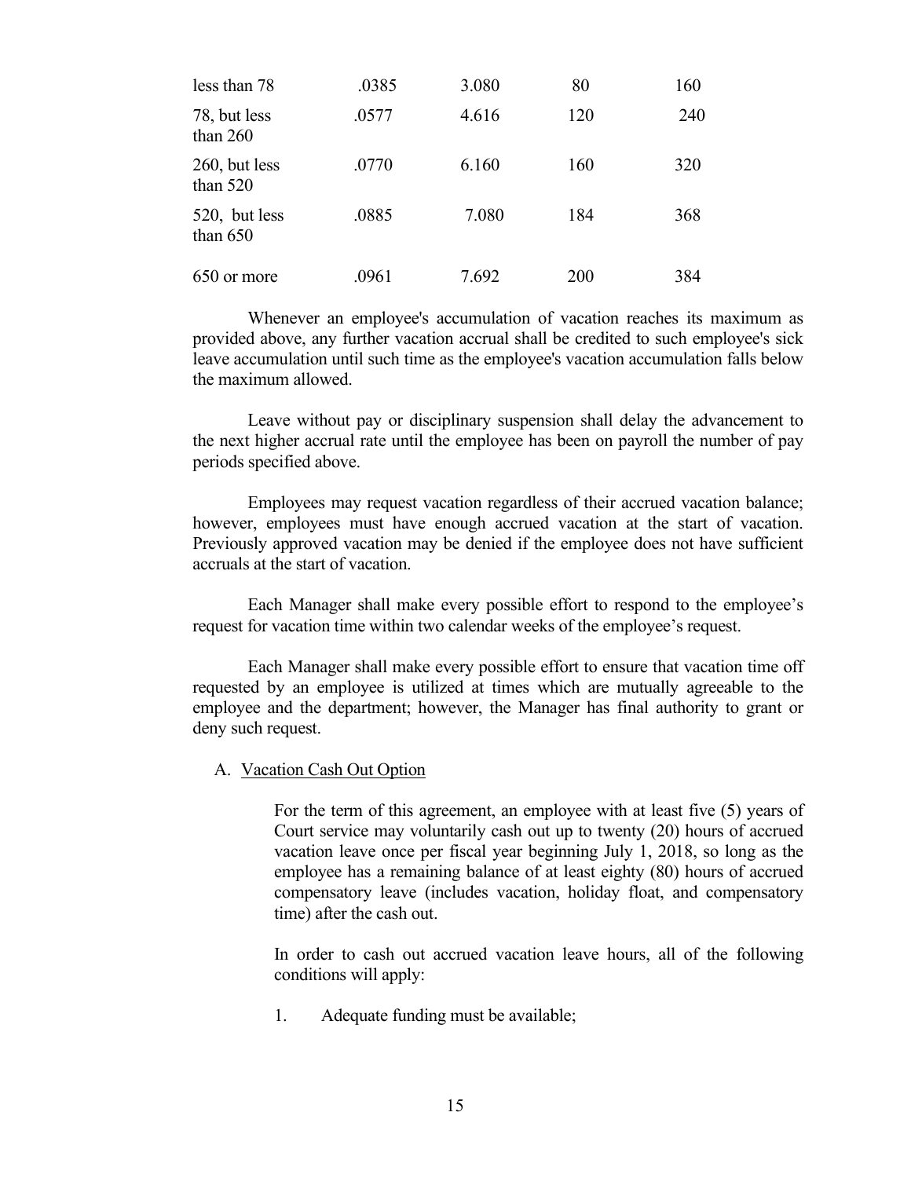| | | | | |
|---|---|---|---|---|
| less than 78 | .0385 | 3.080 | 80 | 160 |
| 78, but less than 260 | .0577 | 4.616 | 120 | 240 |
| 260, but less than 520 | .0770 | 6.160 | 160 | 320 |
| 520, but less than 650 | .0885 | 7.080 | 184 | 368 |
| 650 or more | .0961 | 7.692 | 200 | 384 |

Whenever an employee's accumulation of vacation reaches its maximum as provided above, any further vacation accrual shall be credited to such employee's sick leave accumulation until such time as the employee's vacation accumulation falls below the maximum allowed.

Leave without pay or disciplinary suspension shall delay the advancement to the next higher accrual rate until the employee has been on payroll the number of pay periods specified above.

Employees may request vacation regardless of their accrued vacation balance; however, employees must have enough accrued vacation at the start of vacation. Previously approved vacation may be denied if the employee does not have sufficient accruals at the start of vacation.

Each Manager shall make every possible effort to respond to the employee's request for vacation time within two calendar weeks of the employee's request.

Each Manager shall make every possible effort to ensure that vacation time off requested by an employee is utilized at times which are mutually agreeable to the employee and the department; however, the Manager has final authority to grant or deny such request.

A. Vacation Cash Out Option

For the term of this agreement, an employee with at least five (5) years of Court service may voluntarily cash out up to twenty (20) hours of accrued vacation leave once per fiscal year beginning July 1, 2018, so long as the employee has a remaining balance of at least eighty (80) hours of accrued compensatory leave (includes vacation, holiday float, and compensatory time) after the cash out.

In order to cash out accrued vacation leave hours, all of the following conditions will apply:

1. Adequate funding must be available;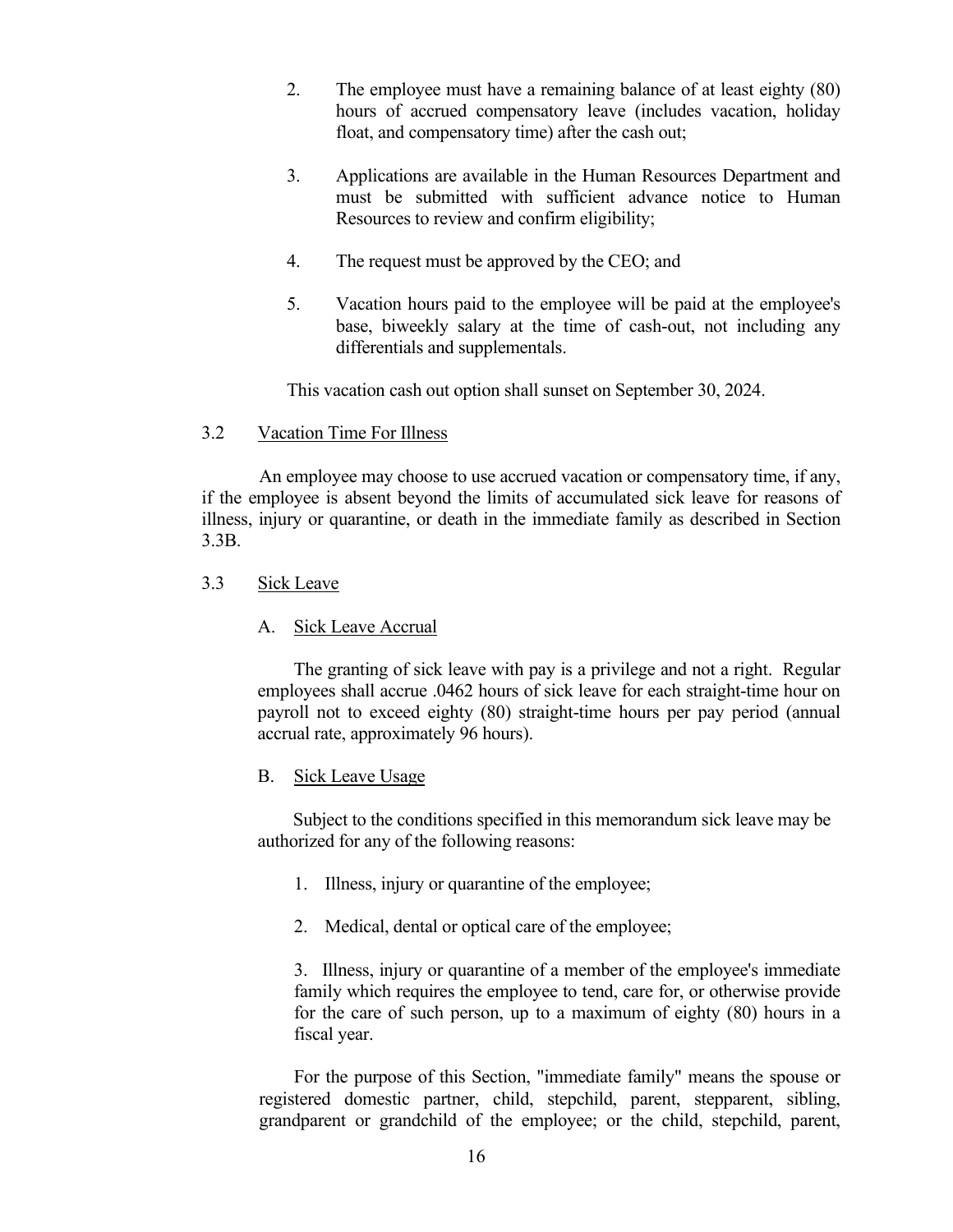2. The employee must have a remaining balance of at least eighty (80) hours of accrued compensatory leave (includes vacation, holiday float, and compensatory time) after the cash out;

3. Applications are available in the Human Resources Department and must be submitted with sufficient advance notice to Human Resources to review and confirm eligibility;

4. The request must be approved by the CEO; and

5. Vacation hours paid to the employee will be paid at the employee's base, biweekly salary at the time of cash-out, not including any differentials and supplementals.

This vacation cash out option shall sunset on September 30, 2024.

### 3.2 Vacation Time For Illness

An employee may choose to use accrued vacation or compensatory time, if any, if the employee is absent beyond the limits of accumulated sick leave for reasons of illness, injury or quarantine, or death in the immediate family as described in Section 3.3B.

### 3.3 Sick Leave

#### A. Sick Leave Accrual

The granting of sick leave with pay is a privilege and not a right. Regular employees shall accrue .0462 hours of sick leave for each straight-time hour on payroll not to exceed eighty (80) straight-time hours per pay period (annual accrual rate, approximately 96 hours).

#### B. Sick Leave Usage

Subject to the conditions specified in this memorandum sick leave may be authorized for any of the following reasons:

1. Illness, injury or quarantine of the employee;

2. Medical, dental or optical care of the employee;

3. Illness, injury or quarantine of a member of the employee's immediate family which requires the employee to tend, care for, or otherwise provide for the care of such person, up to a maximum of eighty (80) hours in a fiscal year.

For the purpose of this Section, "immediate family" means the spouse or registered domestic partner, child, stepchild, parent, stepparent, sibling, grandparent or grandchild of the employee; or the child, stepchild, parent,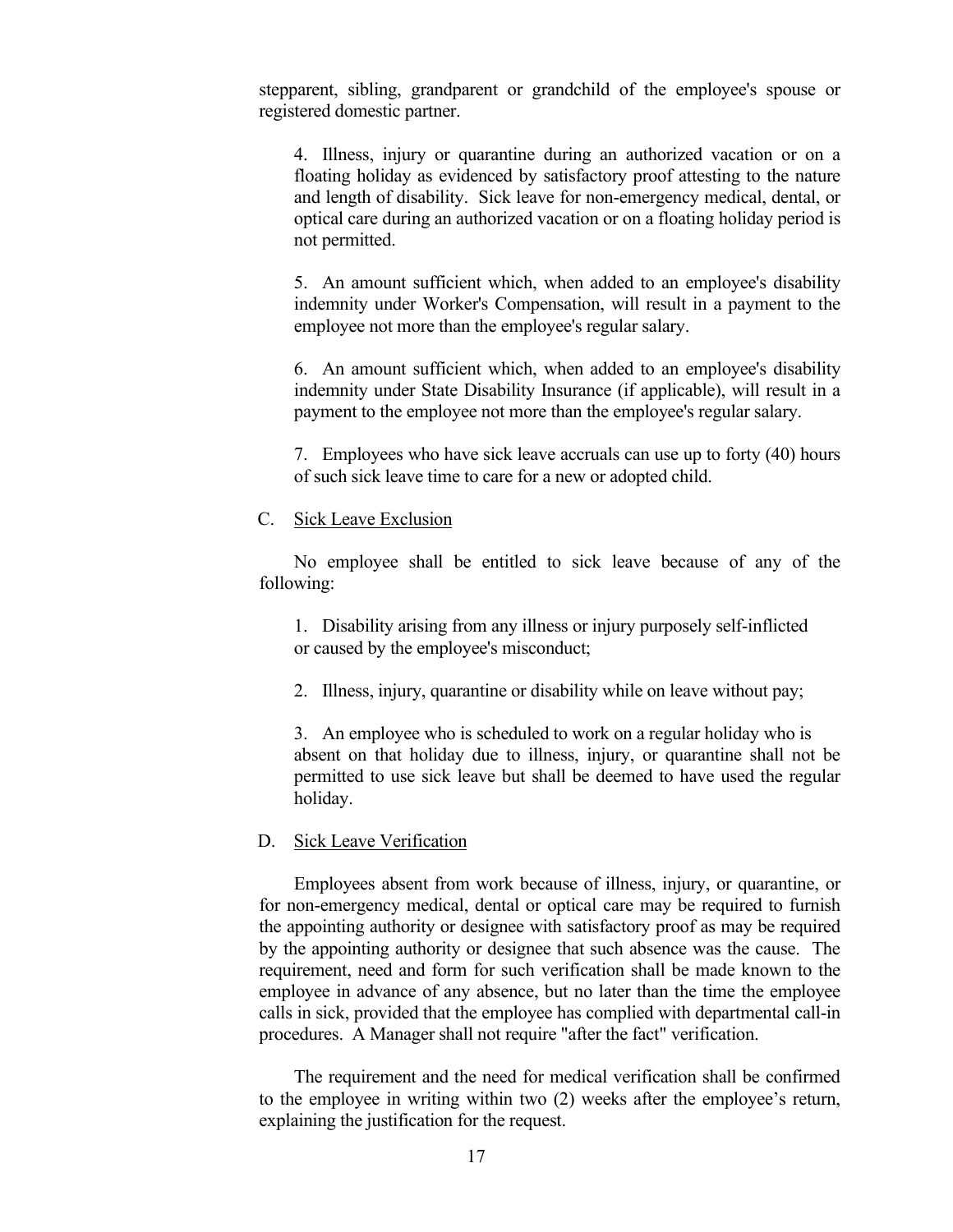stepparent, sibling, grandparent or grandchild of the employee's spouse or registered domestic partner.

4. Illness, injury or quarantine during an authorized vacation or on a floating holiday as evidenced by satisfactory proof attesting to the nature and length of disability. Sick leave for non-emergency medical, dental, or optical care during an authorized vacation or on a floating holiday period is not permitted.

5. An amount sufficient which, when added to an employee's disability indemnity under Worker's Compensation, will result in a payment to the employee not more than the employee's regular salary.

6. An amount sufficient which, when added to an employee's disability indemnity under State Disability Insurance (if applicable), will result in a payment to the employee not more than the employee's regular salary.

7. Employees who have sick leave accruals can use up to forty (40) hours of such sick leave time to care for a new or adopted child.

C. Sick Leave Exclusion

No employee shall be entitled to sick leave because of any of the following:

1. Disability arising from any illness or injury purposely self-inflicted or caused by the employee's misconduct;

2. Illness, injury, quarantine or disability while on leave without pay;

3. An employee who is scheduled to work on a regular holiday who is absent on that holiday due to illness, injury, or quarantine shall not be permitted to use sick leave but shall be deemed to have used the regular holiday.

D. Sick Leave Verification

Employees absent from work because of illness, injury, or quarantine, or for non-emergency medical, dental or optical care may be required to furnish the appointing authority or designee with satisfactory proof as may be required by the appointing authority or designee that such absence was the cause. The requirement, need and form for such verification shall be made known to the employee in advance of any absence, but no later than the time the employee calls in sick, provided that the employee has complied with departmental call-in procedures. A Manager shall not require "after the fact" verification.

The requirement and the need for medical verification shall be confirmed to the employee in writing within two (2) weeks after the employee's return, explaining the justification for the request.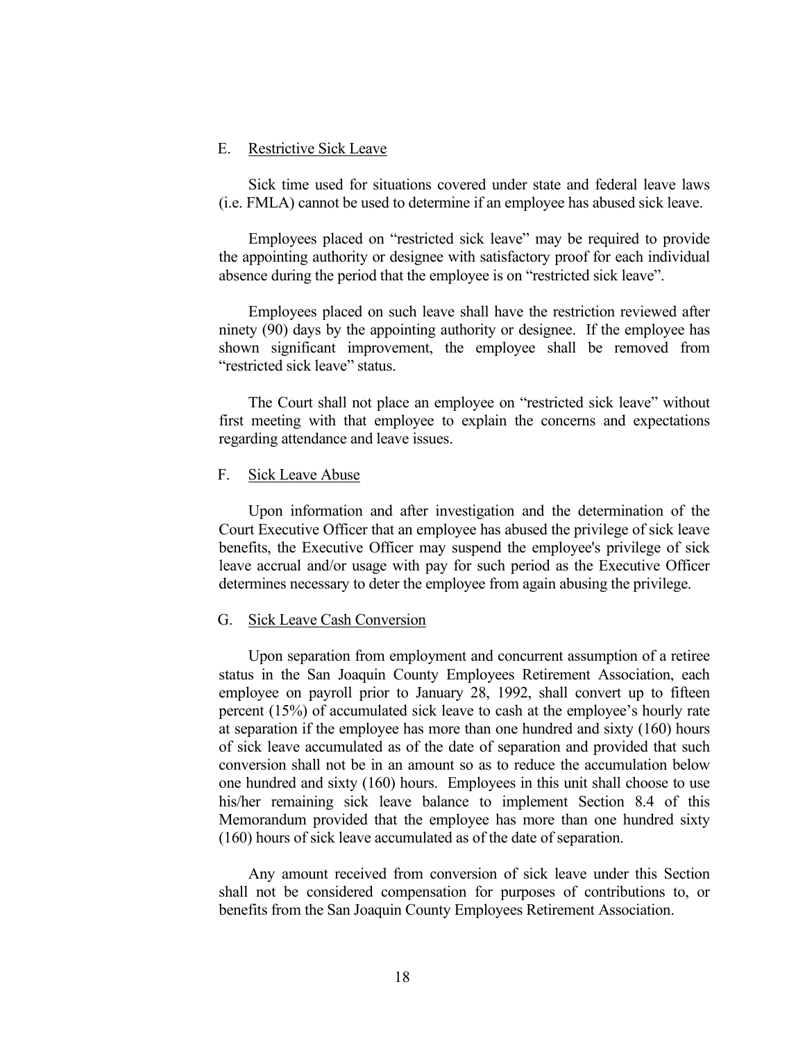### E. Restrictive Sick Leave

Sick time used for situations covered under state and federal leave laws (i.e. FMLA) cannot be used to determine if an employee has abused sick leave.

Employees placed on "restricted sick leave" may be required to provide the appointing authority or designee with satisfactory proof for each individual absence during the period that the employee is on "restricted sick leave".

Employees placed on such leave shall have the restriction reviewed after ninety (90) days by the appointing authority or designee. If the employee has shown significant improvement, the employee shall be removed from "restricted sick leave" status.

The Court shall not place an employee on "restricted sick leave" without first meeting with that employee to explain the concerns and expectations regarding attendance and leave issues.

### F. Sick Leave Abuse

Upon information and after investigation and the determination of the Court Executive Officer that an employee has abused the privilege of sick leave benefits, the Executive Officer may suspend the employee's privilege of sick leave accrual and/or usage with pay for such period as the Executive Officer determines necessary to deter the employee from again abusing the privilege.

### G. Sick Leave Cash Conversion

Upon separation from employment and concurrent assumption of a retiree status in the San Joaquin County Employees Retirement Association, each employee on payroll prior to January 28, 1992, shall convert up to fifteen percent (15%) of accumulated sick leave to cash at the employee's hourly rate at separation if the employee has more than one hundred and sixty (160) hours of sick leave accumulated as of the date of separation and provided that such conversion shall not be in an amount so as to reduce the accumulation below one hundred and sixty (160) hours. Employees in this unit shall choose to use his/her remaining sick leave balance to implement Section 8.4 of this Memorandum provided that the employee has more than one hundred sixty (160) hours of sick leave accumulated as of the date of separation.

Any amount received from conversion of sick leave under this Section shall not be considered compensation for purposes of contributions to, or benefits from the San Joaquin County Employees Retirement Association.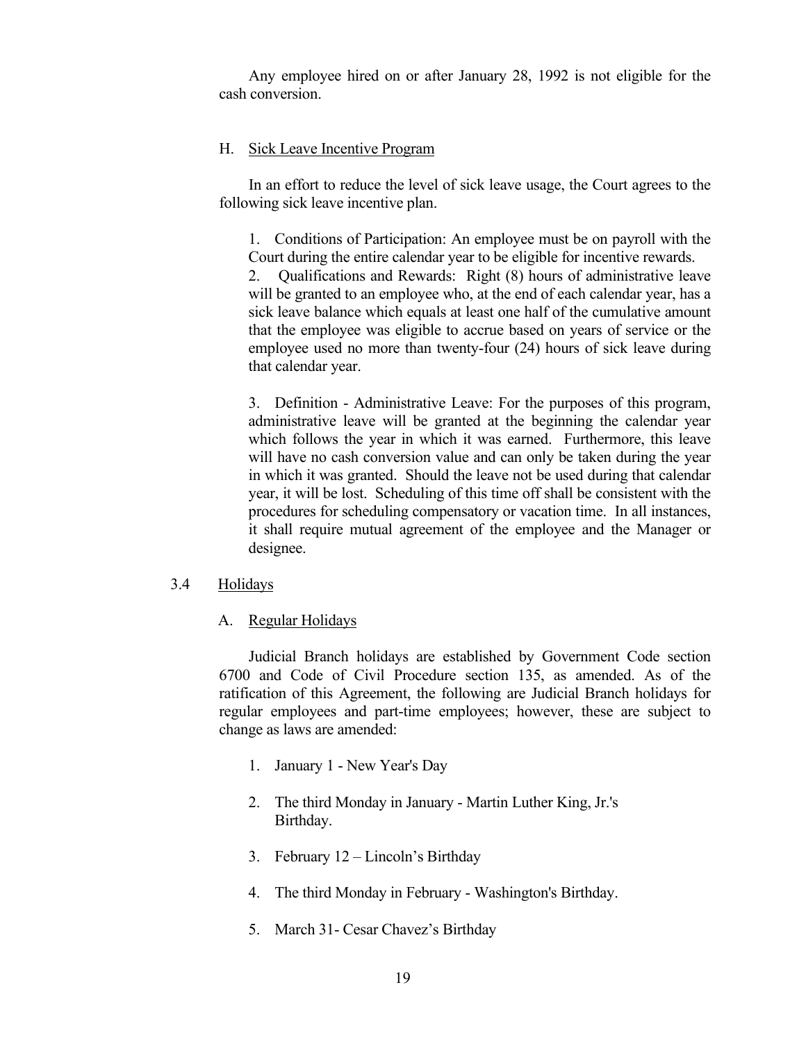Any employee hired on or after January 28, 1992 is not eligible for the cash conversion.

H. Sick Leave Incentive Program

In an effort to reduce the level of sick leave usage, the Court agrees to the following sick leave incentive plan.

1. Conditions of Participation: An employee must be on payroll with the Court during the entire calendar year to be eligible for incentive rewards.
2. Qualifications and Rewards: Right (8) hours of administrative leave will be granted to an employee who, at the end of each calendar year, has a sick leave balance which equals at least one half of the cumulative amount that the employee was eligible to accrue based on years of service or the employee used no more than twenty-four (24) hours of sick leave during that calendar year.

3. Definition - Administrative Leave: For the purposes of this program, administrative leave will be granted at the beginning the calendar year which follows the year in which it was earned. Furthermore, this leave will have no cash conversion value and can only be taken during the year in which it was granted. Should the leave not be used during that calendar year, it will be lost. Scheduling of this time off shall be consistent with the procedures for scheduling compensatory or vacation time. In all instances, it shall require mutual agreement of the employee and the Manager or designee.

3.4 Holidays

A. Regular Holidays

Judicial Branch holidays are established by Government Code section 6700 and Code of Civil Procedure section 135, as amended. As of the ratification of this Agreement, the following are Judicial Branch holidays for regular employees and part-time employees; however, these are subject to change as laws are amended:

1. January 1 - New Year's Day

2. The third Monday in January - Martin Luther King, Jr.'s Birthday.

3. February 12 – Lincoln's Birthday

4. The third Monday in February - Washington's Birthday.

5. March 31- Cesar Chavez's Birthday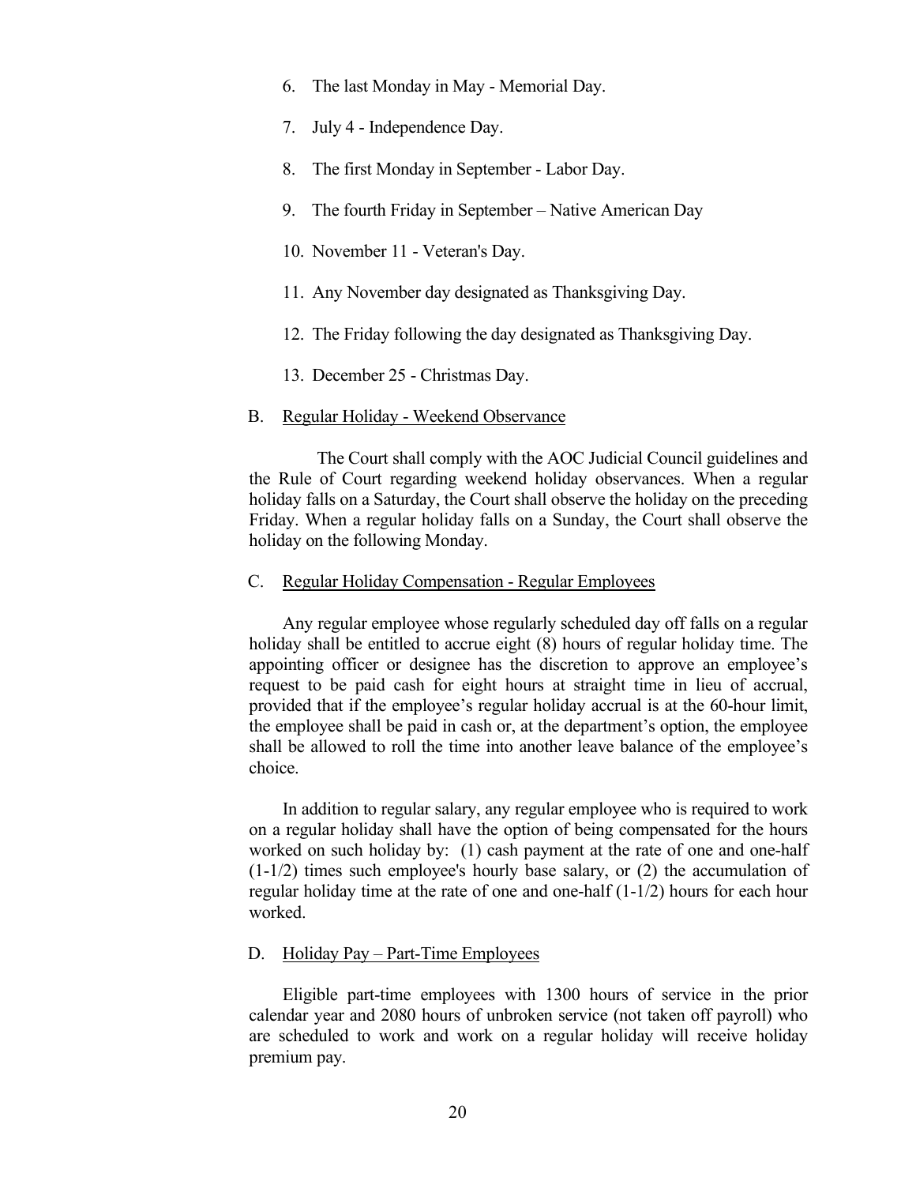6. The last Monday in May - Memorial Day.
7. July 4 - Independence Day.
8. The first Monday in September - Labor Day.
9. The fourth Friday in September – Native American Day
10. November 11 - Veteran's Day.
11. Any November day designated as Thanksgiving Day.
12. The Friday following the day designated as Thanksgiving Day.
13. December 25 - Christmas Day.

B. Regular Holiday - Weekend Observance

The Court shall comply with the AOC Judicial Council guidelines and the Rule of Court regarding weekend holiday observances. When a regular holiday falls on a Saturday, the Court shall observe the holiday on the preceding Friday. When a regular holiday falls on a Sunday, the Court shall observe the holiday on the following Monday.

C. Regular Holiday Compensation - Regular Employees

Any regular employee whose regularly scheduled day off falls on a regular holiday shall be entitled to accrue eight (8) hours of regular holiday time. The appointing officer or designee has the discretion to approve an employee's request to be paid cash for eight hours at straight time in lieu of accrual, provided that if the employee's regular holiday accrual is at the 60-hour limit, the employee shall be paid in cash or, at the department's option, the employee shall be allowed to roll the time into another leave balance of the employee's choice.

In addition to regular salary, any regular employee who is required to work on a regular holiday shall have the option of being compensated for the hours worked on such holiday by: (1) cash payment at the rate of one and one-half (1-1/2) times such employee's hourly base salary, or (2) the accumulation of regular holiday time at the rate of one and one-half (1-1/2) hours for each hour worked.

D. Holiday Pay – Part-Time Employees

Eligible part-time employees with 1300 hours of service in the prior calendar year and 2080 hours of unbroken service (not taken off payroll) who are scheduled to work and work on a regular holiday will receive holiday premium pay.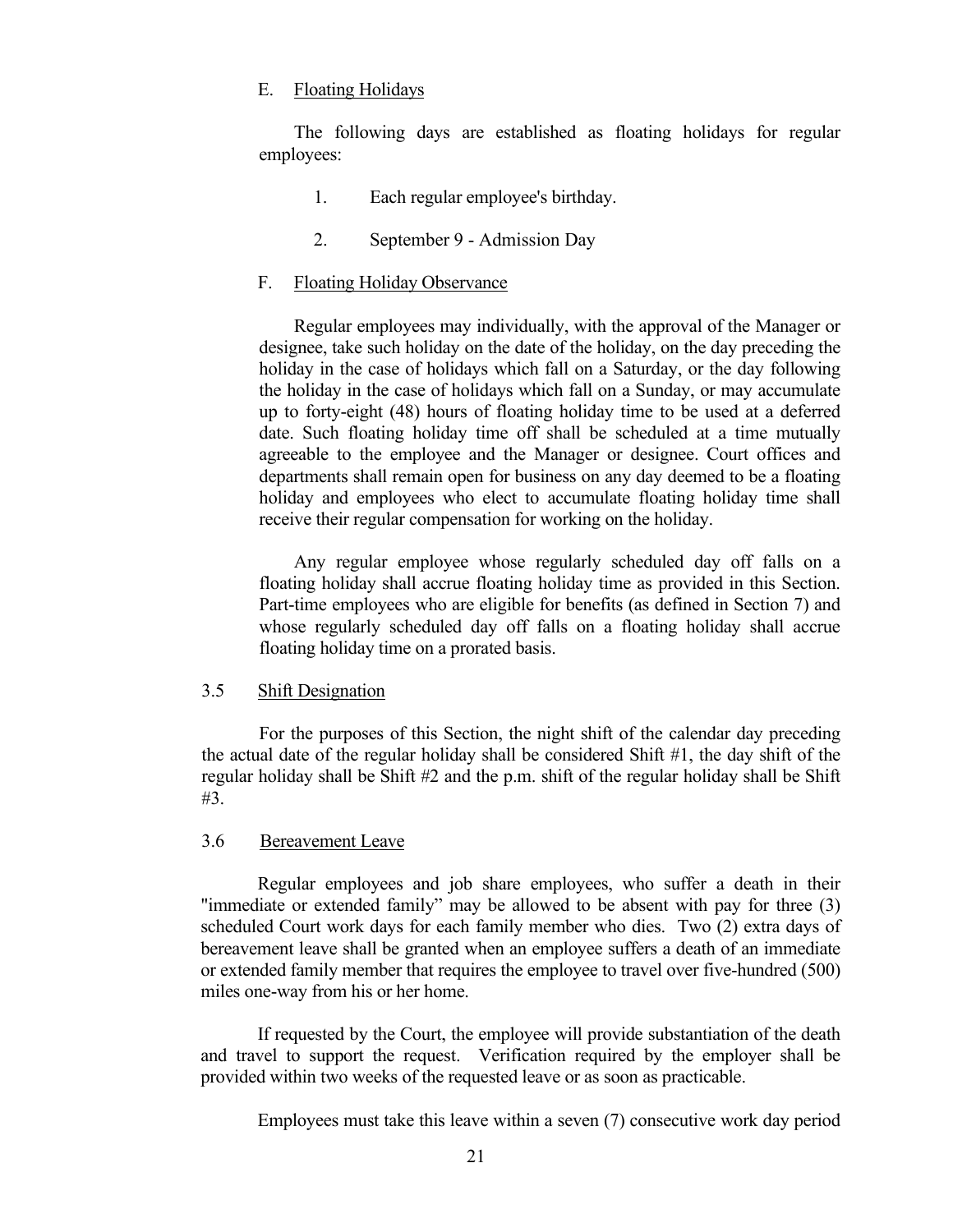E. Floating Holidays

The following days are established as floating holidays for regular employees:

1. Each regular employee's birthday.

2. September 9 - Admission Day

F. Floating Holiday Observance

Regular employees may individually, with the approval of the Manager or designee, take such holiday on the date of the holiday, on the day preceding the holiday in the case of holidays which fall on a Saturday, or the day following the holiday in the case of holidays which fall on a Sunday, or may accumulate up to forty-eight (48) hours of floating holiday time to be used at a deferred date. Such floating holiday time off shall be scheduled at a time mutually agreeable to the employee and the Manager or designee. Court offices and departments shall remain open for business on any day deemed to be a floating holiday and employees who elect to accumulate floating holiday time shall receive their regular compensation for working on the holiday.

Any regular employee whose regularly scheduled day off falls on a floating holiday shall accrue floating holiday time as provided in this Section. Part-time employees who are eligible for benefits (as defined in Section 7) and whose regularly scheduled day off falls on a floating holiday shall accrue floating holiday time on a prorated basis.

3.5 Shift Designation

For the purposes of this Section, the night shift of the calendar day preceding the actual date of the regular holiday shall be considered Shift #1, the day shift of the regular holiday shall be Shift #2 and the p.m. shift of the regular holiday shall be Shift #3.

3.6 Bereavement Leave

Regular employees and job share employees, who suffer a death in their "immediate or extended family" may be allowed to be absent with pay for three (3) scheduled Court work days for each family member who dies. Two (2) extra days of bereavement leave shall be granted when an employee suffers a death of an immediate or extended family member that requires the employee to travel over five-hundred (500) miles one-way from his or her home.

If requested by the Court, the employee will provide substantiation of the death and travel to support the request. Verification required by the employer shall be provided within two weeks of the requested leave or as soon as practicable.

Employees must take this leave within a seven (7) consecutive work day period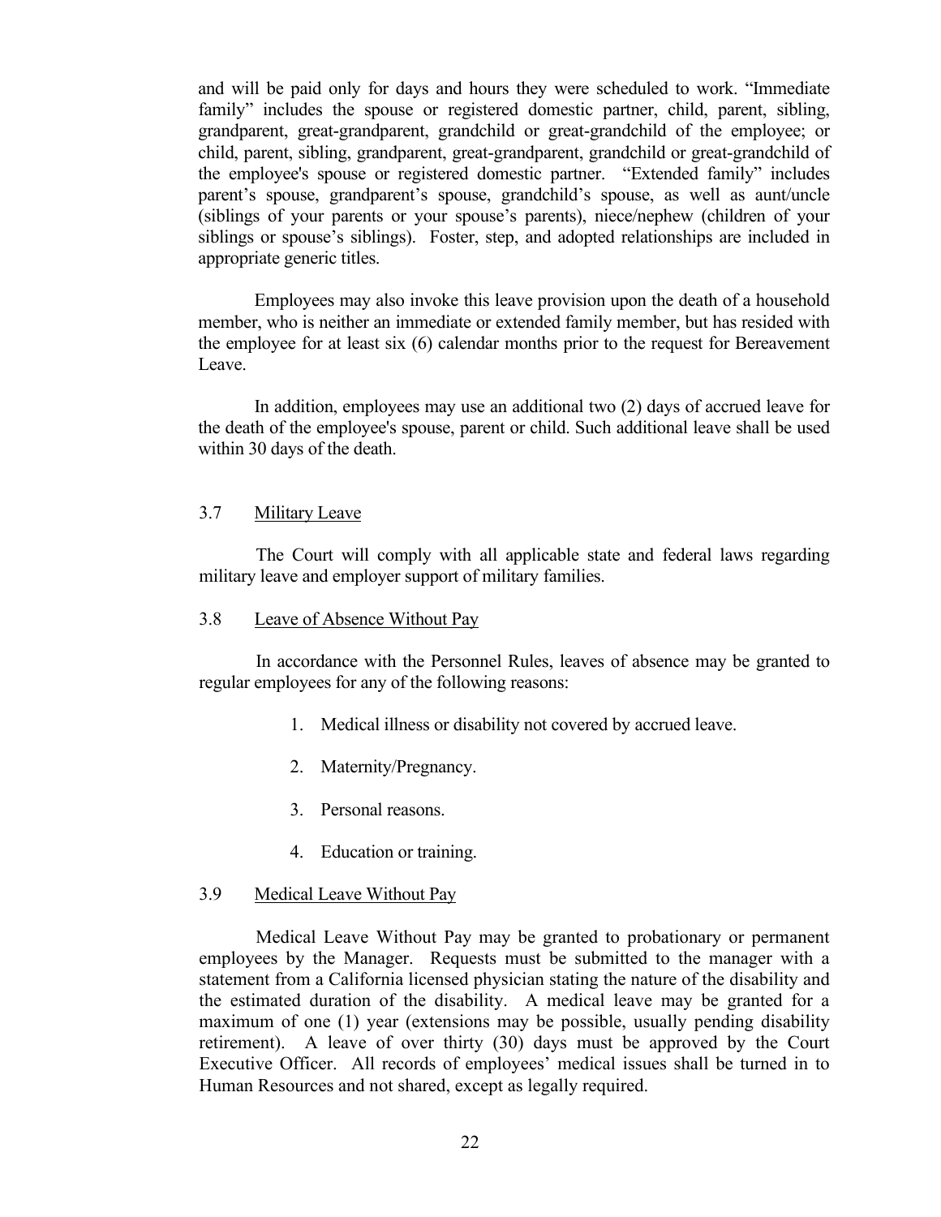and will be paid only for days and hours they were scheduled to work. "Immediate family" includes the spouse or registered domestic partner, child, parent, sibling, grandparent, great-grandparent, grandchild or great-grandchild of the employee; or child, parent, sibling, grandparent, great-grandparent, grandchild or great-grandchild of the employee's spouse or registered domestic partner. "Extended family" includes parent's spouse, grandparent's spouse, grandchild's spouse, as well as aunt/uncle (siblings of your parents or your spouse's parents), niece/nephew (children of your siblings or spouse's siblings). Foster, step, and adopted relationships are included in appropriate generic titles.

Employees may also invoke this leave provision upon the death of a household member, who is neither an immediate or extended family member, but has resided with the employee for at least six (6) calendar months prior to the request for Bereavement Leave.

In addition, employees may use an additional two (2) days of accrued leave for the death of the employee's spouse, parent or child. Such additional leave shall be used within 30 days of the death.

### 3.7 Military Leave

The Court will comply with all applicable state and federal laws regarding military leave and employer support of military families.

### 3.8 Leave of Absence Without Pay

In accordance with the Personnel Rules, leaves of absence may be granted to regular employees for any of the following reasons:

1. Medical illness or disability not covered by accrued leave.
2. Maternity/Pregnancy.
3. Personal reasons.
4. Education or training.

### 3.9 Medical Leave Without Pay

Medical Leave Without Pay may be granted to probationary or permanent employees by the Manager. Requests must be submitted to the manager with a statement from a California licensed physician stating the nature of the disability and the estimated duration of the disability. A medical leave may be granted for a maximum of one (1) year (extensions may be possible, usually pending disability retirement). A leave of over thirty (30) days must be approved by the Court Executive Officer. All records of employees' medical issues shall be turned in to Human Resources and not shared, except as legally required.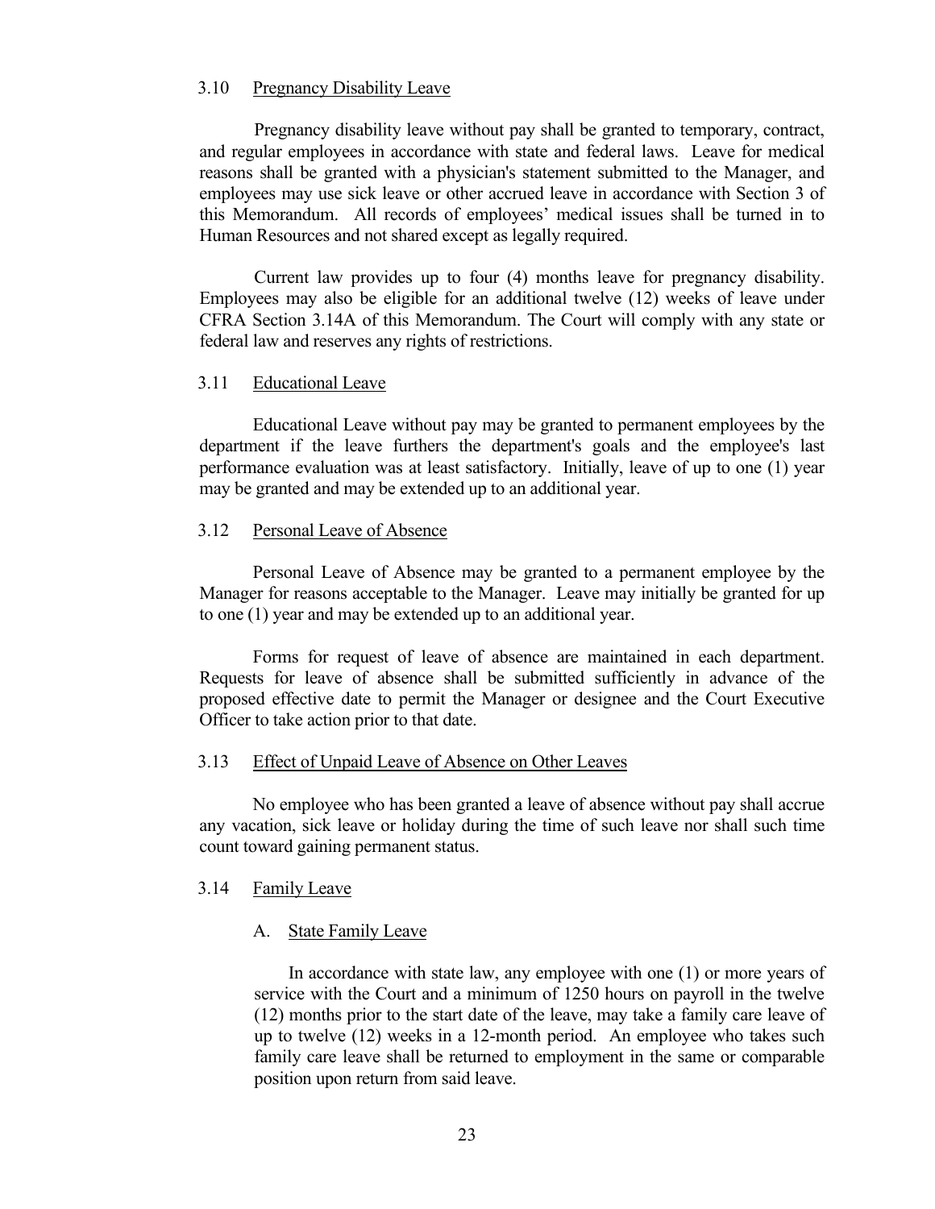### 3.10 Pregnancy Disability Leave

Pregnancy disability leave without pay shall be granted to temporary, contract, and regular employees in accordance with state and federal laws. Leave for medical reasons shall be granted with a physician's statement submitted to the Manager, and employees may use sick leave or other accrued leave in accordance with Section 3 of this Memorandum. All records of employees' medical issues shall be turned in to Human Resources and not shared except as legally required.

Current law provides up to four (4) months leave for pregnancy disability. Employees may also be eligible for an additional twelve (12) weeks of leave under CFRA Section 3.14A of this Memorandum. The Court will comply with any state or federal law and reserves any rights of restrictions.

### 3.11 Educational Leave

Educational Leave without pay may be granted to permanent employees by the department if the leave furthers the department's goals and the employee's last performance evaluation was at least satisfactory. Initially, leave of up to one (1) year may be granted and may be extended up to an additional year.

### 3.12 Personal Leave of Absence

Personal Leave of Absence may be granted to a permanent employee by the Manager for reasons acceptable to the Manager. Leave may initially be granted for up to one (1) year and may be extended up to an additional year.

Forms for request of leave of absence are maintained in each department. Requests for leave of absence shall be submitted sufficiently in advance of the proposed effective date to permit the Manager or designee and the Court Executive Officer to take action prior to that date.

### 3.13 Effect of Unpaid Leave of Absence on Other Leaves

No employee who has been granted a leave of absence without pay shall accrue any vacation, sick leave or holiday during the time of such leave nor shall such time count toward gaining permanent status.

### 3.14 Family Leave

#### A. State Family Leave

In accordance with state law, any employee with one (1) or more years of service with the Court and a minimum of 1250 hours on payroll in the twelve (12) months prior to the start date of the leave, may take a family care leave of up to twelve (12) weeks in a 12-month period. An employee who takes such family care leave shall be returned to employment in the same or comparable position upon return from said leave.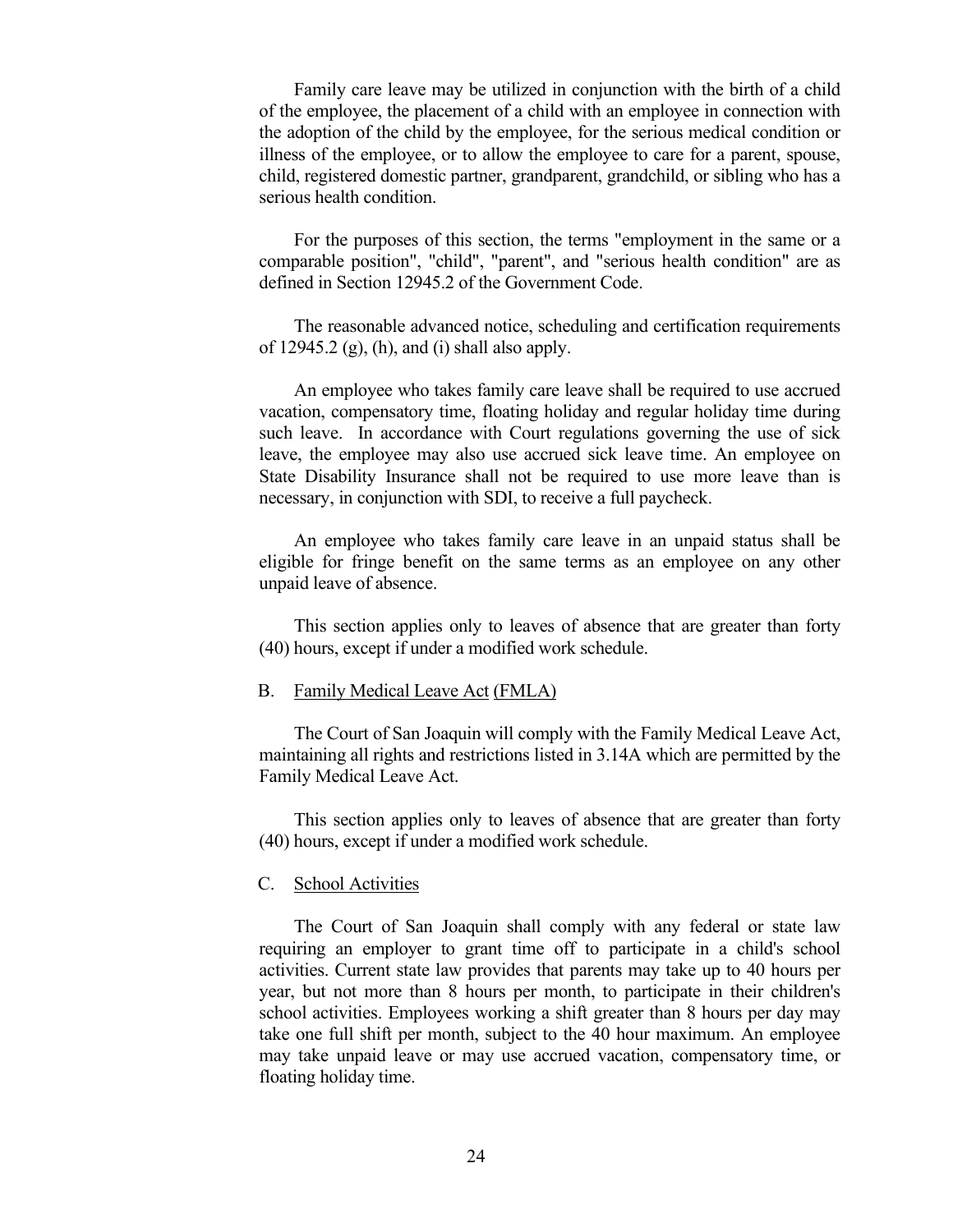Family care leave may be utilized in conjunction with the birth of a child of the employee, the placement of a child with an employee in connection with the adoption of the child by the employee, for the serious medical condition or illness of the employee, or to allow the employee to care for a parent, spouse, child, registered domestic partner, grandparent, grandchild, or sibling who has a serious health condition.

For the purposes of this section, the terms "employment in the same or a comparable position", "child", "parent", and "serious health condition" are as defined in Section 12945.2 of the Government Code.

The reasonable advanced notice, scheduling and certification requirements of 12945.2 (g), (h), and (i) shall also apply.

An employee who takes family care leave shall be required to use accrued vacation, compensatory time, floating holiday and regular holiday time during such leave. In accordance with Court regulations governing the use of sick leave, the employee may also use accrued sick leave time. An employee on State Disability Insurance shall not be required to use more leave than is necessary, in conjunction with SDI, to receive a full paycheck.

An employee who takes family care leave in an unpaid status shall be eligible for fringe benefit on the same terms as an employee on any other unpaid leave of absence.

This section applies only to leaves of absence that are greater than forty (40) hours, except if under a modified work schedule.

B. Family Medical Leave Act (FMLA)

The Court of San Joaquin will comply with the Family Medical Leave Act, maintaining all rights and restrictions listed in 3.14A which are permitted by the Family Medical Leave Act.

This section applies only to leaves of absence that are greater than forty (40) hours, except if under a modified work schedule.

C. School Activities

The Court of San Joaquin shall comply with any federal or state law requiring an employer to grant time off to participate in a child's school activities. Current state law provides that parents may take up to 40 hours per year, but not more than 8 hours per month, to participate in their children's school activities. Employees working a shift greater than 8 hours per day may take one full shift per month, subject to the 40 hour maximum. An employee may take unpaid leave or may use accrued vacation, compensatory time, or floating holiday time.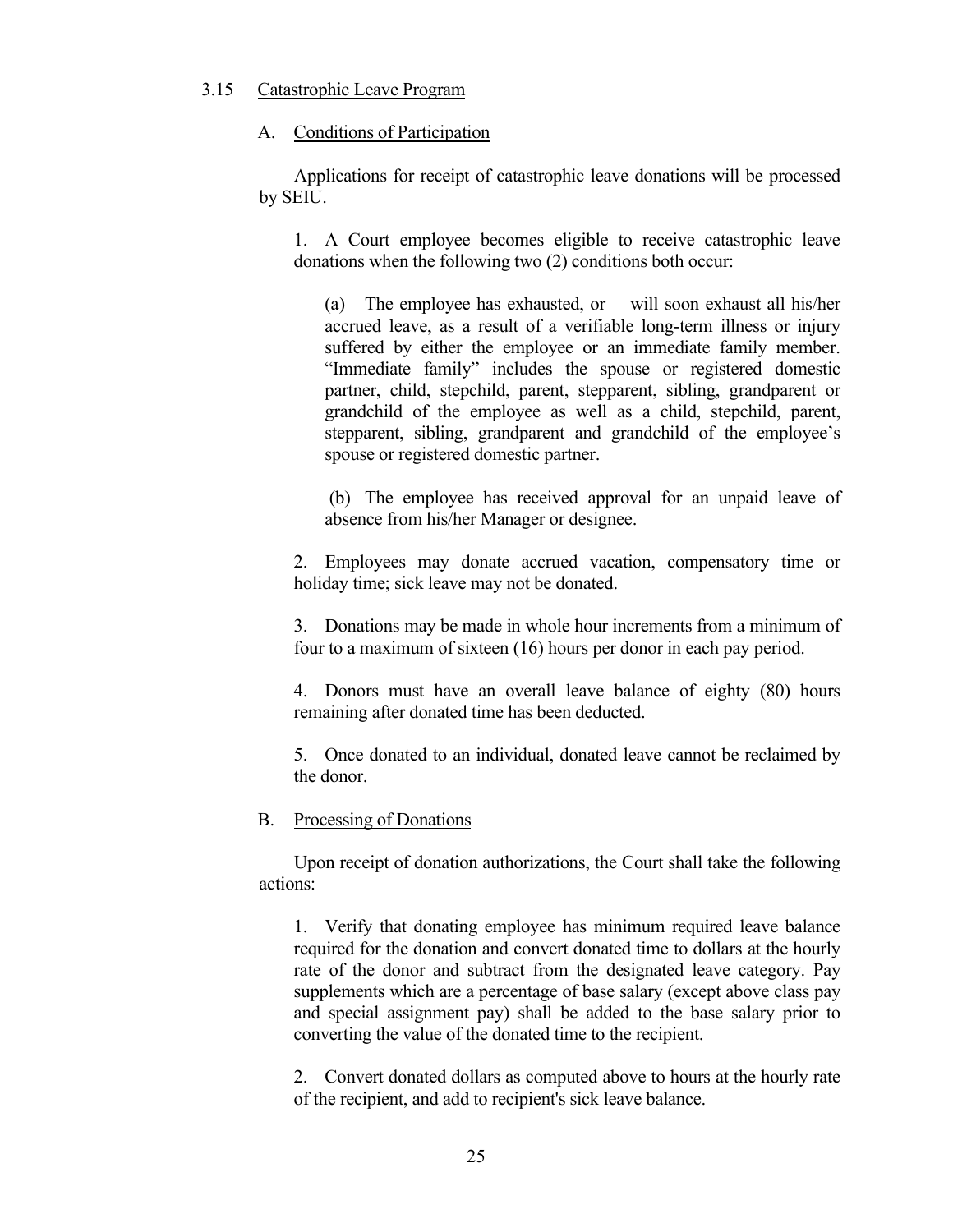### 3.15 Catastrophic Leave Program

#### A. Conditions of Participation

Applications for receipt of catastrophic leave donations will be processed by SEIU.

1. A Court employee becomes eligible to receive catastrophic leave donations when the following two (2) conditions both occur:

   (a) The employee has exhausted, or will soon exhaust all his/her accrued leave, as a result of a verifiable long-term illness or injury suffered by either the employee or an immediate family member. "Immediate family" includes the spouse or registered domestic partner, child, stepchild, parent, stepparent, sibling, grandparent or grandchild of the employee as well as a child, stepchild, parent, stepparent, sibling, grandparent and grandchild of the employee's spouse or registered domestic partner.

   (b) The employee has received approval for an unpaid leave of absence from his/her Manager or designee.

2. Employees may donate accrued vacation, compensatory time or holiday time; sick leave may not be donated.

3. Donations may be made in whole hour increments from a minimum of four to a maximum of sixteen (16) hours per donor in each pay period.

4. Donors must have an overall leave balance of eighty (80) hours remaining after donated time has been deducted.

5. Once donated to an individual, donated leave cannot be reclaimed by the donor.

#### B. Processing of Donations

Upon receipt of donation authorizations, the Court shall take the following actions:

1. Verify that donating employee has minimum required leave balance required for the donation and convert donated time to dollars at the hourly rate of the donor and subtract from the designated leave category. Pay supplements which are a percentage of base salary (except above class pay and special assignment pay) shall be added to the base salary prior to converting the value of the donated time to the recipient.

2. Convert donated dollars as computed above to hours at the hourly rate of the recipient, and add to recipient's sick leave balance.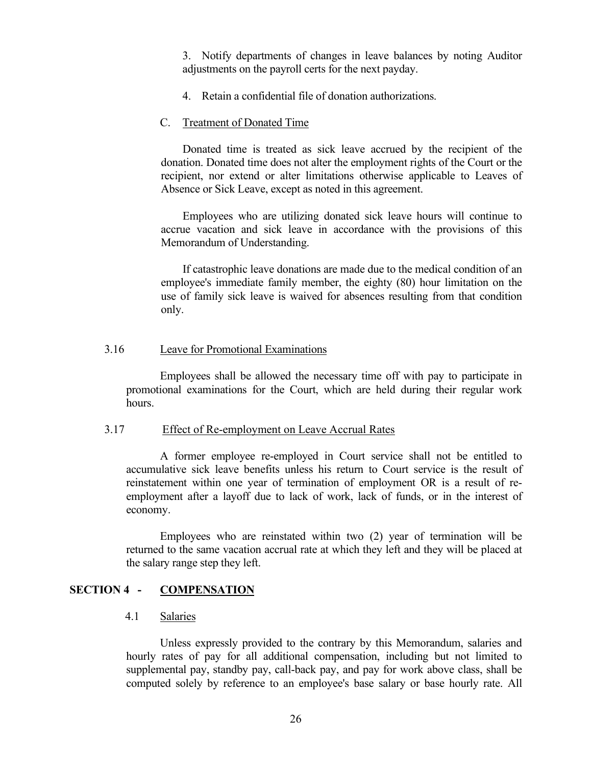3. Notify departments of changes in leave balances by noting Auditor adjustments on the payroll certs for the next payday.

4. Retain a confidential file of donation authorizations.

C. Treatment of Donated Time

Donated time is treated as sick leave accrued by the recipient of the donation. Donated time does not alter the employment rights of the Court or the recipient, nor extend or alter limitations otherwise applicable to Leaves of Absence or Sick Leave, except as noted in this agreement.

Employees who are utilizing donated sick leave hours will continue to accrue vacation and sick leave in accordance with the provisions of this Memorandum of Understanding.

If catastrophic leave donations are made due to the medical condition of an employee's immediate family member, the eighty (80) hour limitation on the use of family sick leave is waived for absences resulting from that condition only.

3.16 Leave for Promotional Examinations

Employees shall be allowed the necessary time off with pay to participate in promotional examinations for the Court, which are held during their regular work hours.

3.17 Effect of Re-employment on Leave Accrual Rates

A former employee re-employed in Court service shall not be entitled to accumulative sick leave benefits unless his return to Court service is the result of reinstatement within one year of termination of employment OR is a result of re-employment after a layoff due to lack of work, lack of funds, or in the interest of economy.

Employees who are reinstated within two (2) year of termination will be returned to the same vacation accrual rate at which they left and they will be placed at the salary range step they left.

## SECTION 4 - COMPENSATION

4.1 Salaries

Unless expressly provided to the contrary by this Memorandum, salaries and hourly rates of pay for all additional compensation, including but not limited to supplemental pay, standby pay, call-back pay, and pay for work above class, shall be computed solely by reference to an employee's base salary or base hourly rate. All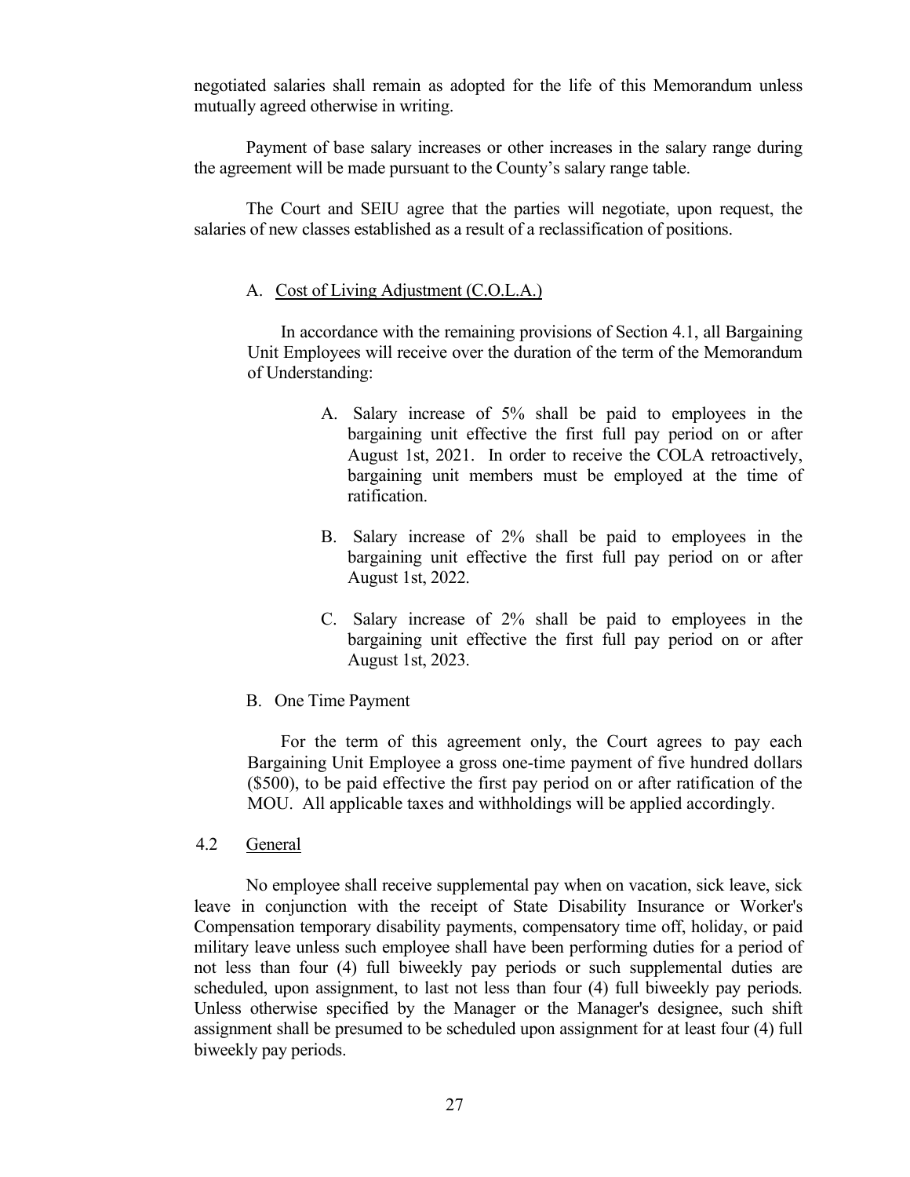negotiated salaries shall remain as adopted for the life of this Memorandum unless mutually agreed otherwise in writing.

Payment of base salary increases or other increases in the salary range during the agreement will be made pursuant to the County's salary range table.

The Court and SEIU agree that the parties will negotiate, upon request, the salaries of new classes established as a result of a reclassification of positions.

A. Cost of Living Adjustment (C.O.L.A.)

In accordance with the remaining provisions of Section 4.1, all Bargaining Unit Employees will receive over the duration of the term of the Memorandum of Understanding:

A. Salary increase of 5% shall be paid to employees in the bargaining unit effective the first full pay period on or after August 1st, 2021. In order to receive the COLA retroactively, bargaining unit members must be employed at the time of ratification.

B. Salary increase of 2% shall be paid to employees in the bargaining unit effective the first full pay period on or after August 1st, 2022.

C. Salary increase of 2% shall be paid to employees in the bargaining unit effective the first full pay period on or after August 1st, 2023.

B. One Time Payment

For the term of this agreement only, the Court agrees to pay each Bargaining Unit Employee a gross one-time payment of five hundred dollars ($500), to be paid effective the first pay period on or after ratification of the MOU. All applicable taxes and withholdings will be applied accordingly.

4.2 General

No employee shall receive supplemental pay when on vacation, sick leave, sick leave in conjunction with the receipt of State Disability Insurance or Worker's Compensation temporary disability payments, compensatory time off, holiday, or paid military leave unless such employee shall have been performing duties for a period of not less than four (4) full biweekly pay periods or such supplemental duties are scheduled, upon assignment, to last not less than four (4) full biweekly pay periods. Unless otherwise specified by the Manager or the Manager's designee, such shift assignment shall be presumed to be scheduled upon assignment for at least four (4) full biweekly pay periods.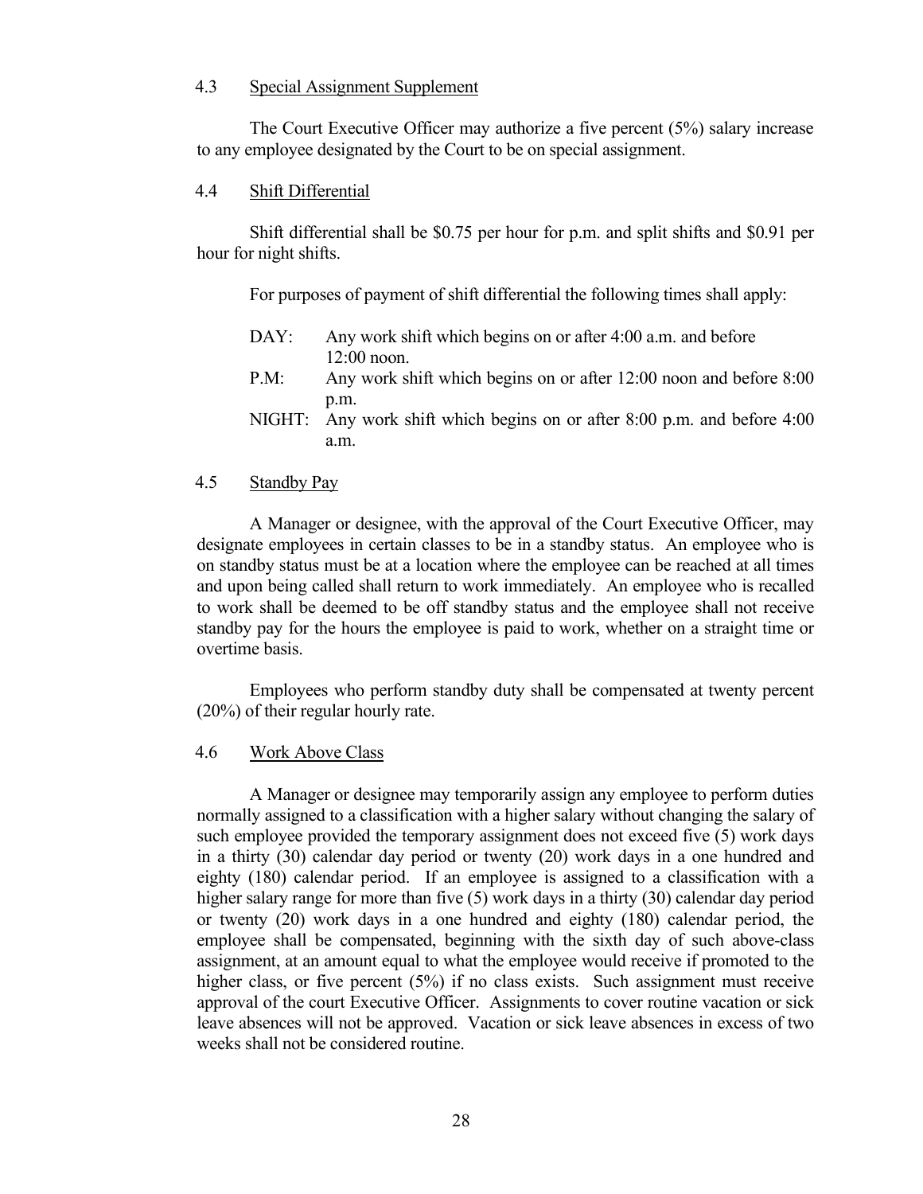### 4.3 Special Assignment Supplement

The Court Executive Officer may authorize a five percent (5%) salary increase to any employee designated by the Court to be on special assignment.

### 4.4 Shift Differential

Shift differential shall be $0.75 per hour for p.m. and split shifts and $0.91 per hour for night shifts.

For purposes of payment of shift differential the following times shall apply:

- DAY: Any work shift which begins on or after 4:00 a.m. and before 12:00 noon.
- P.M: Any work shift which begins on or after 12:00 noon and before 8:00 p.m.
- NIGHT: Any work shift which begins on or after 8:00 p.m. and before 4:00 a.m.

### 4.5 Standby Pay

A Manager or designee, with the approval of the Court Executive Officer, may designate employees in certain classes to be in a standby status. An employee who is on standby status must be at a location where the employee can be reached at all times and upon being called shall return to work immediately. An employee who is recalled to work shall be deemed to be off standby status and the employee shall not receive standby pay for the hours the employee is paid to work, whether on a straight time or overtime basis.

Employees who perform standby duty shall be compensated at twenty percent (20%) of their regular hourly rate.

### 4.6 Work Above Class

A Manager or designee may temporarily assign any employee to perform duties normally assigned to a classification with a higher salary without changing the salary of such employee provided the temporary assignment does not exceed five (5) work days in a thirty (30) calendar day period or twenty (20) work days in a one hundred and eighty (180) calendar period. If an employee is assigned to a classification with a higher salary range for more than five (5) work days in a thirty (30) calendar day period or twenty (20) work days in a one hundred and eighty (180) calendar period, the employee shall be compensated, beginning with the sixth day of such above-class assignment, at an amount equal to what the employee would receive if promoted to the higher class, or five percent (5%) if no class exists. Such assignment must receive approval of the court Executive Officer. Assignments to cover routine vacation or sick leave absences will not be approved. Vacation or sick leave absences in excess of two weeks shall not be considered routine.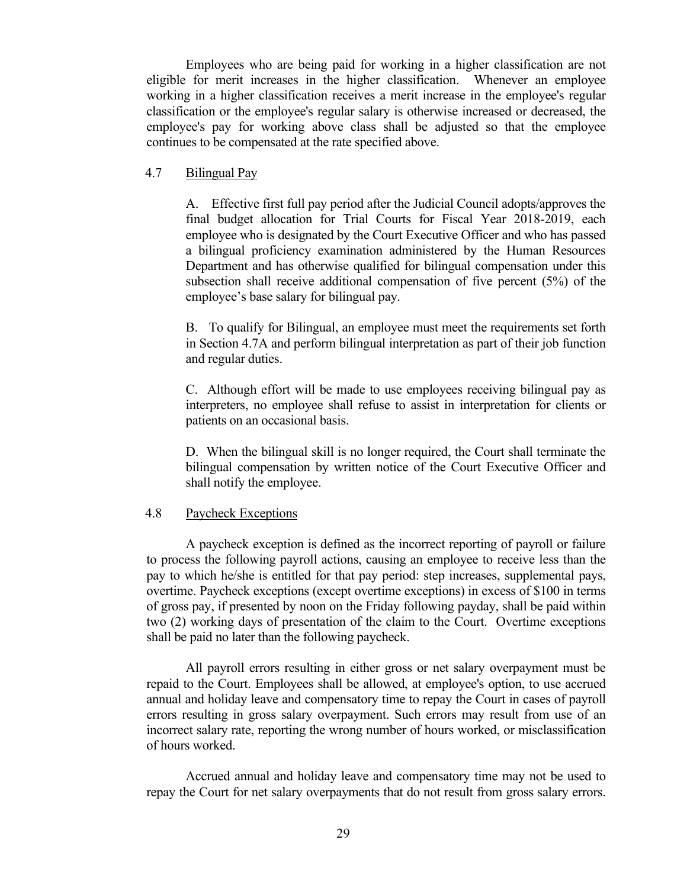Employees who are being paid for working in a higher classification are not eligible for merit increases in the higher classification. Whenever an employee working in a higher classification receives a merit increase in the employee's regular classification or the employee's regular salary is otherwise increased or decreased, the employee's pay for working above class shall be adjusted so that the employee continues to be compensated at the rate specified above.

### 4.7 Bilingual Pay

A. Effective first full pay period after the Judicial Council adopts/approves the final budget allocation for Trial Courts for Fiscal Year 2018-2019, each employee who is designated by the Court Executive Officer and who has passed a bilingual proficiency examination administered by the Human Resources Department and has otherwise qualified for bilingual compensation under this subsection shall receive additional compensation of five percent (5%) of the employee's base salary for bilingual pay.

B. To qualify for Bilingual, an employee must meet the requirements set forth in Section 4.7A and perform bilingual interpretation as part of their job function and regular duties.

C. Although effort will be made to use employees receiving bilingual pay as interpreters, no employee shall refuse to assist in interpretation for clients or patients on an occasional basis.

D. When the bilingual skill is no longer required, the Court shall terminate the bilingual compensation by written notice of the Court Executive Officer and shall notify the employee.

### 4.8 Paycheck Exceptions

A paycheck exception is defined as the incorrect reporting of payroll or failure to process the following payroll actions, causing an employee to receive less than the pay to which he/she is entitled for that pay period: step increases, supplemental pays, overtime. Paycheck exceptions (except overtime exceptions) in excess of $100 in terms of gross pay, if presented by noon on the Friday following payday, shall be paid within two (2) working days of presentation of the claim to the Court. Overtime exceptions shall be paid no later than the following paycheck.

All payroll errors resulting in either gross or net salary overpayment must be repaid to the Court. Employees shall be allowed, at employee's option, to use accrued annual and holiday leave and compensatory time to repay the Court in cases of payroll errors resulting in gross salary overpayment. Such errors may result from use of an incorrect salary rate, reporting the wrong number of hours worked, or misclassification of hours worked.

Accrued annual and holiday leave and compensatory time may not be used to repay the Court for net salary overpayments that do not result from gross salary errors.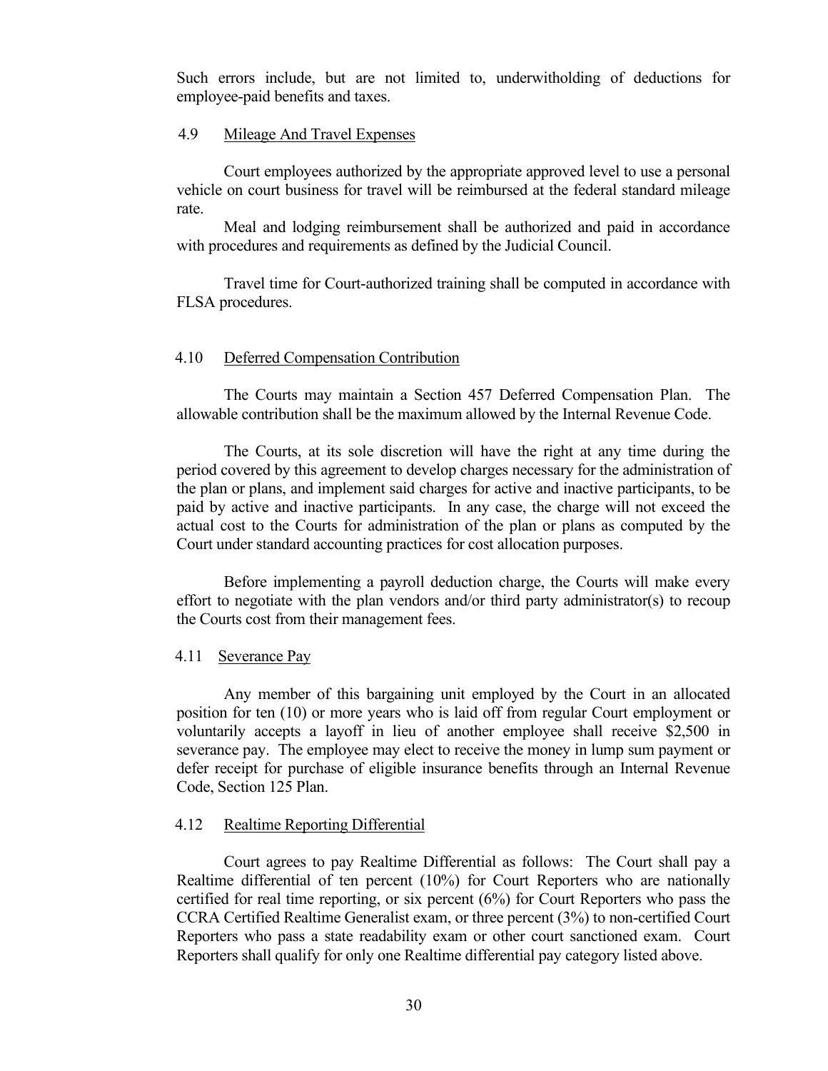Such errors include, but are not limited to, underwitholding of deductions for employee-paid benefits and taxes.

### 4.9 Mileage And Travel Expenses

Court employees authorized by the appropriate approved level to use a personal vehicle on court business for travel will be reimbursed at the federal standard mileage rate.

Meal and lodging reimbursement shall be authorized and paid in accordance with procedures and requirements as defined by the Judicial Council.

Travel time for Court-authorized training shall be computed in accordance with FLSA procedures.

### 4.10 Deferred Compensation Contribution

The Courts may maintain a Section 457 Deferred Compensation Plan. The allowable contribution shall be the maximum allowed by the Internal Revenue Code.

The Courts, at its sole discretion will have the right at any time during the period covered by this agreement to develop charges necessary for the administration of the plan or plans, and implement said charges for active and inactive participants, to be paid by active and inactive participants. In any case, the charge will not exceed the actual cost to the Courts for administration of the plan or plans as computed by the Court under standard accounting practices for cost allocation purposes.

Before implementing a payroll deduction charge, the Courts will make every effort to negotiate with the plan vendors and/or third party administrator(s) to recoup the Courts cost from their management fees.

### 4.11 Severance Pay

Any member of this bargaining unit employed by the Court in an allocated position for ten (10) or more years who is laid off from regular Court employment or voluntarily accepts a layoff in lieu of another employee shall receive $2,500 in severance pay. The employee may elect to receive the money in lump sum payment or defer receipt for purchase of eligible insurance benefits through an Internal Revenue Code, Section 125 Plan.

### 4.12 Realtime Reporting Differential

Court agrees to pay Realtime Differential as follows: The Court shall pay a Realtime differential of ten percent (10%) for Court Reporters who are nationally certified for real time reporting, or six percent (6%) for Court Reporters who pass the CCRA Certified Realtime Generalist exam, or three percent (3%) to non-certified Court Reporters who pass a state readability exam or other court sanctioned exam. Court Reporters shall qualify for only one Realtime differential pay category listed above.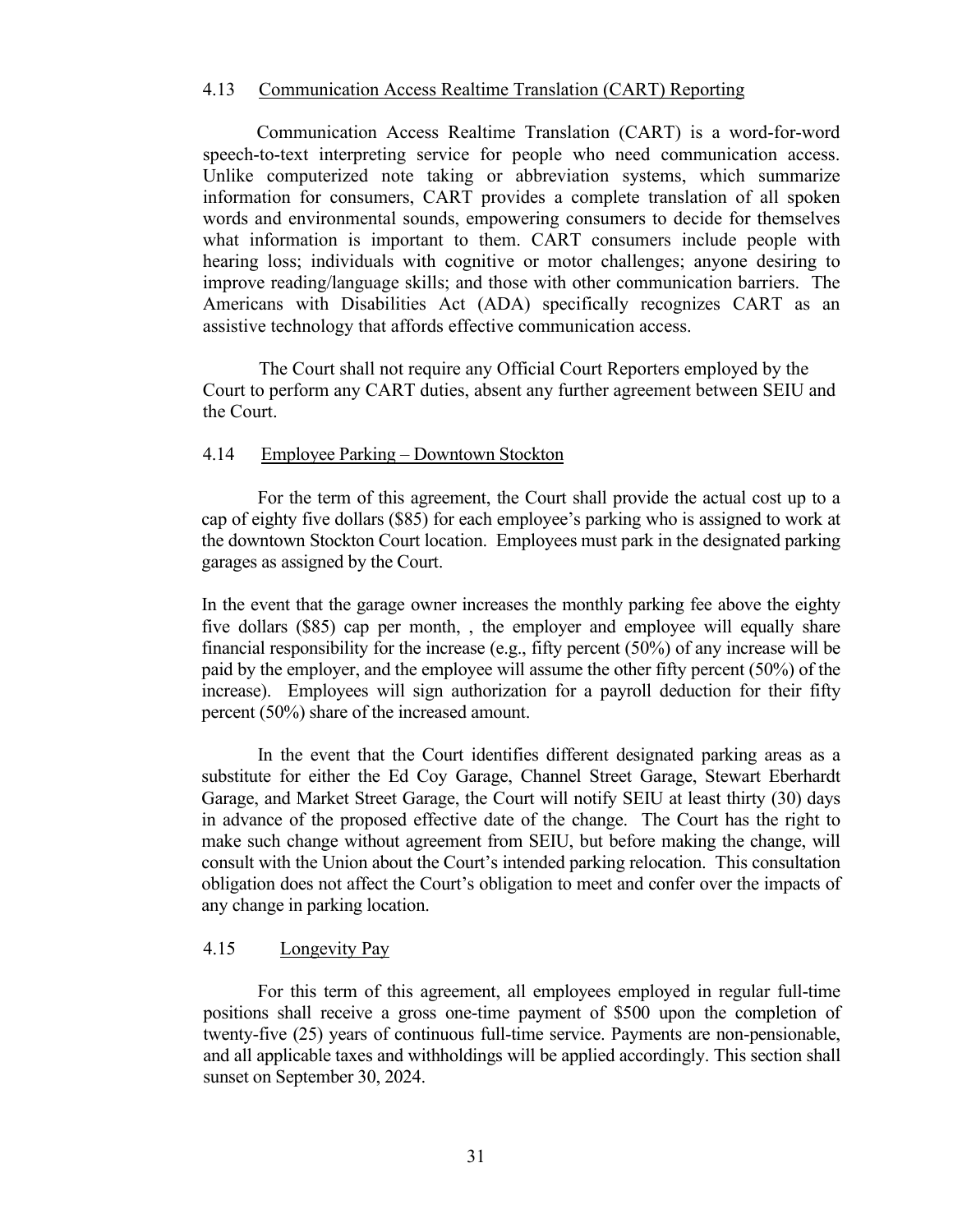### 4.13 Communication Access Realtime Translation (CART) Reporting

Communication Access Realtime Translation (CART) is a word-for-word speech-to-text interpreting service for people who need communication access. Unlike computerized note taking or abbreviation systems, which summarize information for consumers, CART provides a complete translation of all spoken words and environmental sounds, empowering consumers to decide for themselves what information is important to them. CART consumers include people with hearing loss; individuals with cognitive or motor challenges; anyone desiring to improve reading/language skills; and those with other communication barriers. The Americans with Disabilities Act (ADA) specifically recognizes CART as an assistive technology that affords effective communication access.

The Court shall not require any Official Court Reporters employed by the Court to perform any CART duties, absent any further agreement between SEIU and the Court.

### 4.14 Employee Parking – Downtown Stockton

For the term of this agreement, the Court shall provide the actual cost up to a cap of eighty five dollars ($85) for each employee's parking who is assigned to work at the downtown Stockton Court location. Employees must park in the designated parking garages as assigned by the Court.

In the event that the garage owner increases the monthly parking fee above the eighty five dollars ($85) cap per month, , the employer and employee will equally share financial responsibility for the increase (e.g., fifty percent (50%) of any increase will be paid by the employer, and the employee will assume the other fifty percent (50%) of the increase). Employees will sign authorization for a payroll deduction for their fifty percent (50%) share of the increased amount.

In the event that the Court identifies different designated parking areas as a substitute for either the Ed Coy Garage, Channel Street Garage, Stewart Eberhardt Garage, and Market Street Garage, the Court will notify SEIU at least thirty (30) days in advance of the proposed effective date of the change. The Court has the right to make such change without agreement from SEIU, but before making the change, will consult with the Union about the Court's intended parking relocation. This consultation obligation does not affect the Court's obligation to meet and confer over the impacts of any change in parking location.

### 4.15 Longevity Pay

For this term of this agreement, all employees employed in regular full-time positions shall receive a gross one-time payment of $500 upon the completion of twenty-five (25) years of continuous full-time service. Payments are non-pensionable, and all applicable taxes and withholdings will be applied accordingly. This section shall sunset on September 30, 2024.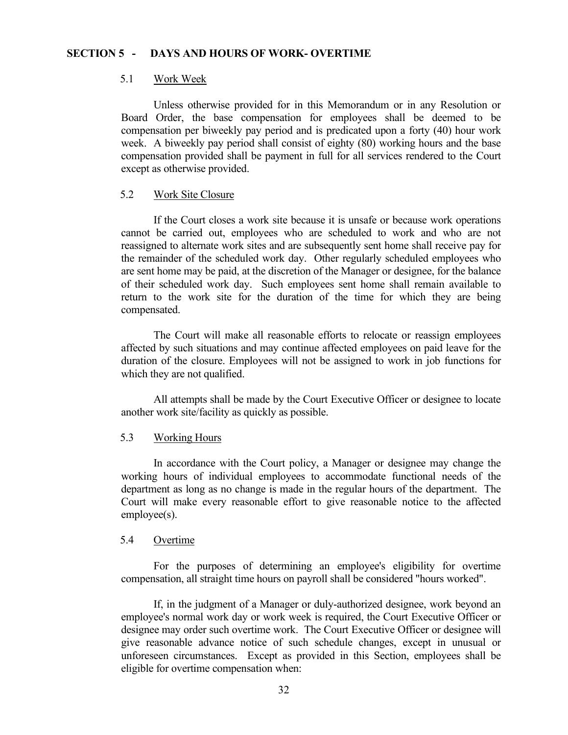## SECTION 5 - DAYS AND HOURS OF WORK- OVERTIME

### 5.1 Work Week

Unless otherwise provided for in this Memorandum or in any Resolution or Board Order, the base compensation for employees shall be deemed to be compensation per biweekly pay period and is predicated upon a forty (40) hour work week. A biweekly pay period shall consist of eighty (80) working hours and the base compensation provided shall be payment in full for all services rendered to the Court except as otherwise provided.

### 5.2 Work Site Closure

If the Court closes a work site because it is unsafe or because work operations cannot be carried out, employees who are scheduled to work and who are not reassigned to alternate work sites and are subsequently sent home shall receive pay for the remainder of the scheduled work day. Other regularly scheduled employees who are sent home may be paid, at the discretion of the Manager or designee, for the balance of their scheduled work day. Such employees sent home shall remain available to return to the work site for the duration of the time for which they are being compensated.

The Court will make all reasonable efforts to relocate or reassign employees affected by such situations and may continue affected employees on paid leave for the duration of the closure. Employees will not be assigned to work in job functions for which they are not qualified.

All attempts shall be made by the Court Executive Officer or designee to locate another work site/facility as quickly as possible.

### 5.3 Working Hours

In accordance with the Court policy, a Manager or designee may change the working hours of individual employees to accommodate functional needs of the department as long as no change is made in the regular hours of the department. The Court will make every reasonable effort to give reasonable notice to the affected employee(s).

### 5.4 Overtime

For the purposes of determining an employee's eligibility for overtime compensation, all straight time hours on payroll shall be considered "hours worked".

If, in the judgment of a Manager or duly-authorized designee, work beyond an employee's normal work day or work week is required, the Court Executive Officer or designee may order such overtime work. The Court Executive Officer or designee will give reasonable advance notice of such schedule changes, except in unusual or unforeseen circumstances. Except as provided in this Section, employees shall be eligible for overtime compensation when: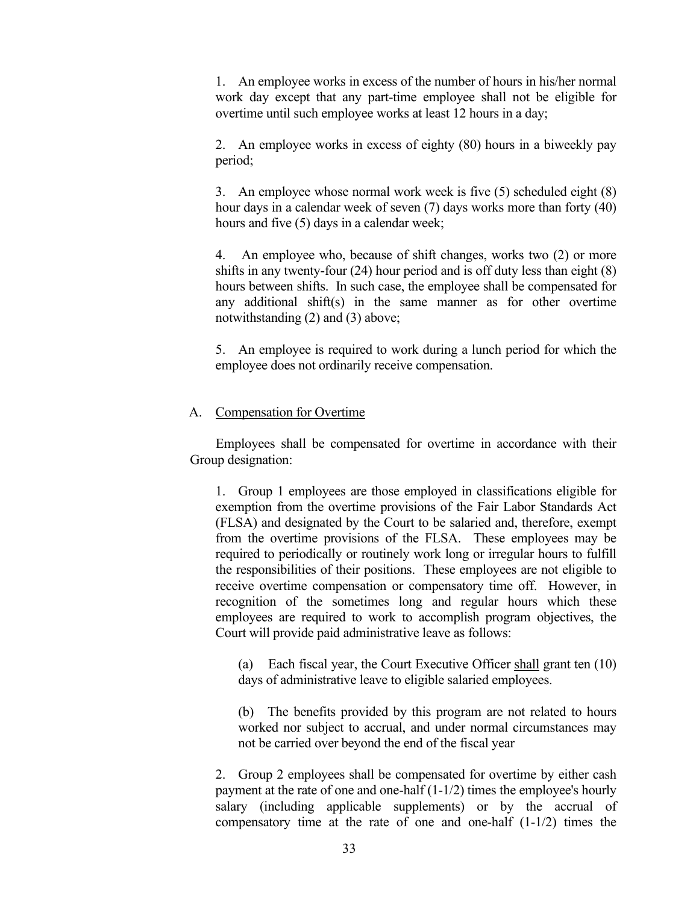1. An employee works in excess of the number of hours in his/her normal work day except that any part-time employee shall not be eligible for overtime until such employee works at least 12 hours in a day;

2. An employee works in excess of eighty (80) hours in a biweekly pay period;

3. An employee whose normal work week is five (5) scheduled eight (8) hour days in a calendar week of seven (7) days works more than forty (40) hours and five (5) days in a calendar week;

4. An employee who, because of shift changes, works two (2) or more shifts in any twenty-four (24) hour period and is off duty less than eight (8) hours between shifts. In such case, the employee shall be compensated for any additional shift(s) in the same manner as for other overtime notwithstanding (2) and (3) above;

5. An employee is required to work during a lunch period for which the employee does not ordinarily receive compensation.

A. <u>Compensation for Overtime</u>

Employees shall be compensated for overtime in accordance with their Group designation:

1. Group 1 employees are those employed in classifications eligible for exemption from the overtime provisions of the Fair Labor Standards Act (FLSA) and designated by the Court to be salaried and, therefore, exempt from the overtime provisions of the FLSA. These employees may be required to periodically or routinely work long or irregular hours to fulfill the responsibilities of their positions. These employees are not eligible to receive overtime compensation or compensatory time off. However, in recognition of the sometimes long and regular hours which these employees are required to work to accomplish program objectives, the Court will provide paid administrative leave as follows:

(a) Each fiscal year, the Court Executive Officer <u>shall</u> grant ten (10) days of administrative leave to eligible salaried employees.

(b) The benefits provided by this program are not related to hours worked nor subject to accrual, and under normal circumstances may not be carried over beyond the end of the fiscal year

2. Group 2 employees shall be compensated for overtime by either cash payment at the rate of one and one-half (1-1/2) times the employee's hourly salary (including applicable supplements) or by the accrual of compensatory time at the rate of one and one-half (1-1/2) times the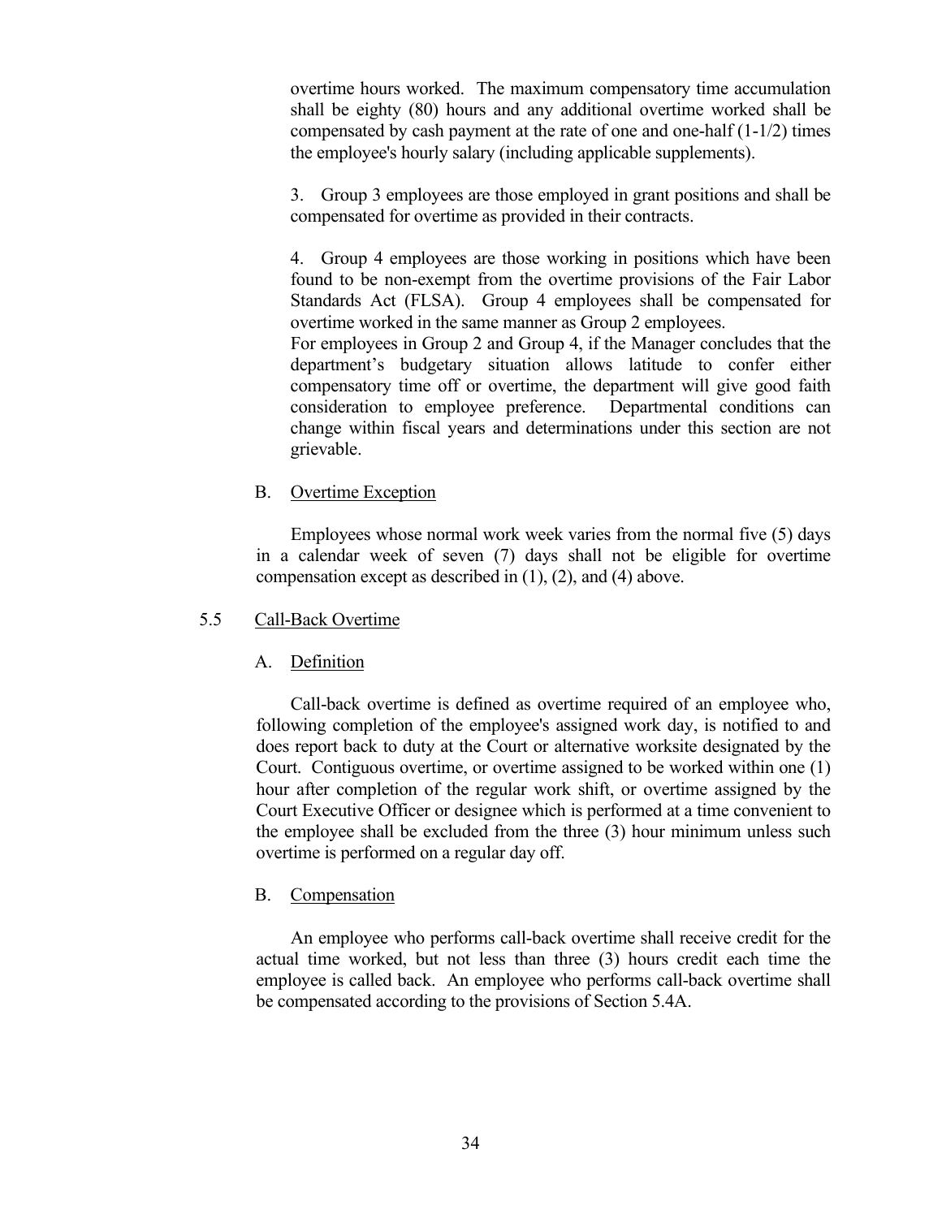overtime hours worked. The maximum compensatory time accumulation shall be eighty (80) hours and any additional overtime worked shall be compensated by cash payment at the rate of one and one-half (1-1/2) times the employee's hourly salary (including applicable supplements).

3. Group 3 employees are those employed in grant positions and shall be compensated for overtime as provided in their contracts.

4. Group 4 employees are those working in positions which have been found to be non-exempt from the overtime provisions of the Fair Labor Standards Act (FLSA). Group 4 employees shall be compensated for overtime worked in the same manner as Group 2 employees.

For employees in Group 2 and Group 4, if the Manager concludes that the department's budgetary situation allows latitude to confer either compensatory time off or overtime, the department will give good faith consideration to employee preference. Departmental conditions can change within fiscal years and determinations under this section are not grievable.

B. Overtime Exception

Employees whose normal work week varies from the normal five (5) days in a calendar week of seven (7) days shall not be eligible for overtime compensation except as described in (1), (2), and (4) above.

5.5 Call-Back Overtime

A. Definition

Call-back overtime is defined as overtime required of an employee who, following completion of the employee's assigned work day, is notified to and does report back to duty at the Court or alternative worksite designated by the Court. Contiguous overtime, or overtime assigned to be worked within one (1) hour after completion of the regular work shift, or overtime assigned by the Court Executive Officer or designee which is performed at a time convenient to the employee shall be excluded from the three (3) hour minimum unless such overtime is performed on a regular day off.

B. Compensation

An employee who performs call-back overtime shall receive credit for the actual time worked, but not less than three (3) hours credit each time the employee is called back. An employee who performs call-back overtime shall be compensated according to the provisions of Section 5.4A.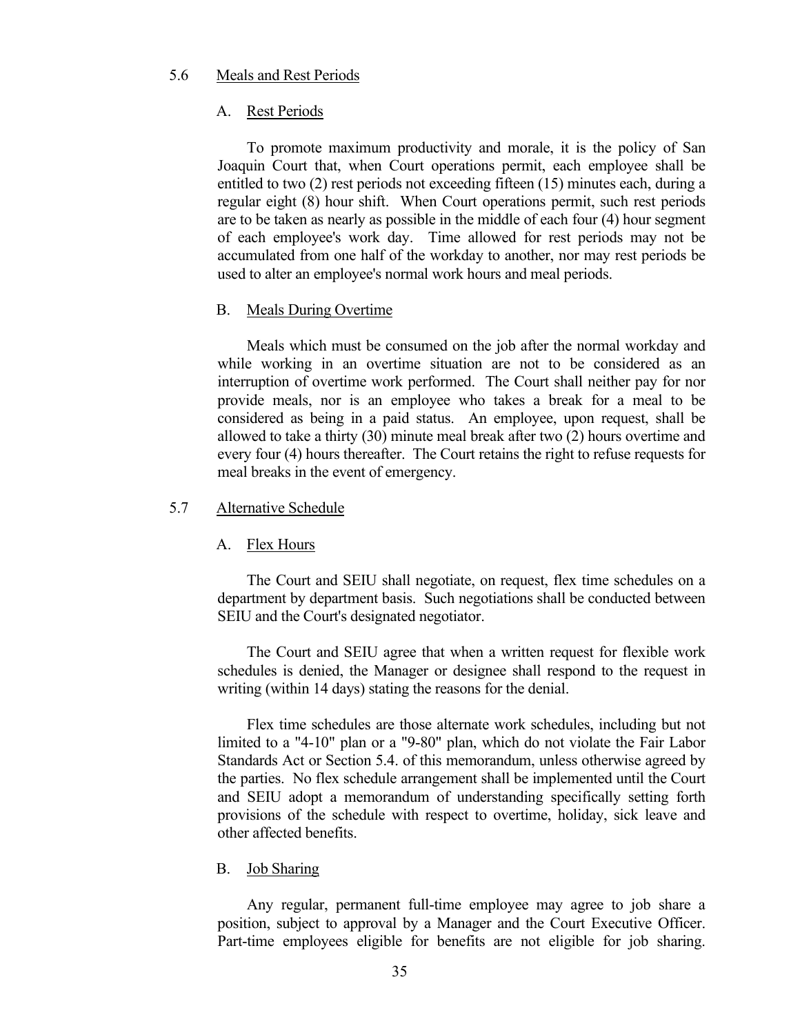## 5.6 Meals and Rest Periods

### A. Rest Periods

To promote maximum productivity and morale, it is the policy of San Joaquin Court that, when Court operations permit, each employee shall be entitled to two (2) rest periods not exceeding fifteen (15) minutes each, during a regular eight (8) hour shift. When Court operations permit, such rest periods are to be taken as nearly as possible in the middle of each four (4) hour segment of each employee's work day. Time allowed for rest periods may not be accumulated from one half of the workday to another, nor may rest periods be used to alter an employee's normal work hours and meal periods.

### B. Meals During Overtime

Meals which must be consumed on the job after the normal workday and while working in an overtime situation are not to be considered as an interruption of overtime work performed. The Court shall neither pay for nor provide meals, nor is an employee who takes a break for a meal to be considered as being in a paid status. An employee, upon request, shall be allowed to take a thirty (30) minute meal break after two (2) hours overtime and every four (4) hours thereafter. The Court retains the right to refuse requests for meal breaks in the event of emergency.

## 5.7 Alternative Schedule

### A. Flex Hours

The Court and SEIU shall negotiate, on request, flex time schedules on a department by department basis. Such negotiations shall be conducted between SEIU and the Court's designated negotiator.

The Court and SEIU agree that when a written request for flexible work schedules is denied, the Manager or designee shall respond to the request in writing (within 14 days) stating the reasons for the denial.

Flex time schedules are those alternate work schedules, including but not limited to a "4-10" plan or a "9-80" plan, which do not violate the Fair Labor Standards Act or Section 5.4. of this memorandum, unless otherwise agreed by the parties. No flex schedule arrangement shall be implemented until the Court and SEIU adopt a memorandum of understanding specifically setting forth provisions of the schedule with respect to overtime, holiday, sick leave and other affected benefits.

### B. Job Sharing

Any regular, permanent full-time employee may agree to job share a position, subject to approval by a Manager and the Court Executive Officer. Part-time employees eligible for benefits are not eligible for job sharing.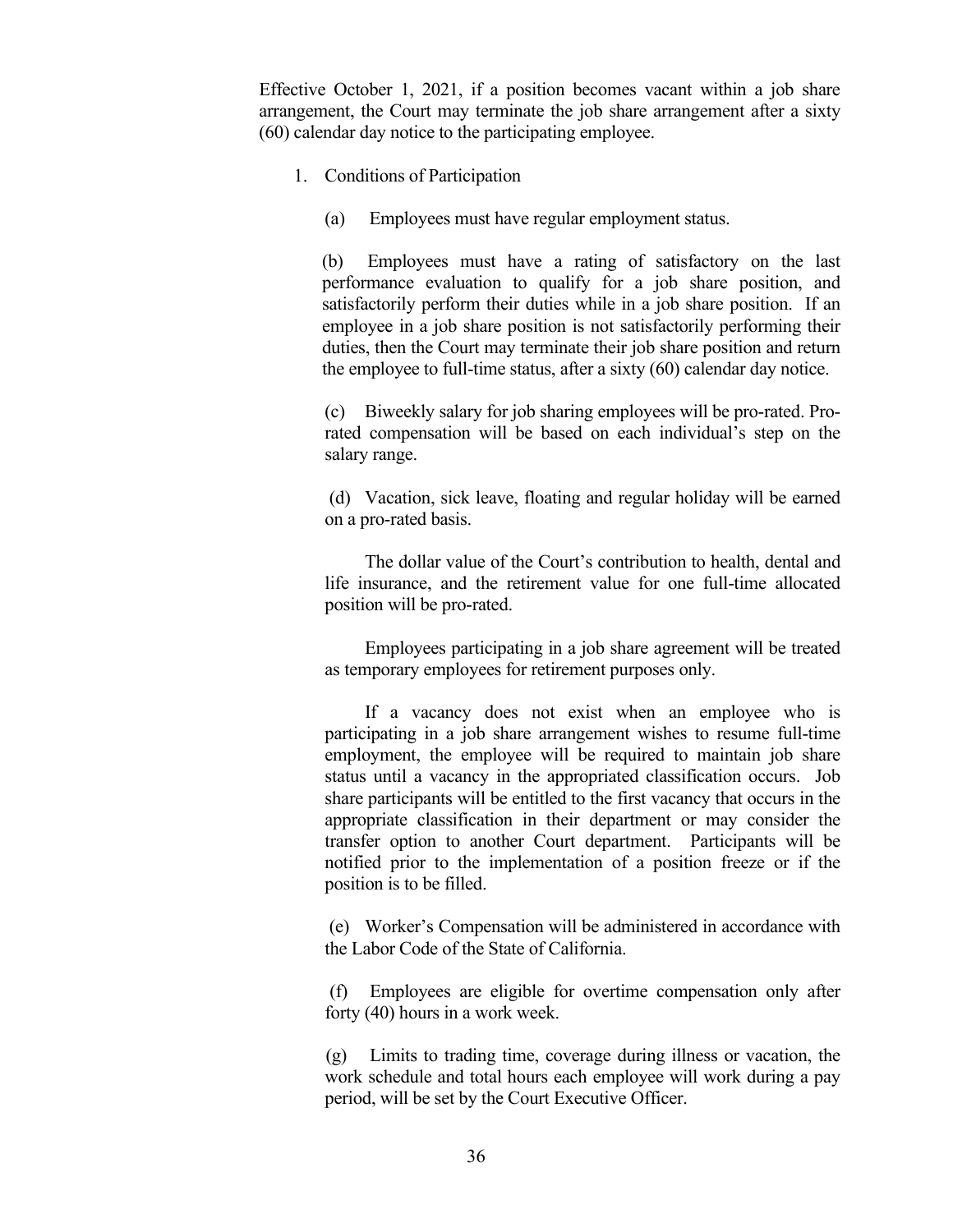Effective October 1, 2021, if a position becomes vacant within a job share arrangement, the Court may terminate the job share arrangement after a sixty (60) calendar day notice to the participating employee.

1. Conditions of Participation

   (a) Employees must have regular employment status.

   (b) Employees must have a rating of satisfactory on the last performance evaluation to qualify for a job share position, and satisfactorily perform their duties while in a job share position. If an employee in a job share position is not satisfactorily performing their duties, then the Court may terminate their job share position and return the employee to full-time status, after a sixty (60) calendar day notice.

   (c) Biweekly salary for job sharing employees will be pro-rated. Pro-rated compensation will be based on each individual's step on the salary range.

   (d) Vacation, sick leave, floating and regular holiday will be earned on a pro-rated basis.

   The dollar value of the Court's contribution to health, dental and life insurance, and the retirement value for one full-time allocated position will be pro-rated.

   Employees participating in a job share agreement will be treated as temporary employees for retirement purposes only.

   If a vacancy does not exist when an employee who is participating in a job share arrangement wishes to resume full-time employment, the employee will be required to maintain job share status until a vacancy in the appropriated classification occurs. Job share participants will be entitled to the first vacancy that occurs in the appropriate classification in their department or may consider the transfer option to another Court department. Participants will be notified prior to the implementation of a position freeze or if the position is to be filled.

   (e) Worker's Compensation will be administered in accordance with the Labor Code of the State of California.

   (f) Employees are eligible for overtime compensation only after forty (40) hours in a work week.

   (g) Limits to trading time, coverage during illness or vacation, the work schedule and total hours each employee will work during a pay period, will be set by the Court Executive Officer.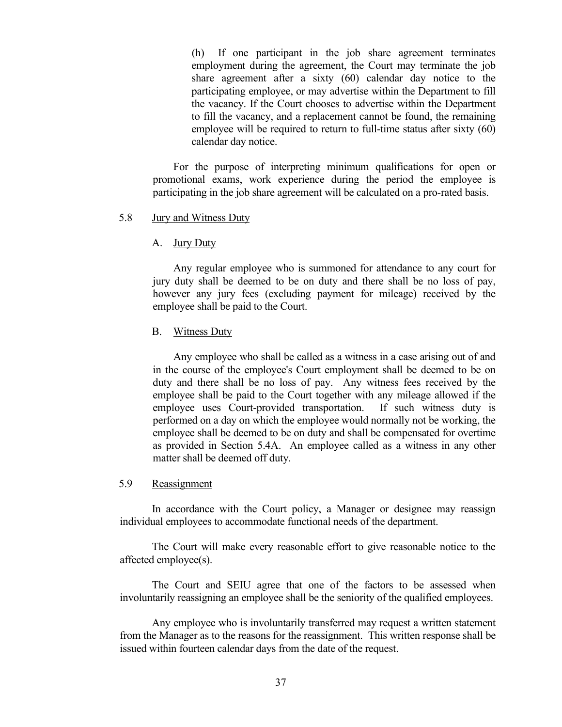(h) If one participant in the job share agreement terminates employment during the agreement, the Court may terminate the job share agreement after a sixty (60) calendar day notice to the participating employee, or may advertise within the Department to fill the vacancy. If the Court chooses to advertise within the Department to fill the vacancy, and a replacement cannot be found, the remaining employee will be required to return to full-time status after sixty (60) calendar day notice.

For the purpose of interpreting minimum qualifications for open or promotional exams, work experience during the period the employee is participating in the job share agreement will be calculated on a pro-rated basis.

## 5.8 Jury and Witness Duty

### A. Jury Duty

Any regular employee who is summoned for attendance to any court for jury duty shall be deemed to be on duty and there shall be no loss of pay, however any jury fees (excluding payment for mileage) received by the employee shall be paid to the Court.

### B. Witness Duty

Any employee who shall be called as a witness in a case arising out of and in the course of the employee's Court employment shall be deemed to be on duty and there shall be no loss of pay. Any witness fees received by the employee shall be paid to the Court together with any mileage allowed if the employee uses Court-provided transportation. If such witness duty is performed on a day on which the employee would normally not be working, the employee shall be deemed to be on duty and shall be compensated for overtime as provided in Section 5.4A. An employee called as a witness in any other matter shall be deemed off duty.

## 5.9 Reassignment

In accordance with the Court policy, a Manager or designee may reassign individual employees to accommodate functional needs of the department.

The Court will make every reasonable effort to give reasonable notice to the affected employee(s).

The Court and SEIU agree that one of the factors to be assessed when involuntarily reassigning an employee shall be the seniority of the qualified employees.

Any employee who is involuntarily transferred may request a written statement from the Manager as to the reasons for the reassignment. This written response shall be issued within fourteen calendar days from the date of the request.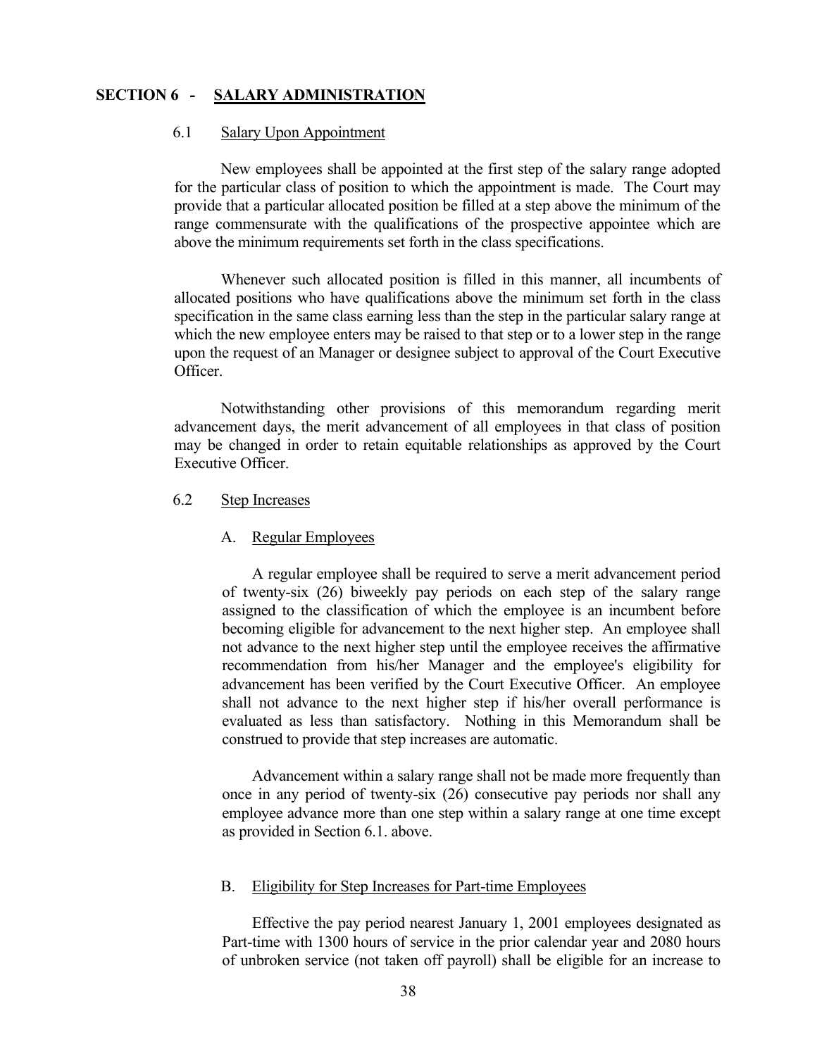## SECTION 6 - SALARY ADMINISTRATION

### 6.1 Salary Upon Appointment

New employees shall be appointed at the first step of the salary range adopted for the particular class of position to which the appointment is made. The Court may provide that a particular allocated position be filled at a step above the minimum of the range commensurate with the qualifications of the prospective appointee which are above the minimum requirements set forth in the class specifications.

Whenever such allocated position is filled in this manner, all incumbents of allocated positions who have qualifications above the minimum set forth in the class specification in the same class earning less than the step in the particular salary range at which the new employee enters may be raised to that step or to a lower step in the range upon the request of an Manager or designee subject to approval of the Court Executive Officer.

Notwithstanding other provisions of this memorandum regarding merit advancement days, the merit advancement of all employees in that class of position may be changed in order to retain equitable relationships as approved by the Court Executive Officer.

### 6.2 Step Increases

#### A. Regular Employees

A regular employee shall be required to serve a merit advancement period of twenty-six (26) biweekly pay periods on each step of the salary range assigned to the classification of which the employee is an incumbent before becoming eligible for advancement to the next higher step. An employee shall not advance to the next higher step until the employee receives the affirmative recommendation from his/her Manager and the employee's eligibility for advancement has been verified by the Court Executive Officer. An employee shall not advance to the next higher step if his/her overall performance is evaluated as less than satisfactory. Nothing in this Memorandum shall be construed to provide that step increases are automatic.

Advancement within a salary range shall not be made more frequently than once in any period of twenty-six (26) consecutive pay periods nor shall any employee advance more than one step within a salary range at one time except as provided in Section 6.1. above.

#### B. Eligibility for Step Increases for Part-time Employees

Effective the pay period nearest January 1, 2001 employees designated as Part-time with 1300 hours of service in the prior calendar year and 2080 hours of unbroken service (not taken off payroll) shall be eligible for an increase to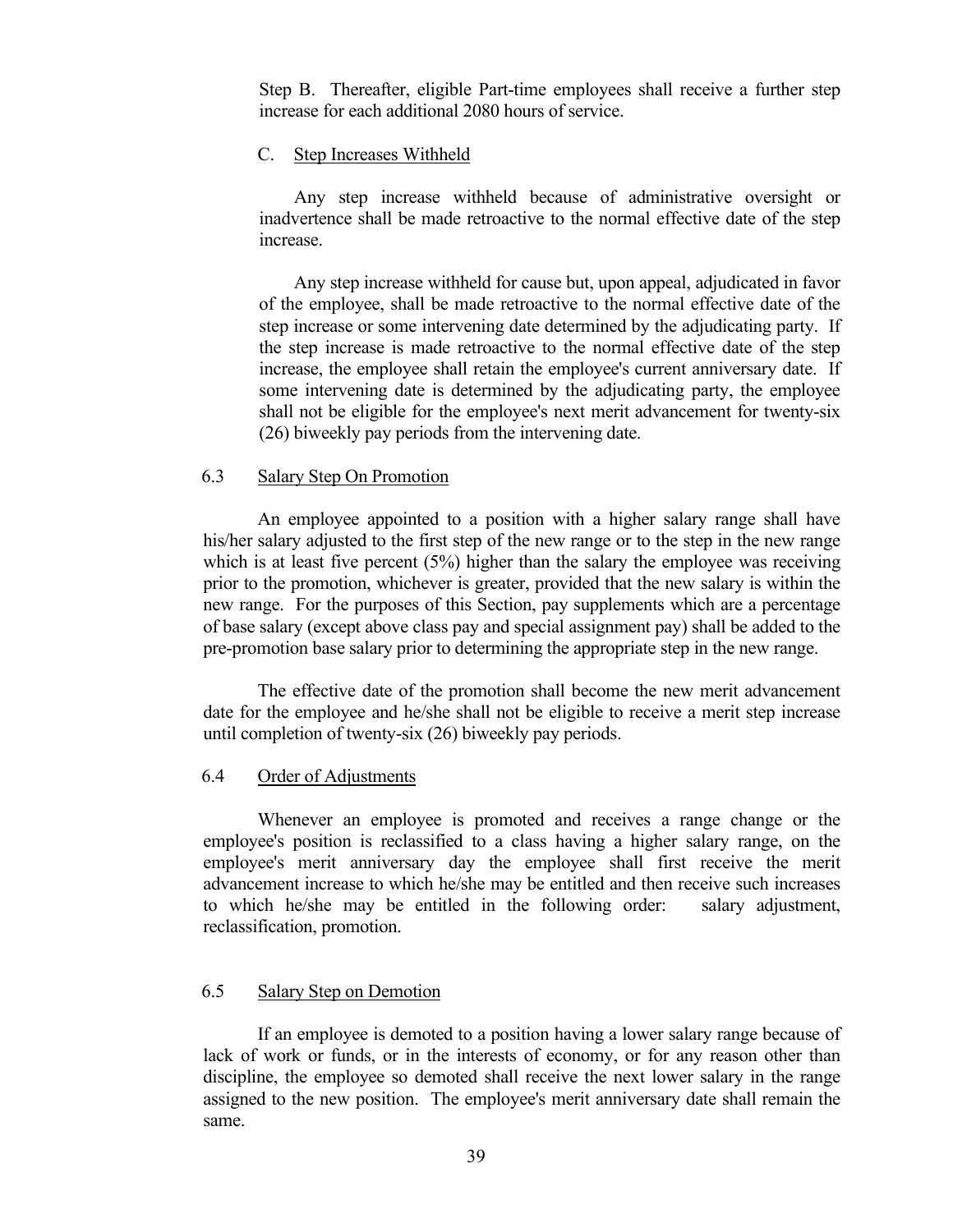Step B. Thereafter, eligible Part-time employees shall receive a further step increase for each additional 2080 hours of service.

C. Step Increases Withheld

Any step increase withheld because of administrative oversight or inadvertence shall be made retroactive to the normal effective date of the step increase.

Any step increase withheld for cause but, upon appeal, adjudicated in favor of the employee, shall be made retroactive to the normal effective date of the step increase or some intervening date determined by the adjudicating party. If the step increase is made retroactive to the normal effective date of the step increase, the employee shall retain the employee's current anniversary date. If some intervening date is determined by the adjudicating party, the employee shall not be eligible for the employee's next merit advancement for twenty-six (26) biweekly pay periods from the intervening date.

## 6.3 Salary Step On Promotion

An employee appointed to a position with a higher salary range shall have his/her salary adjusted to the first step of the new range or to the step in the new range which is at least five percent (5%) higher than the salary the employee was receiving prior to the promotion, whichever is greater, provided that the new salary is within the new range. For the purposes of this Section, pay supplements which are a percentage of base salary (except above class pay and special assignment pay) shall be added to the pre-promotion base salary prior to determining the appropriate step in the new range.

The effective date of the promotion shall become the new merit advancement date for the employee and he/she shall not be eligible to receive a merit step increase until completion of twenty-six (26) biweekly pay periods.

## 6.4 Order of Adjustments

Whenever an employee is promoted and receives a range change or the employee's position is reclassified to a class having a higher salary range, on the employee's merit anniversary day the employee shall first receive the merit advancement increase to which he/she may be entitled and then receive such increases to which he/she may be entitled in the following order: salary adjustment, reclassification, promotion.

## 6.5 Salary Step on Demotion

If an employee is demoted to a position having a lower salary range because of lack of work or funds, or in the interests of economy, or for any reason other than discipline, the employee so demoted shall receive the next lower salary in the range assigned to the new position. The employee's merit anniversary date shall remain the same.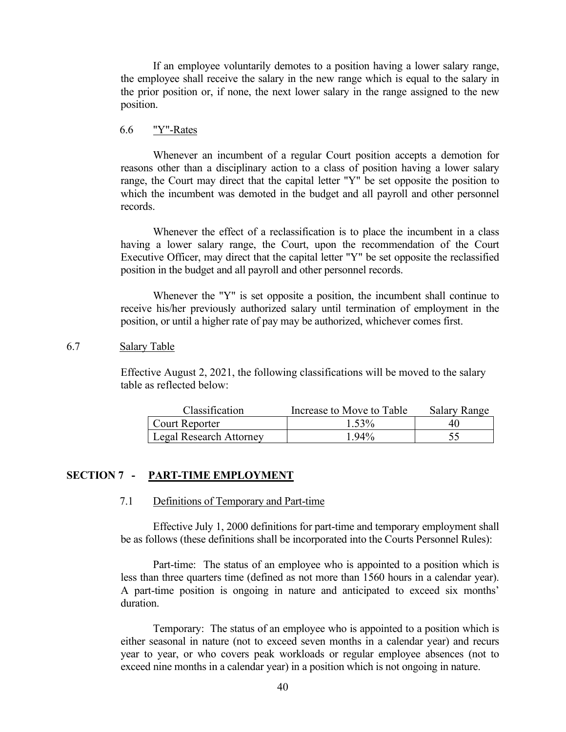If an employee voluntarily demotes to a position having a lower salary range, the employee shall receive the salary in the new range which is equal to the salary in the prior position or, if none, the next lower salary in the range assigned to the new position.

6.6 "Y"-Rates

Whenever an incumbent of a regular Court position accepts a demotion for reasons other than a disciplinary action to a class of position having a lower salary range, the Court may direct that the capital letter "Y" be set opposite the position to which the incumbent was demoted in the budget and all payroll and other personnel records.

Whenever the effect of a reclassification is to place the incumbent in a class having a lower salary range, the Court, upon the recommendation of the Court Executive Officer, may direct that the capital letter "Y" be set opposite the reclassified position in the budget and all payroll and other personnel records.

Whenever the "Y" is set opposite a position, the incumbent shall continue to receive his/her previously authorized salary until termination of employment in the position, or until a higher rate of pay may be authorized, whichever comes first.

6.7 Salary Table

Effective August 2, 2021, the following classifications will be moved to the salary table as reflected below:

| Classification | Increase to Move to Table | Salary Range |
|---|---|---|
| Court Reporter | 1.53% | 40 |
| Legal Research Attorney | 1.94% | 55 |

## SECTION 7 - PART-TIME EMPLOYMENT

7.1 Definitions of Temporary and Part-time

Effective July 1, 2000 definitions for part-time and temporary employment shall be as follows (these definitions shall be incorporated into the Courts Personnel Rules):

Part-time: The status of an employee who is appointed to a position which is less than three quarters time (defined as not more than 1560 hours in a calendar year). A part-time position is ongoing in nature and anticipated to exceed six months' duration.

Temporary: The status of an employee who is appointed to a position which is either seasonal in nature (not to exceed seven months in a calendar year) and recurs year to year, or who covers peak workloads or regular employee absences (not to exceed nine months in a calendar year) in a position which is not ongoing in nature.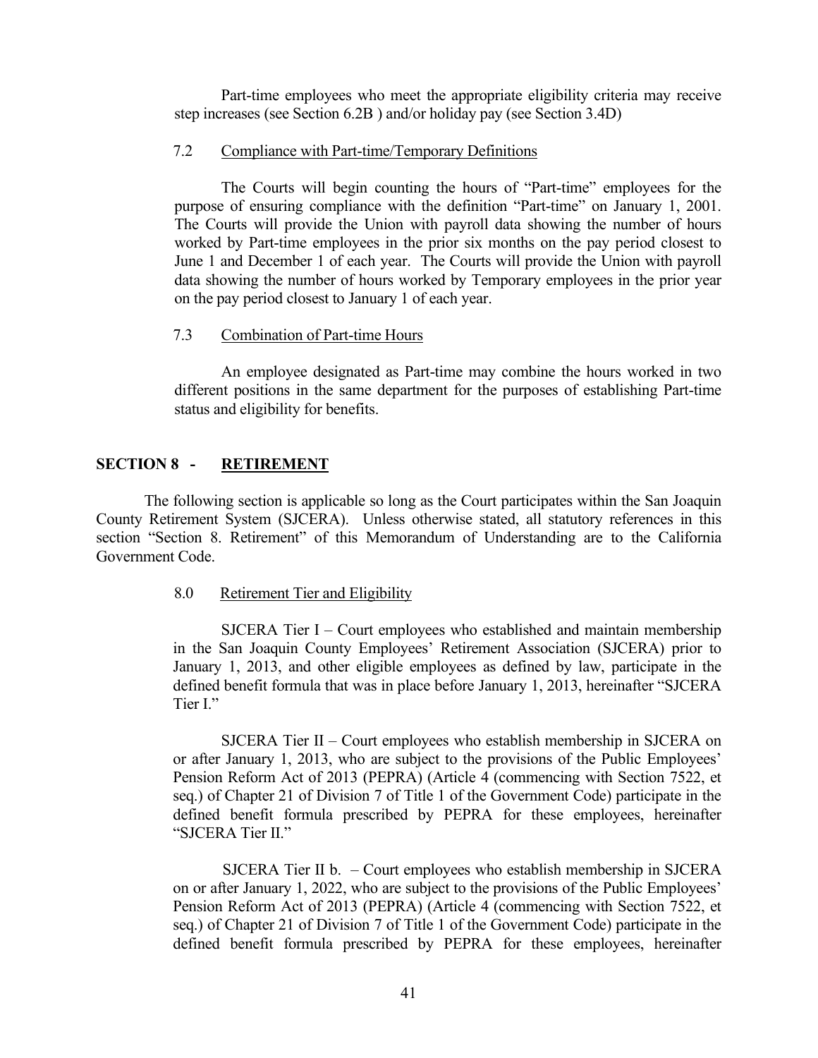Part-time employees who meet the appropriate eligibility criteria may receive step increases (see Section 6.2B ) and/or holiday pay (see Section 3.4D)

7.2 Compliance with Part-time/Temporary Definitions

The Courts will begin counting the hours of "Part-time" employees for the purpose of ensuring compliance with the definition "Part-time" on January 1, 2001. The Courts will provide the Union with payroll data showing the number of hours worked by Part-time employees in the prior six months on the pay period closest to June 1 and December 1 of each year. The Courts will provide the Union with payroll data showing the number of hours worked by Temporary employees in the prior year on the pay period closest to January 1 of each year.

7.3 Combination of Part-time Hours

An employee designated as Part-time may combine the hours worked in two different positions in the same department for the purposes of establishing Part-time status and eligibility for benefits.

## SECTION 8 - RETIREMENT

The following section is applicable so long as the Court participates within the San Joaquin County Retirement System (SJCERA). Unless otherwise stated, all statutory references in this section "Section 8. Retirement" of this Memorandum of Understanding are to the California Government Code.

8.0 Retirement Tier and Eligibility

SJCERA Tier I – Court employees who established and maintain membership in the San Joaquin County Employees' Retirement Association (SJCERA) prior to January 1, 2013, and other eligible employees as defined by law, participate in the defined benefit formula that was in place before January 1, 2013, hereinafter "SJCERA Tier I."

SJCERA Tier II – Court employees who establish membership in SJCERA on or after January 1, 2013, who are subject to the provisions of the Public Employees' Pension Reform Act of 2013 (PEPRA) (Article 4 (commencing with Section 7522, et seq.) of Chapter 21 of Division 7 of Title 1 of the Government Code) participate in the defined benefit formula prescribed by PEPRA for these employees, hereinafter "SJCERA Tier II."

SJCERA Tier II b. – Court employees who establish membership in SJCERA on or after January 1, 2022, who are subject to the provisions of the Public Employees' Pension Reform Act of 2013 (PEPRA) (Article 4 (commencing with Section 7522, et seq.) of Chapter 21 of Division 7 of Title 1 of the Government Code) participate in the defined benefit formula prescribed by PEPRA for these employees, hereinafter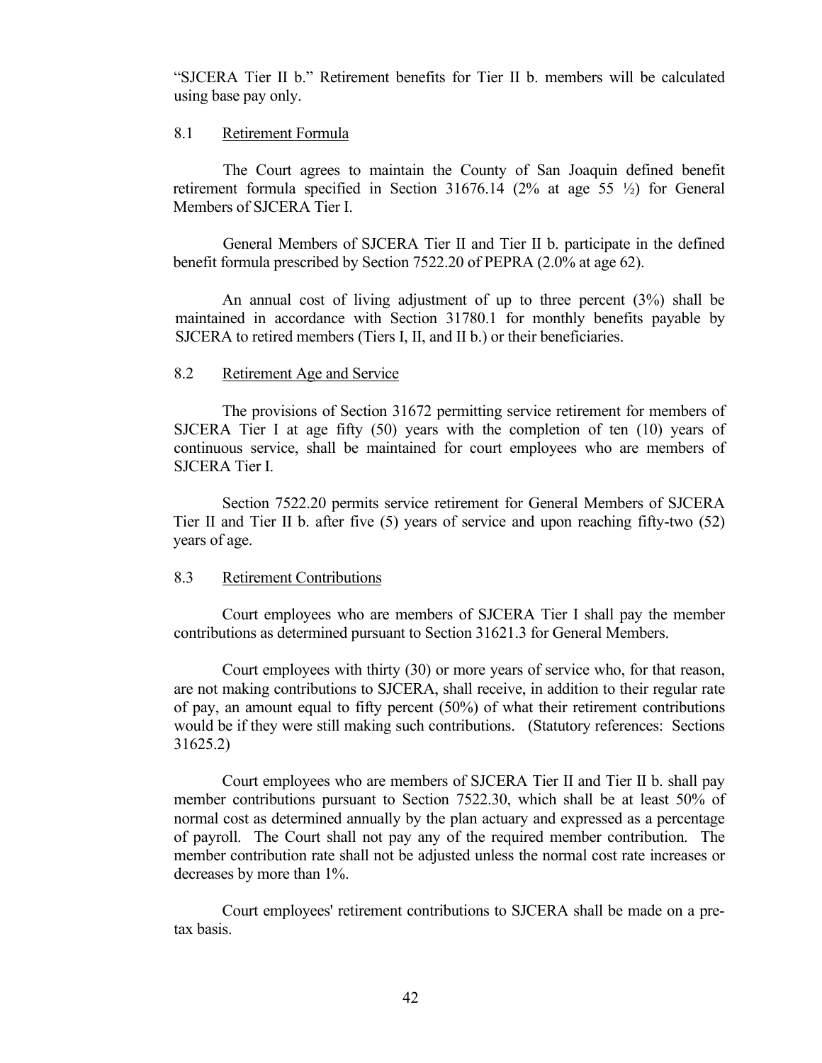"SJCERA Tier II b." Retirement benefits for Tier II b. members will be calculated using base pay only.

### 8.1 Retirement Formula

The Court agrees to maintain the County of San Joaquin defined benefit retirement formula specified in Section 31676.14 (2% at age 55 ½) for General Members of SJCERA Tier I.

General Members of SJCERA Tier II and Tier II b. participate in the defined benefit formula prescribed by Section 7522.20 of PEPRA (2.0% at age 62).

An annual cost of living adjustment of up to three percent (3%) shall be maintained in accordance with Section 31780.1 for monthly benefits payable by SJCERA to retired members (Tiers I, II, and II b.) or their beneficiaries.

### 8.2 Retirement Age and Service

The provisions of Section 31672 permitting service retirement for members of SJCERA Tier I at age fifty (50) years with the completion of ten (10) years of continuous service, shall be maintained for court employees who are members of SJCERA Tier I.

Section 7522.20 permits service retirement for General Members of SJCERA Tier II and Tier II b. after five (5) years of service and upon reaching fifty-two (52) years of age.

### 8.3 Retirement Contributions

Court employees who are members of SJCERA Tier I shall pay the member contributions as determined pursuant to Section 31621.3 for General Members.

Court employees with thirty (30) or more years of service who, for that reason, are not making contributions to SJCERA, shall receive, in addition to their regular rate of pay, an amount equal to fifty percent (50%) of what their retirement contributions would be if they were still making such contributions. (Statutory references: Sections 31625.2)

Court employees who are members of SJCERA Tier II and Tier II b. shall pay member contributions pursuant to Section 7522.30, which shall be at least 50% of normal cost as determined annually by the plan actuary and expressed as a percentage of payroll. The Court shall not pay any of the required member contribution. The member contribution rate shall not be adjusted unless the normal cost rate increases or decreases by more than 1%.

Court employees' retirement contributions to SJCERA shall be made on a pre-tax basis.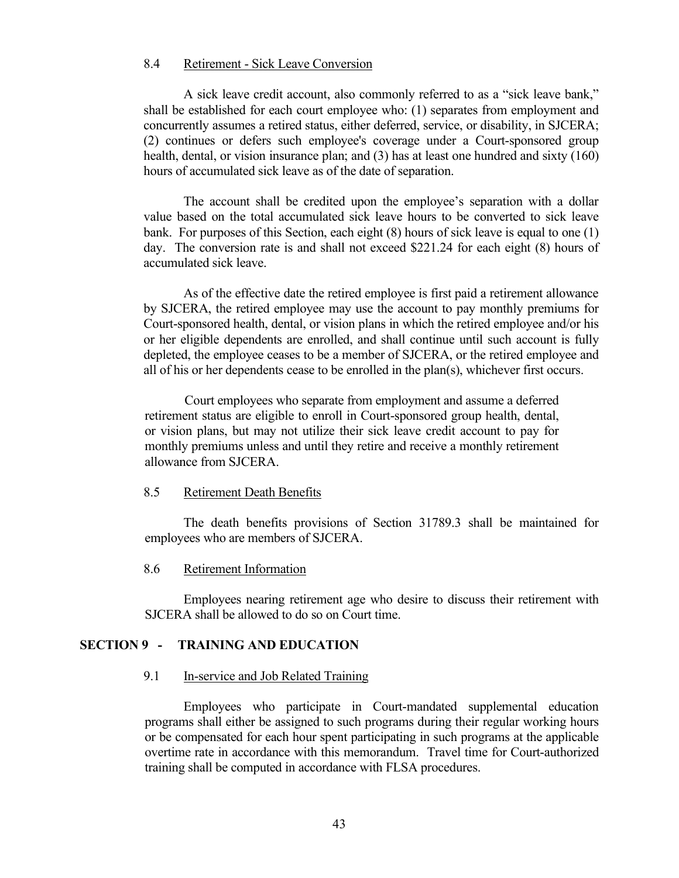### 8.4 Retirement - Sick Leave Conversion

A sick leave credit account, also commonly referred to as a "sick leave bank," shall be established for each court employee who: (1) separates from employment and concurrently assumes a retired status, either deferred, service, or disability, in SJCERA; (2) continues or defers such employee's coverage under a Court-sponsored group health, dental, or vision insurance plan; and (3) has at least one hundred and sixty (160) hours of accumulated sick leave as of the date of separation.

The account shall be credited upon the employee's separation with a dollar value based on the total accumulated sick leave hours to be converted to sick leave bank. For purposes of this Section, each eight (8) hours of sick leave is equal to one (1) day. The conversion rate is and shall not exceed $221.24 for each eight (8) hours of accumulated sick leave.

As of the effective date the retired employee is first paid a retirement allowance by SJCERA, the retired employee may use the account to pay monthly premiums for Court-sponsored health, dental, or vision plans in which the retired employee and/or his or her eligible dependents are enrolled, and shall continue until such account is fully depleted, the employee ceases to be a member of SJCERA, or the retired employee and all of his or her dependents cease to be enrolled in the plan(s), whichever first occurs.

Court employees who separate from employment and assume a deferred retirement status are eligible to enroll in Court-sponsored group health, dental, or vision plans, but may not utilize their sick leave credit account to pay for monthly premiums unless and until they retire and receive a monthly retirement allowance from SJCERA.

### 8.5 Retirement Death Benefits

The death benefits provisions of Section 31789.3 shall be maintained for employees who are members of SJCERA.

### 8.6 Retirement Information

Employees nearing retirement age who desire to discuss their retirement with SJCERA shall be allowed to do so on Court time.

## SECTION 9 - TRAINING AND EDUCATION

### 9.1 In-service and Job Related Training

Employees who participate in Court-mandated supplemental education programs shall either be assigned to such programs during their regular working hours or be compensated for each hour spent participating in such programs at the applicable overtime rate in accordance with this memorandum. Travel time for Court-authorized training shall be computed in accordance with FLSA procedures.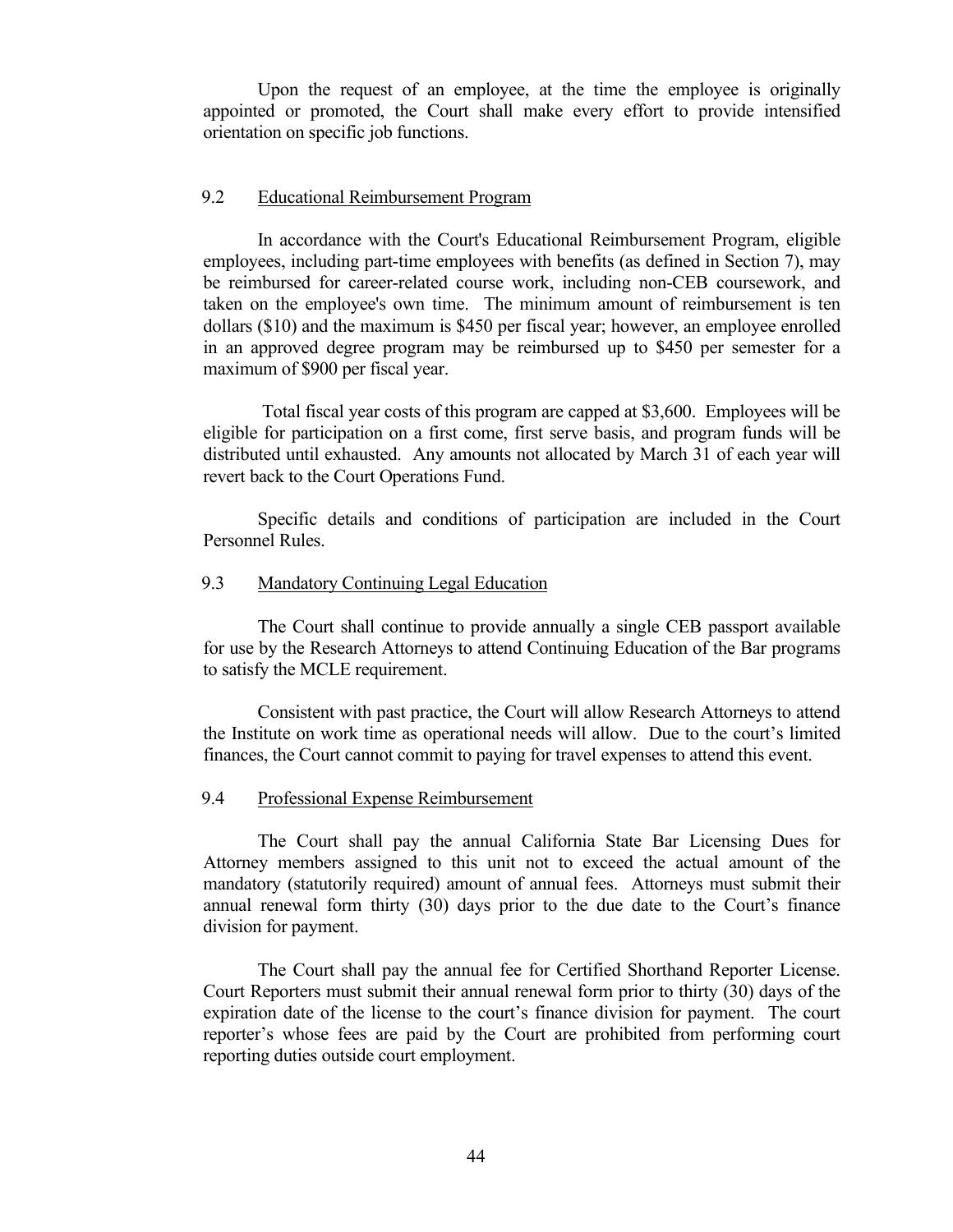Upon the request of an employee, at the time the employee is originally appointed or promoted, the Court shall make every effort to provide intensified orientation on specific job functions.

### 9.2 Educational Reimbursement Program

In accordance with the Court's Educational Reimbursement Program, eligible employees, including part-time employees with benefits (as defined in Section 7), may be reimbursed for career-related course work, including non-CEB coursework, and taken on the employee's own time. The minimum amount of reimbursement is ten dollars ($10) and the maximum is $450 per fiscal year; however, an employee enrolled in an approved degree program may be reimbursed up to $450 per semester for a maximum of $900 per fiscal year.

Total fiscal year costs of this program are capped at $3,600. Employees will be eligible for participation on a first come, first serve basis, and program funds will be distributed until exhausted. Any amounts not allocated by March 31 of each year will revert back to the Court Operations Fund.

Specific details and conditions of participation are included in the Court Personnel Rules.

### 9.3 Mandatory Continuing Legal Education

The Court shall continue to provide annually a single CEB passport available for use by the Research Attorneys to attend Continuing Education of the Bar programs to satisfy the MCLE requirement.

Consistent with past practice, the Court will allow Research Attorneys to attend the Institute on work time as operational needs will allow. Due to the court's limited finances, the Court cannot commit to paying for travel expenses to attend this event.

### 9.4 Professional Expense Reimbursement

The Court shall pay the annual California State Bar Licensing Dues for Attorney members assigned to this unit not to exceed the actual amount of the mandatory (statutorily required) amount of annual fees. Attorneys must submit their annual renewal form thirty (30) days prior to the due date to the Court's finance division for payment.

The Court shall pay the annual fee for Certified Shorthand Reporter License. Court Reporters must submit their annual renewal form prior to thirty (30) days of the expiration date of the license to the court's finance division for payment. The court reporter's whose fees are paid by the Court are prohibited from performing court reporting duties outside court employment.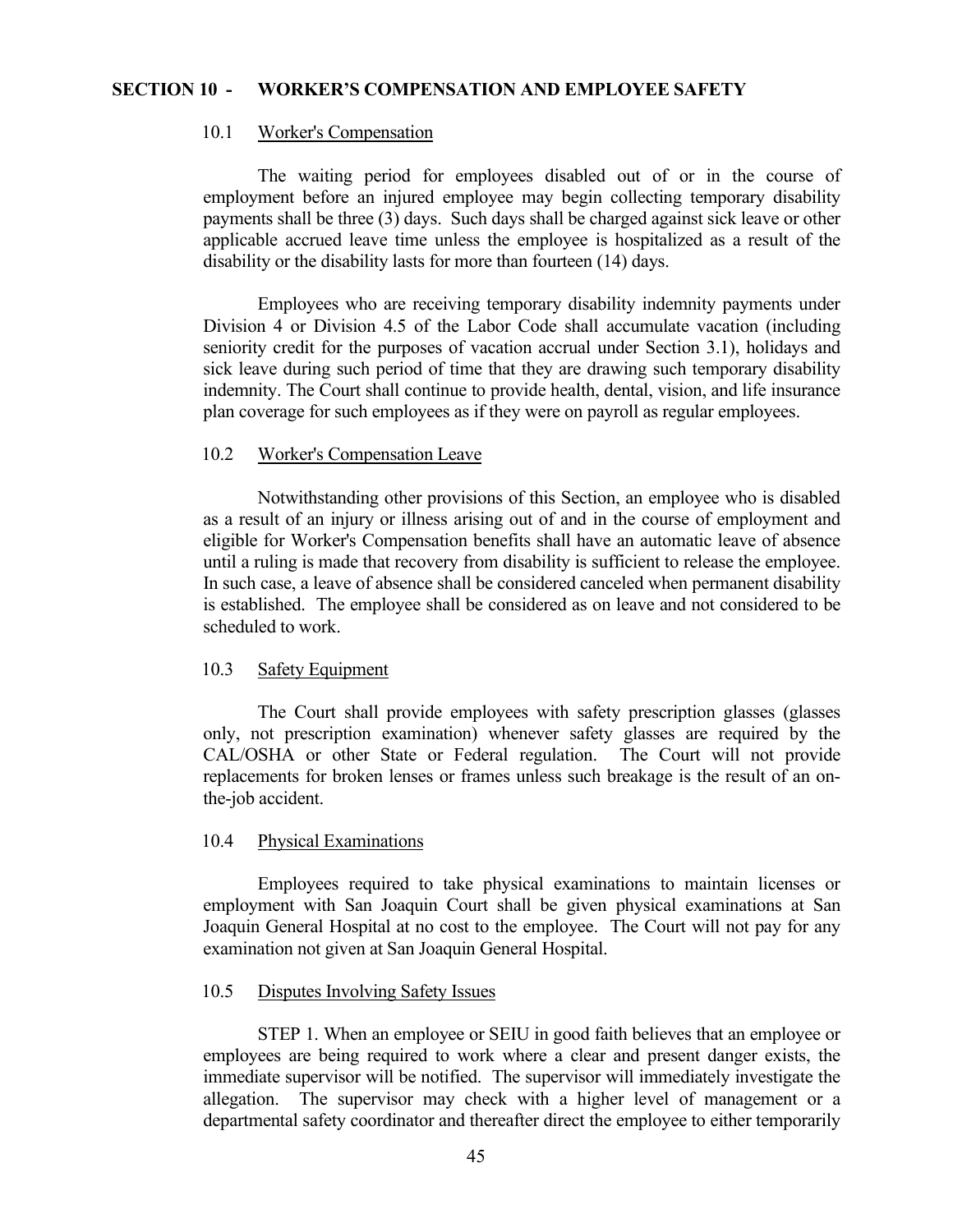## SECTION 10 - WORKER'S COMPENSATION AND EMPLOYEE SAFETY

### 10.1 Worker's Compensation

The waiting period for employees disabled out of or in the course of employment before an injured employee may begin collecting temporary disability payments shall be three (3) days. Such days shall be charged against sick leave or other applicable accrued leave time unless the employee is hospitalized as a result of the disability or the disability lasts for more than fourteen (14) days.

Employees who are receiving temporary disability indemnity payments under Division 4 or Division 4.5 of the Labor Code shall accumulate vacation (including seniority credit for the purposes of vacation accrual under Section 3.1), holidays and sick leave during such period of time that they are drawing such temporary disability indemnity. The Court shall continue to provide health, dental, vision, and life insurance plan coverage for such employees as if they were on payroll as regular employees.

### 10.2 Worker's Compensation Leave

Notwithstanding other provisions of this Section, an employee who is disabled as a result of an injury or illness arising out of and in the course of employment and eligible for Worker's Compensation benefits shall have an automatic leave of absence until a ruling is made that recovery from disability is sufficient to release the employee. In such case, a leave of absence shall be considered canceled when permanent disability is established. The employee shall be considered as on leave and not considered to be scheduled to work.

### 10.3 Safety Equipment

The Court shall provide employees with safety prescription glasses (glasses only, not prescription examination) whenever safety glasses are required by the CAL/OSHA or other State or Federal regulation. The Court will not provide replacements for broken lenses or frames unless such breakage is the result of an on-the-job accident.

### 10.4 Physical Examinations

Employees required to take physical examinations to maintain licenses or employment with San Joaquin Court shall be given physical examinations at San Joaquin General Hospital at no cost to the employee. The Court will not pay for any examination not given at San Joaquin General Hospital.

### 10.5 Disputes Involving Safety Issues

STEP 1. When an employee or SEIU in good faith believes that an employee or employees are being required to work where a clear and present danger exists, the immediate supervisor will be notified. The supervisor will immediately investigate the allegation. The supervisor may check with a higher level of management or a departmental safety coordinator and thereafter direct the employee to either temporarily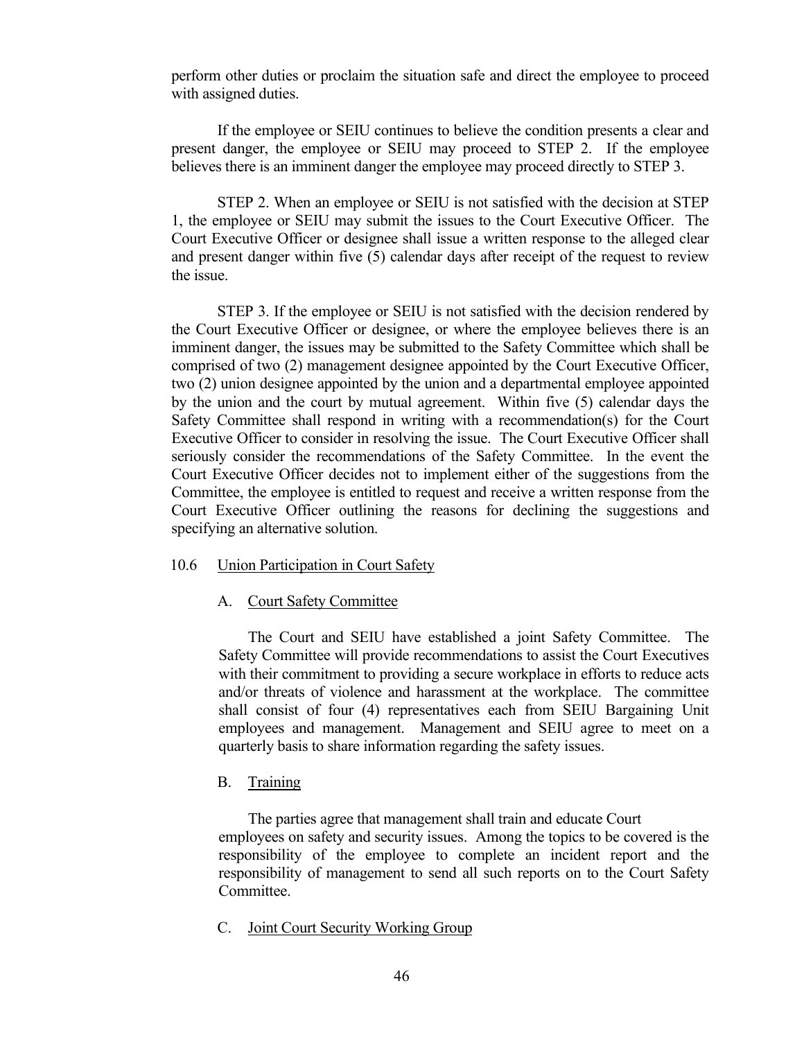perform other duties or proclaim the situation safe and direct the employee to proceed with assigned duties.

If the employee or SEIU continues to believe the condition presents a clear and present danger, the employee or SEIU may proceed to STEP 2. If the employee believes there is an imminent danger the employee may proceed directly to STEP 3.

STEP 2. When an employee or SEIU is not satisfied with the decision at STEP 1, the employee or SEIU may submit the issues to the Court Executive Officer. The Court Executive Officer or designee shall issue a written response to the alleged clear and present danger within five (5) calendar days after receipt of the request to review the issue.

STEP 3. If the employee or SEIU is not satisfied with the decision rendered by the Court Executive Officer or designee, or where the employee believes there is an imminent danger, the issues may be submitted to the Safety Committee which shall be comprised of two (2) management designee appointed by the Court Executive Officer, two (2) union designee appointed by the union and a departmental employee appointed by the union and the court by mutual agreement. Within five (5) calendar days the Safety Committee shall respond in writing with a recommendation(s) for the Court Executive Officer to consider in resolving the issue. The Court Executive Officer shall seriously consider the recommendations of the Safety Committee. In the event the Court Executive Officer decides not to implement either of the suggestions from the Committee, the employee is entitled to request and receive a written response from the Court Executive Officer outlining the reasons for declining the suggestions and specifying an alternative solution.

## 10.6 Union Participation in Court Safety

### A. Court Safety Committee

The Court and SEIU have established a joint Safety Committee. The Safety Committee will provide recommendations to assist the Court Executives with their commitment to providing a secure workplace in efforts to reduce acts and/or threats of violence and harassment at the workplace. The committee shall consist of four (4) representatives each from SEIU Bargaining Unit employees and management. Management and SEIU agree to meet on a quarterly basis to share information regarding the safety issues.

### B. Training

The parties agree that management shall train and educate Court employees on safety and security issues. Among the topics to be covered is the responsibility of the employee to complete an incident report and the responsibility of management to send all such reports on to the Court Safety Committee.

### C. Joint Court Security Working Group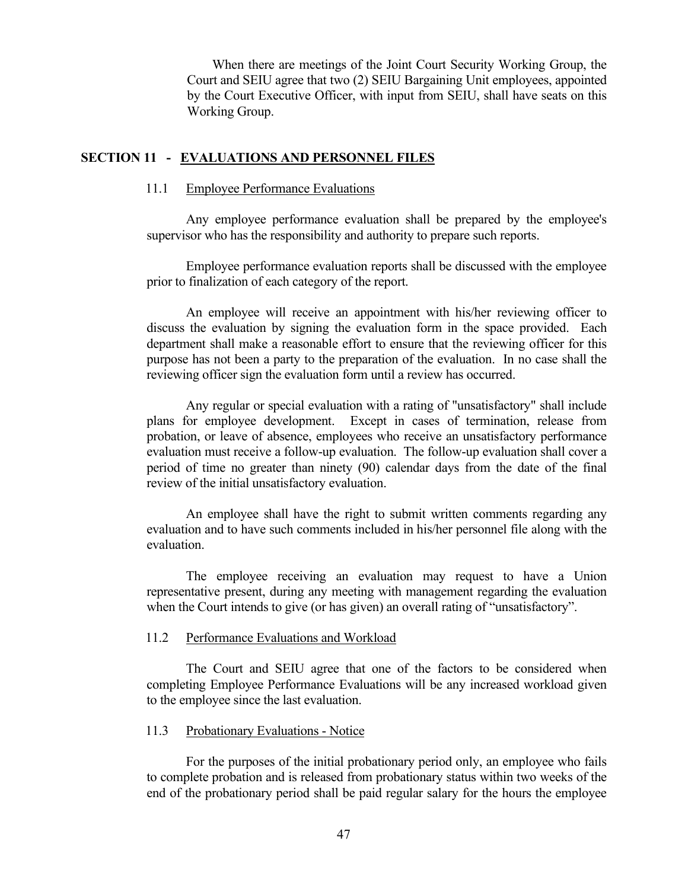When there are meetings of the Joint Court Security Working Group, the Court and SEIU agree that two (2) SEIU Bargaining Unit employees, appointed by the Court Executive Officer, with input from SEIU, shall have seats on this Working Group.

## SECTION 11 - EVALUATIONS AND PERSONNEL FILES

### 11.1 Employee Performance Evaluations

Any employee performance evaluation shall be prepared by the employee's supervisor who has the responsibility and authority to prepare such reports.

Employee performance evaluation reports shall be discussed with the employee prior to finalization of each category of the report.

An employee will receive an appointment with his/her reviewing officer to discuss the evaluation by signing the evaluation form in the space provided. Each department shall make a reasonable effort to ensure that the reviewing officer for this purpose has not been a party to the preparation of the evaluation. In no case shall the reviewing officer sign the evaluation form until a review has occurred.

Any regular or special evaluation with a rating of "unsatisfactory" shall include plans for employee development. Except in cases of termination, release from probation, or leave of absence, employees who receive an unsatisfactory performance evaluation must receive a follow-up evaluation. The follow-up evaluation shall cover a period of time no greater than ninety (90) calendar days from the date of the final review of the initial unsatisfactory evaluation.

An employee shall have the right to submit written comments regarding any evaluation and to have such comments included in his/her personnel file along with the evaluation.

The employee receiving an evaluation may request to have a Union representative present, during any meeting with management regarding the evaluation when the Court intends to give (or has given) an overall rating of "unsatisfactory".

### 11.2 Performance Evaluations and Workload

The Court and SEIU agree that one of the factors to be considered when completing Employee Performance Evaluations will be any increased workload given to the employee since the last evaluation.

### 11.3 Probationary Evaluations - Notice

For the purposes of the initial probationary period only, an employee who fails to complete probation and is released from probationary status within two weeks of the end of the probationary period shall be paid regular salary for the hours the employee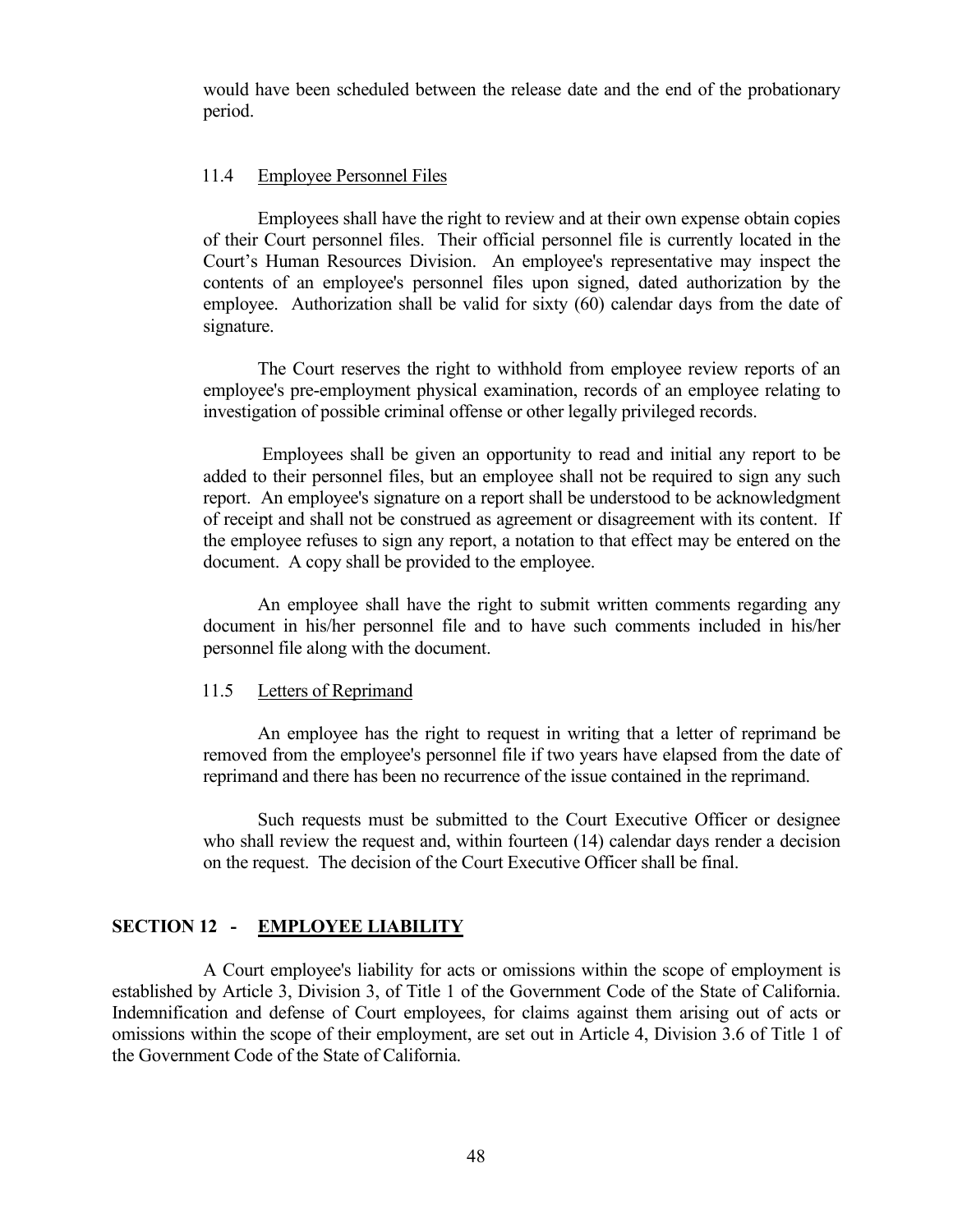would have been scheduled between the release date and the end of the probationary period.

### 11.4 Employee Personnel Files

Employees shall have the right to review and at their own expense obtain copies of their Court personnel files. Their official personnel file is currently located in the Court's Human Resources Division. An employee's representative may inspect the contents of an employee's personnel files upon signed, dated authorization by the employee. Authorization shall be valid for sixty (60) calendar days from the date of signature.

The Court reserves the right to withhold from employee review reports of an employee's pre-employment physical examination, records of an employee relating to investigation of possible criminal offense or other legally privileged records.

Employees shall be given an opportunity to read and initial any report to be added to their personnel files, but an employee shall not be required to sign any such report. An employee's signature on a report shall be understood to be acknowledgment of receipt and shall not be construed as agreement or disagreement with its content. If the employee refuses to sign any report, a notation to that effect may be entered on the document. A copy shall be provided to the employee.

An employee shall have the right to submit written comments regarding any document in his/her personnel file and to have such comments included in his/her personnel file along with the document.

### 11.5 Letters of Reprimand

An employee has the right to request in writing that a letter of reprimand be removed from the employee's personnel file if two years have elapsed from the date of reprimand and there has been no recurrence of the issue contained in the reprimand.

Such requests must be submitted to the Court Executive Officer or designee who shall review the request and, within fourteen (14) calendar days render a decision on the request. The decision of the Court Executive Officer shall be final.

## SECTION 12 - EMPLOYEE LIABILITY

A Court employee's liability for acts or omissions within the scope of employment is established by Article 3, Division 3, of Title 1 of the Government Code of the State of California. Indemnification and defense of Court employees, for claims against them arising out of acts or omissions within the scope of their employment, are set out in Article 4, Division 3.6 of Title 1 of the Government Code of the State of California.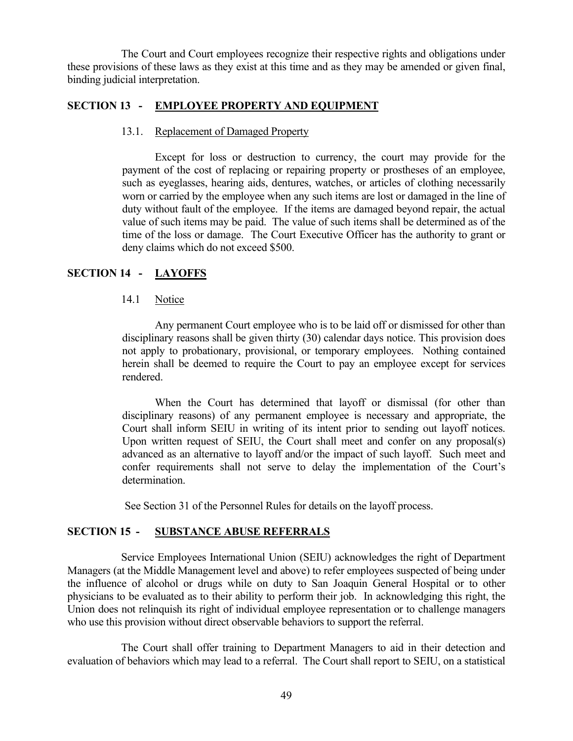The Court and Court employees recognize their respective rights and obligations under these provisions of these laws as they exist at this time and as they may be amended or given final, binding judicial interpretation.

## SECTION 13 - EMPLOYEE PROPERTY AND EQUIPMENT

### 13.1. Replacement of Damaged Property

Except for loss or destruction to currency, the court may provide for the payment of the cost of replacing or repairing property or prostheses of an employee, such as eyeglasses, hearing aids, dentures, watches, or articles of clothing necessarily worn or carried by the employee when any such items are lost or damaged in the line of duty without fault of the employee. If the items are damaged beyond repair, the actual value of such items may be paid. The value of such items shall be determined as of the time of the loss or damage. The Court Executive Officer has the authority to grant or deny claims which do not exceed $500.

## SECTION 14 - LAYOFFS

### 14.1 Notice

Any permanent Court employee who is to be laid off or dismissed for other than disciplinary reasons shall be given thirty (30) calendar days notice. This provision does not apply to probationary, provisional, or temporary employees. Nothing contained herein shall be deemed to require the Court to pay an employee except for services rendered.

When the Court has determined that layoff or dismissal (for other than disciplinary reasons) of any permanent employee is necessary and appropriate, the Court shall inform SEIU in writing of its intent prior to sending out layoff notices. Upon written request of SEIU, the Court shall meet and confer on any proposal(s) advanced as an alternative to layoff and/or the impact of such layoff. Such meet and confer requirements shall not serve to delay the implementation of the Court's determination.

See Section 31 of the Personnel Rules for details on the layoff process.

## SECTION 15 - SUBSTANCE ABUSE REFERRALS

Service Employees International Union (SEIU) acknowledges the right of Department Managers (at the Middle Management level and above) to refer employees suspected of being under the influence of alcohol or drugs while on duty to San Joaquin General Hospital or to other physicians to be evaluated as to their ability to perform their job. In acknowledging this right, the Union does not relinquish its right of individual employee representation or to challenge managers who use this provision without direct observable behaviors to support the referral.

The Court shall offer training to Department Managers to aid in their detection and evaluation of behaviors which may lead to a referral. The Court shall report to SEIU, on a statistical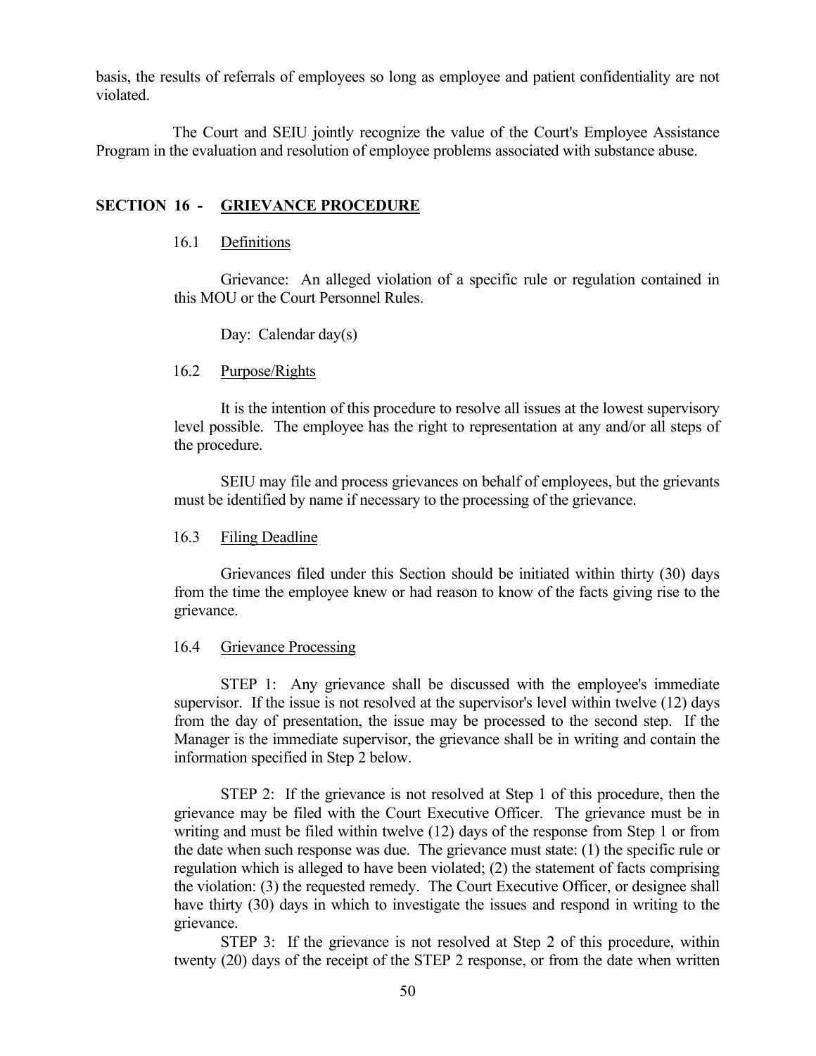basis, the results of referrals of employees so long as employee and patient confidentiality are not violated.

The Court and SEIU jointly recognize the value of the Court's Employee Assistance Program in the evaluation and resolution of employee problems associated with substance abuse.

## SECTION 16 - GRIEVANCE PROCEDURE

### 16.1 Definitions

Grievance: An alleged violation of a specific rule or regulation contained in this MOU or the Court Personnel Rules.

Day: Calendar day(s)

### 16.2 Purpose/Rights

It is the intention of this procedure to resolve all issues at the lowest supervisory level possible. The employee has the right to representation at any and/or all steps of the procedure.

SEIU may file and process grievances on behalf of employees, but the grievants must be identified by name if necessary to the processing of the grievance.

### 16.3 Filing Deadline

Grievances filed under this Section should be initiated within thirty (30) days from the time the employee knew or had reason to know of the facts giving rise to the grievance.

### 16.4 Grievance Processing

STEP 1: Any grievance shall be discussed with the employee's immediate supervisor. If the issue is not resolved at the supervisor's level within twelve (12) days from the day of presentation, the issue may be processed to the second step. If the Manager is the immediate supervisor, the grievance shall be in writing and contain the information specified in Step 2 below.

STEP 2: If the grievance is not resolved at Step 1 of this procedure, then the grievance may be filed with the Court Executive Officer. The grievance must be in writing and must be filed within twelve (12) days of the response from Step 1 or from the date when such response was due. The grievance must state: (1) the specific rule or regulation which is alleged to have been violated; (2) the statement of facts comprising the violation: (3) the requested remedy. The Court Executive Officer, or designee shall have thirty (30) days in which to investigate the issues and respond in writing to the grievance.

STEP 3: If the grievance is not resolved at Step 2 of this procedure, within twenty (20) days of the receipt of the STEP 2 response, or from the date when written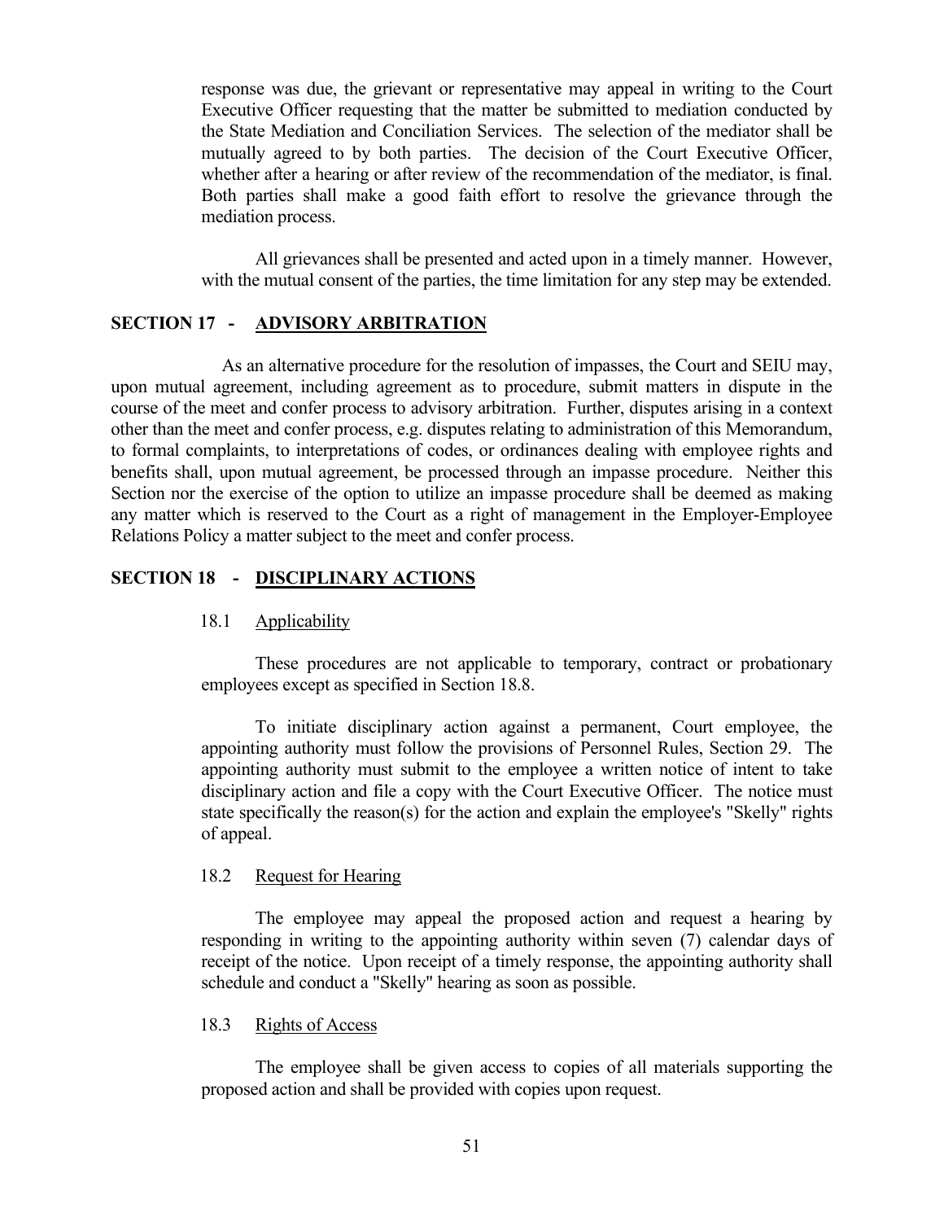response was due, the grievant or representative may appeal in writing to the Court Executive Officer requesting that the matter be submitted to mediation conducted by the State Mediation and Conciliation Services. The selection of the mediator shall be mutually agreed to by both parties. The decision of the Court Executive Officer, whether after a hearing or after review of the recommendation of the mediator, is final. Both parties shall make a good faith effort to resolve the grievance through the mediation process.

All grievances shall be presented and acted upon in a timely manner. However, with the mutual consent of the parties, the time limitation for any step may be extended.

## SECTION 17 - ADVISORY ARBITRATION

As an alternative procedure for the resolution of impasses, the Court and SEIU may, upon mutual agreement, including agreement as to procedure, submit matters in dispute in the course of the meet and confer process to advisory arbitration. Further, disputes arising in a context other than the meet and confer process, e.g. disputes relating to administration of this Memorandum, to formal complaints, to interpretations of codes, or ordinances dealing with employee rights and benefits shall, upon mutual agreement, be processed through an impasse procedure. Neither this Section nor the exercise of the option to utilize an impasse procedure shall be deemed as making any matter which is reserved to the Court as a right of management in the Employer-Employee Relations Policy a matter subject to the meet and confer process.

## SECTION 18 - DISCIPLINARY ACTIONS

### 18.1 Applicability

These procedures are not applicable to temporary, contract or probationary employees except as specified in Section 18.8.

To initiate disciplinary action against a permanent, Court employee, the appointing authority must follow the provisions of Personnel Rules, Section 29. The appointing authority must submit to the employee a written notice of intent to take disciplinary action and file a copy with the Court Executive Officer. The notice must state specifically the reason(s) for the action and explain the employee's "Skelly" rights of appeal.

### 18.2 Request for Hearing

The employee may appeal the proposed action and request a hearing by responding in writing to the appointing authority within seven (7) calendar days of receipt of the notice. Upon receipt of a timely response, the appointing authority shall schedule and conduct a "Skelly" hearing as soon as possible.

### 18.3 Rights of Access

The employee shall be given access to copies of all materials supporting the proposed action and shall be provided with copies upon request.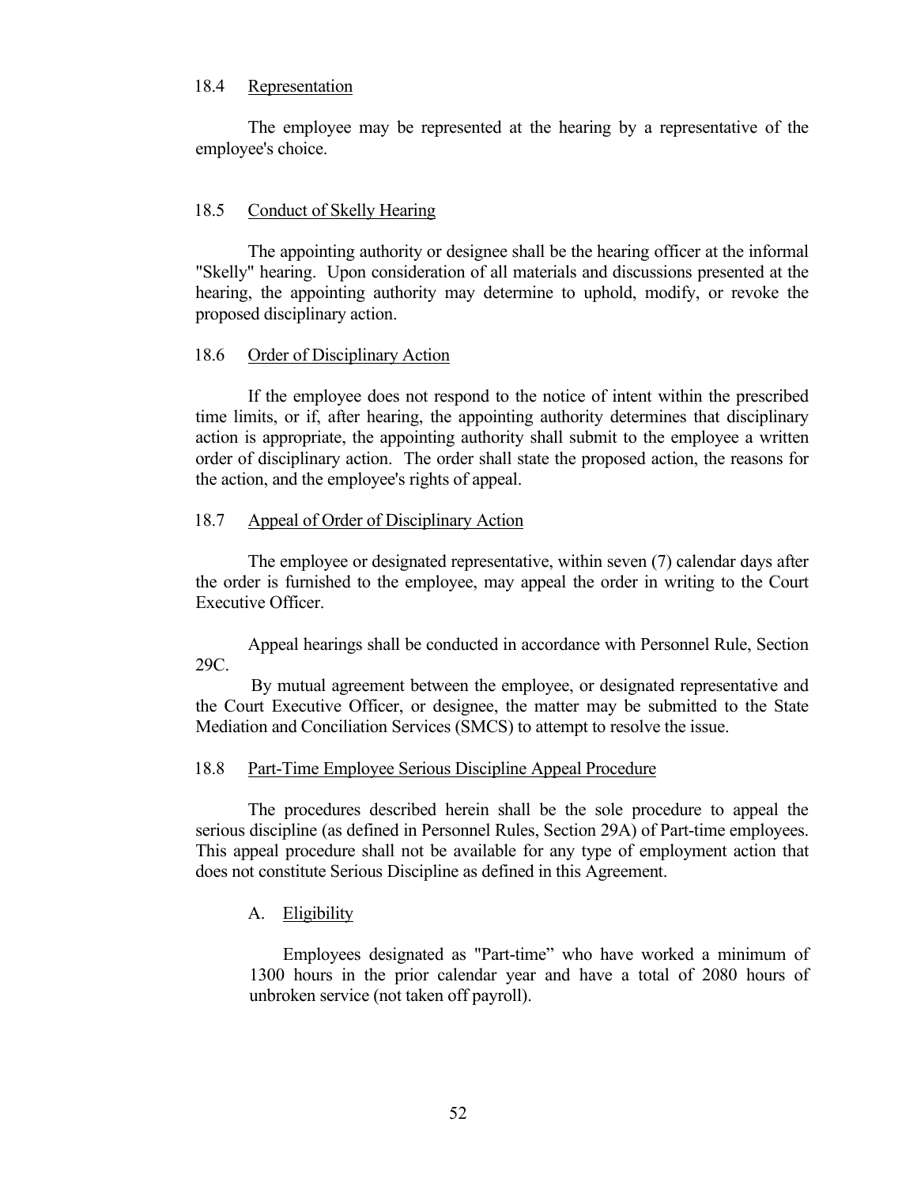### 18.4 Representation

The employee may be represented at the hearing by a representative of the employee's choice.

### 18.5 Conduct of Skelly Hearing

The appointing authority or designee shall be the hearing officer at the informal "Skelly" hearing. Upon consideration of all materials and discussions presented at the hearing, the appointing authority may determine to uphold, modify, or revoke the proposed disciplinary action.

### 18.6 Order of Disciplinary Action

If the employee does not respond to the notice of intent within the prescribed time limits, or if, after hearing, the appointing authority determines that disciplinary action is appropriate, the appointing authority shall submit to the employee a written order of disciplinary action. The order shall state the proposed action, the reasons for the action, and the employee's rights of appeal.

### 18.7 Appeal of Order of Disciplinary Action

The employee or designated representative, within seven (7) calendar days after the order is furnished to the employee, may appeal the order in writing to the Court Executive Officer.

Appeal hearings shall be conducted in accordance with Personnel Rule, Section 29C.

By mutual agreement between the employee, or designated representative and the Court Executive Officer, or designee, the matter may be submitted to the State Mediation and Conciliation Services (SMCS) to attempt to resolve the issue.

### 18.8 Part-Time Employee Serious Discipline Appeal Procedure

The procedures described herein shall be the sole procedure to appeal the serious discipline (as defined in Personnel Rules, Section 29A) of Part-time employees. This appeal procedure shall not be available for any type of employment action that does not constitute Serious Discipline as defined in this Agreement.

A. Eligibility

Employees designated as "Part-time" who have worked a minimum of 1300 hours in the prior calendar year and have a total of 2080 hours of unbroken service (not taken off payroll).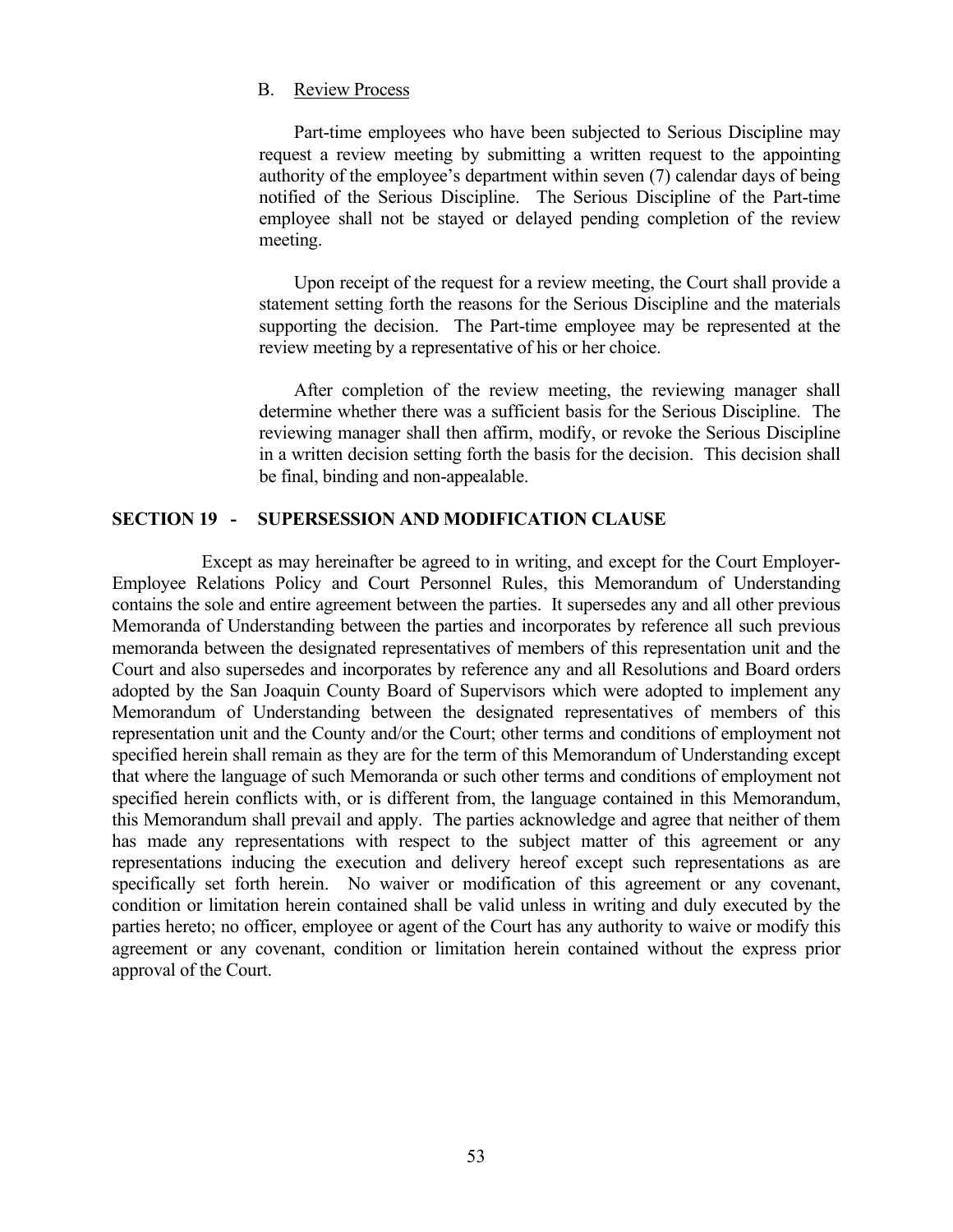B. Review Process

Part-time employees who have been subjected to Serious Discipline may request a review meeting by submitting a written request to the appointing authority of the employee's department within seven (7) calendar days of being notified of the Serious Discipline. The Serious Discipline of the Part-time employee shall not be stayed or delayed pending completion of the review meeting.

Upon receipt of the request for a review meeting, the Court shall provide a statement setting forth the reasons for the Serious Discipline and the materials supporting the decision. The Part-time employee may be represented at the review meeting by a representative of his or her choice.

After completion of the review meeting, the reviewing manager shall determine whether there was a sufficient basis for the Serious Discipline. The reviewing manager shall then affirm, modify, or revoke the Serious Discipline in a written decision setting forth the basis for the decision. This decision shall be final, binding and non-appealable.

## SECTION 19 - SUPERSESSION AND MODIFICATION CLAUSE

Except as may hereinafter be agreed to in writing, and except for the Court Employer-Employee Relations Policy and Court Personnel Rules, this Memorandum of Understanding contains the sole and entire agreement between the parties. It supersedes any and all other previous Memoranda of Understanding between the parties and incorporates by reference all such previous memoranda between the designated representatives of members of this representation unit and the Court and also supersedes and incorporates by reference any and all Resolutions and Board orders adopted by the San Joaquin County Board of Supervisors which were adopted to implement any Memorandum of Understanding between the designated representatives of members of this representation unit and the County and/or the Court; other terms and conditions of employment not specified herein shall remain as they are for the term of this Memorandum of Understanding except that where the language of such Memoranda or such other terms and conditions of employment not specified herein conflicts with, or is different from, the language contained in this Memorandum, this Memorandum shall prevail and apply. The parties acknowledge and agree that neither of them has made any representations with respect to the subject matter of this agreement or any representations inducing the execution and delivery hereof except such representations as are specifically set forth herein. No waiver or modification of this agreement or any covenant, condition or limitation herein contained shall be valid unless in writing and duly executed by the parties hereto; no officer, employee or agent of the Court has any authority to waive or modify this agreement or any covenant, condition or limitation herein contained without the express prior approval of the Court.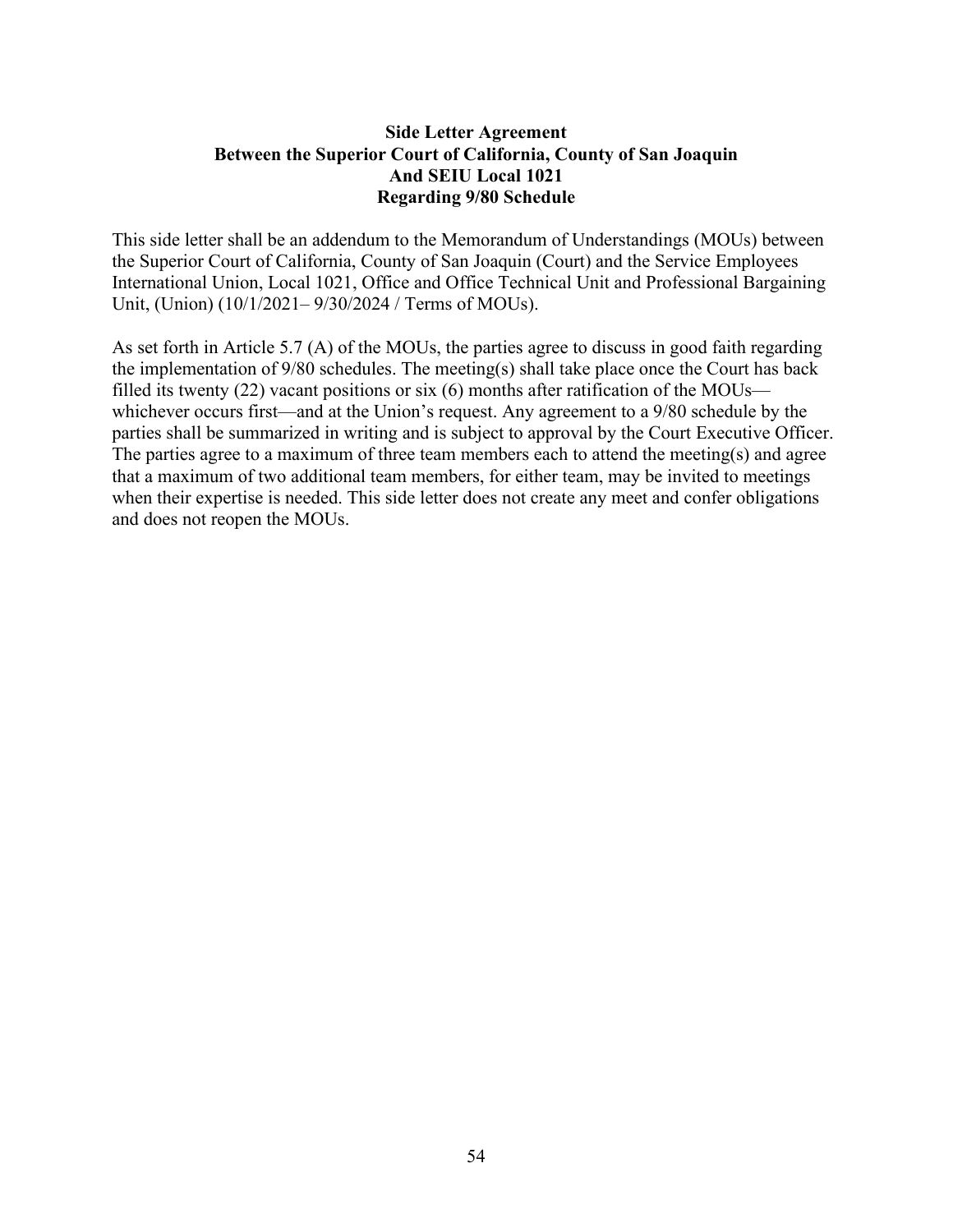**Side Letter Agreement**
**Between the Superior Court of California, County of San Joaquin**
**And SEIU Local 1021**
**Regarding 9/80 Schedule**

This side letter shall be an addendum to the Memorandum of Understandings (MOUs) between the Superior Court of California, County of San Joaquin (Court) and the Service Employees International Union, Local 1021, Office and Office Technical Unit and Professional Bargaining Unit, (Union) (10/1/2021– 9/30/2024 / Terms of MOUs).

As set forth in Article 5.7 (A) of the MOUs, the parties agree to discuss in good faith regarding the implementation of 9/80 schedules. The meeting(s) shall take place once the Court has back filled its twenty (22) vacant positions or six (6) months after ratification of the MOUs—whichever occurs first—and at the Union's request. Any agreement to a 9/80 schedule by the parties shall be summarized in writing and is subject to approval by the Court Executive Officer. The parties agree to a maximum of three team members each to attend the meeting(s) and agree that a maximum of two additional team members, for either team, may be invited to meetings when their expertise is needed. This side letter does not create any meet and confer obligations and does not reopen the MOUs.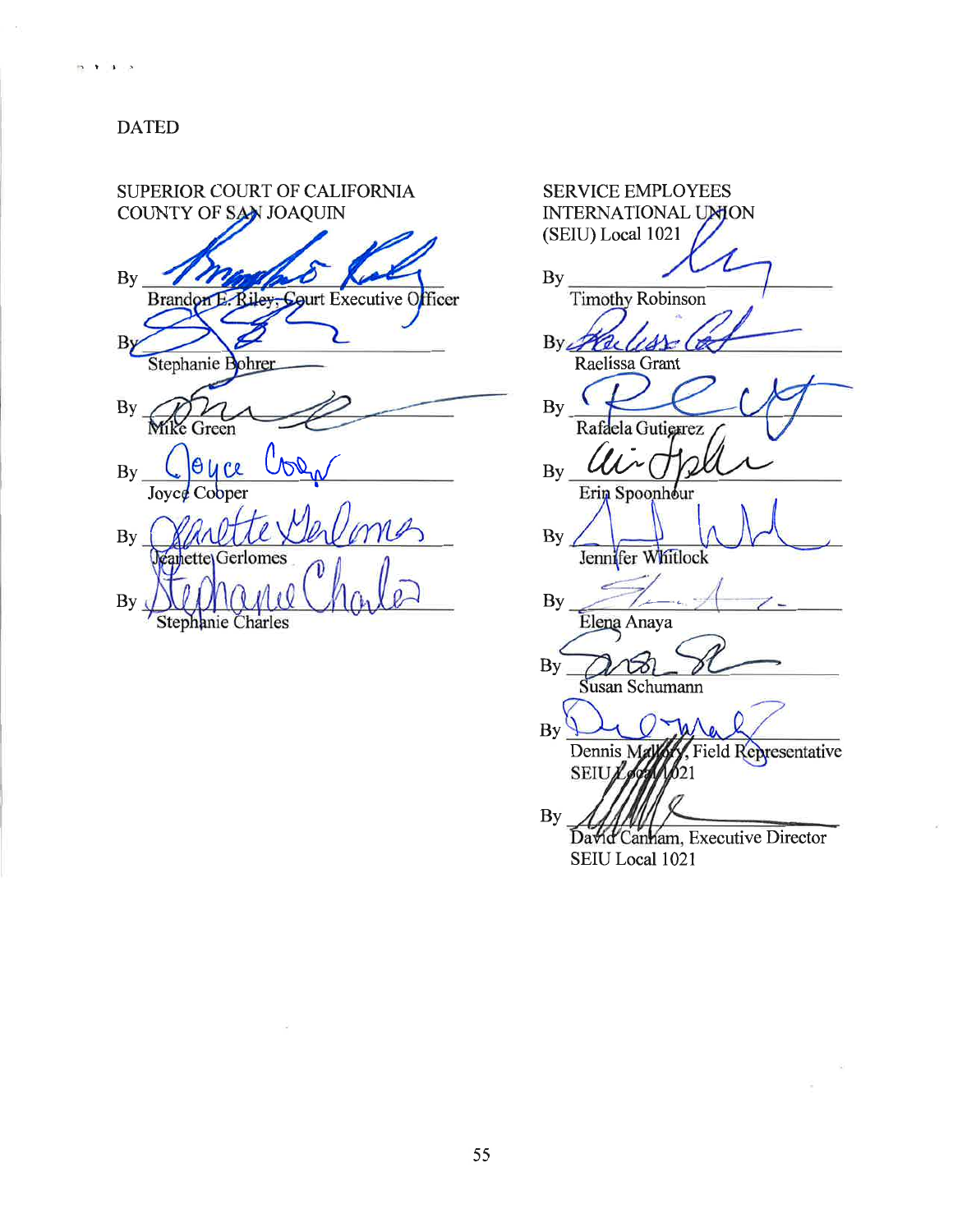DATED

SUPERIOR COURT OF CALIFORNIA
COUNTY OF SAN JOAQUIN

By ______________________
Brandon E. Riley, Court Executive Officer

By ______________________
Stephanie Bohrer

By ______________________
Mike Green

By ______________________
Joyce Cooper

By ______________________
Jeanette Gerlomes

By ______________________
Stephanie Charles

SERVICE EMPLOYEES
INTERNATIONAL UNION
(SEIU) Local 1021

By ______________________
Timothy Robinson

By ______________________
Raelissa Grant

By ______________________
Rafaela Gutierrez

By ______________________
Erin Spoonhour

By ______________________
Jennifer Whitlock

By ______________________
Elena Anaya

By ______________________
Susan Schumann

By ______________________
Dennis Mallory, Field Representative
SEIU Local 1021

By ______________________
David Canham, Executive Director
SEIU Local 1021